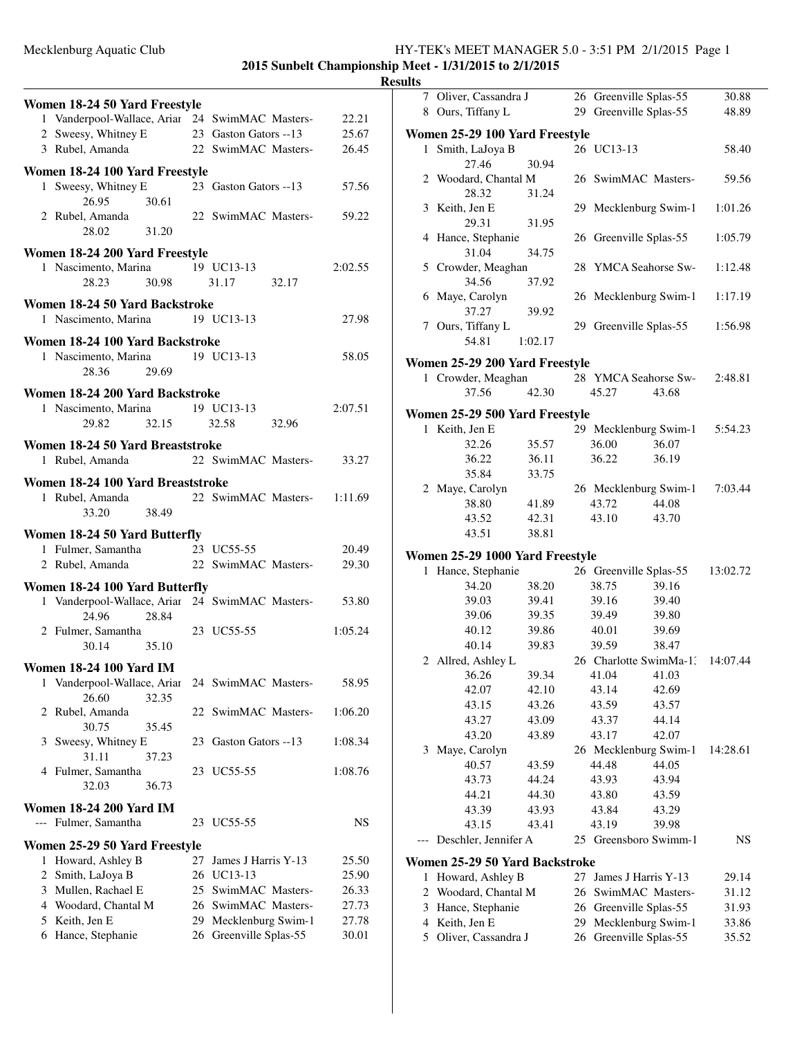**2015 Sunbelt Championship Meet - 1/31/2015 to 2/1/2015**

**Results**

### Women 18-24 50 Yard Freestyle

| Place | Name | Age | Team | Time |
|---|---|---|---|---|
| 1 | Vanderpool-Wallace, Ariar | 24 | SwimMAC Masters- | 22.21 |
| 2 | Sweesy, Whitney E | 23 | Gaston Gators --13 | 25.67 |
| 3 | Rubel, Amanda | 22 | SwimMAC Masters- | 26.45 |

### Women 18-24 100 Yard Freestyle

| Place | Name | Age | Team | Time |
|---|---|---|---|---|
| 1 | Sweesy, Whitney E | 23 | Gaston Gators --13 | 57.56 |
| | 26.95 30.61 | | | |
| 2 | Rubel, Amanda | 22 | SwimMAC Masters- | 59.22 |
| | 28.02 31.20 | | | |

### Women 18-24 200 Yard Freestyle

| Place | Name | Age | Team | Time |
|---|---|---|---|---|
| 1 | Nascimento, Marina | 19 | UC13-13 | 2:02.55 |
| | 28.23 30.98 31.17 32.17 | | | |

### Women 18-24 50 Yard Backstroke

| Place | Name | Age | Team | Time |
|---|---|---|---|---|
| 1 | Nascimento, Marina | 19 | UC13-13 | 27.98 |

### Women 18-24 100 Yard Backstroke

| Place | Name | Age | Team | Time |
|---|---|---|---|---|
| 1 | Nascimento, Marina | 19 | UC13-13 | 58.05 |
| | 28.36 29.69 | | | |

### Women 18-24 200 Yard Backstroke

| Place | Name | Age | Team | Time |
|---|---|---|---|---|
| 1 | Nascimento, Marina | 19 | UC13-13 | 2:07.51 |
| | 29.82 32.15 32.58 32.96 | | | |

### Women 18-24 50 Yard Breaststroke

| Place | Name | Age | Team | Time |
|---|---|---|---|---|
| 1 | Rubel, Amanda | 22 | SwimMAC Masters- | 33.27 |

### Women 18-24 100 Yard Breaststroke

| Place | Name | Age | Team | Time |
|---|---|---|---|---|
| 1 | Rubel, Amanda | 22 | SwimMAC Masters- | 1:11.69 |
| | 33.20 38.49 | | | |

### Women 18-24 50 Yard Butterfly

| Place | Name | Age | Team | Time |
|---|---|---|---|---|
| 1 | Fulmer, Samantha | 23 | UC55-55 | 20.49 |
| 2 | Rubel, Amanda | 22 | SwimMAC Masters- | 29.30 |

### Women 18-24 100 Yard Butterfly

| Place | Name | Age | Team | Time |
|---|---|---|---|---|
| 1 | Vanderpool-Wallace, Ariar | 24 | SwimMAC Masters- | 53.80 |
| | 24.96 28.84 | | | |
| 2 | Fulmer, Samantha | 23 | UC55-55 | 1:05.24 |
| | 30.14 35.10 | | | |

### Women 18-24 100 Yard IM

| Place | Name | Age | Team | Time |
|---|---|---|---|---|
| 1 | Vanderpool-Wallace, Ariar | 24 | SwimMAC Masters- | 58.95 |
| | 26.60 32.35 | | | |
| 2 | Rubel, Amanda | 22 | SwimMAC Masters- | 1:06.20 |
| | 30.75 35.45 | | | |
| 3 | Sweesy, Whitney E | 23 | Gaston Gators --13 | 1:08.34 |
| | 31.11 37.23 | | | |
| 4 | Fulmer, Samantha | 23 | UC55-55 | 1:08.76 |
| | 32.03 36.73 | | | |

### Women 18-24 200 Yard IM

| Place | Name | Age | Team | Time |
|---|---|---|---|---|
| --- | Fulmer, Samantha | 23 | UC55-55 | NS |

### Women 25-29 50 Yard Freestyle

| Place | Name | Age | Team | Time |
|---|---|---|---|---|
| 1 | Howard, Ashley B | 27 | James J Harris Y-13 | 25.50 |
| 2 | Smith, LaJoya B | 26 | UC13-13 | 25.90 |
| 3 | Mullen, Rachael E | 25 | SwimMAC Masters- | 26.33 |
| 4 | Woodard, Chantal M | 26 | SwimMAC Masters- | 27.73 |
| 5 | Keith, Jen E | 29 | Mecklenburg Swim-1 | 27.78 |
| 6 | Hance, Stephanie | 26 | Greenville Splas-55 | 30.01 |
| 7 | Oliver, Cassandra J | 26 | Greenville Splas-55 | 30.88 |
| 8 | Ours, Tiffany L | 29 | Greenville Splas-55 | 48.89 |

### Women 25-29 100 Yard Freestyle

| Place | Name | Age | Team | Time |
|---|---|---|---|---|
| 1 | Smith, LaJoya B | 26 | UC13-13 | 58.40 |
| | 27.46 30.94 | | | |
| 2 | Woodard, Chantal M | 26 | SwimMAC Masters- | 59.56 |
| | 28.32 31.24 | | | |
| 3 | Keith, Jen E | 29 | Mecklenburg Swim-1 | 1:01.26 |
| | 29.31 31.95 | | | |
| 4 | Hance, Stephanie | 26 | Greenville Splas-55 | 1:05.79 |
| | 31.04 34.75 | | | |
| 5 | Crowder, Meaghan | 28 | YMCA Seahorse Sw- | 1:12.48 |
| | 34.56 37.92 | | | |
| 6 | Maye, Carolyn | 26 | Mecklenburg Swim-1 | 1:17.19 |
| | 37.27 39.92 | | | |
| 7 | Ours, Tiffany L | 29 | Greenville Splas-55 | 1:56.98 |
| | 54.81 1:02.17 | | | |

### Women 25-29 200 Yard Freestyle

| Place | Name | Age | Team | Time |
|---|---|---|---|---|
| 1 | Crowder, Meaghan | 28 | YMCA Seahorse Sw- | 2:48.81 |
| | 37.56 42.30 45.27 43.68 | | | |

### Women 25-29 500 Yard Freestyle

| Place | Name | Age | Team | Time |
|---|---|---|---|---|
| 1 | Keith, Jen E | 29 | Mecklenburg Swim-1 | 5:54.23 |
| | 32.26 35.57 36.00 36.07 | | | |
| | 36.22 36.11 36.22 36.19 | | | |
| | 35.84 33.75 | | | |
| 2 | Maye, Carolyn | 26 | Mecklenburg Swim-1 | 7:03.44 |
| | 38.80 41.89 43.72 44.08 | | | |
| | 43.52 42.31 43.10 43.70 | | | |
| | 43.51 38.81 | | | |

### Women 25-29 1000 Yard Freestyle

| Place | Name | Age | Team | Time |
|---|---|---|---|---|
| 1 | Hance, Stephanie | 26 | Greenville Splas-55 | 13:02.72 |
| | 34.20 38.20 38.75 39.16 | | | |
| | 39.03 39.41 39.16 39.40 | | | |
| | 39.06 39.35 39.49 39.80 | | | |
| | 40.12 39.86 40.01 39.69 | | | |
| | 40.14 39.83 39.59 38.47 | | | |
| 2 | Allred, Ashley L | 26 | Charlotte SwimMa-1: | 14:07.44 |
| | 36.26 39.34 41.04 41.03 | | | |
| | 42.07 42.10 43.14 42.69 | | | |
| | 43.15 43.26 43.59 43.57 | | | |
| | 43.27 43.09 43.37 44.14 | | | |
| | 43.20 43.89 43.17 42.07 | | | |
| 3 | Maye, Carolyn | 26 | Mecklenburg Swim-1 | 14:28.61 |
| | 40.57 43.59 44.48 44.05 | | | |
| | 43.73 44.24 43.93 43.94 | | | |
| | 44.21 44.30 43.80 43.59 | | | |
| | 43.39 43.93 43.84 43.29 | | | |
| | 43.15 43.41 43.19 39.98 | | | |
| --- | Deschler, Jennifer A | 25 | Greensboro Swimm-1 | NS |

### Women 25-29 50 Yard Backstroke

| Place | Name | Age | Team | Time |
|---|---|---|---|---|
| 1 | Howard, Ashley B | 27 | James J Harris Y-13 | 29.14 |
| 2 | Woodard, Chantal M | 26 | SwimMAC Masters- | 31.12 |
| 3 | Hance, Stephanie | 26 | Greenville Splas-55 | 31.93 |
| 4 | Keith, Jen E | 29 | Mecklenburg Swim-1 | 33.86 |
| 5 | Oliver, Cassandra J | 26 | Greenville Splas-55 | 35.52 |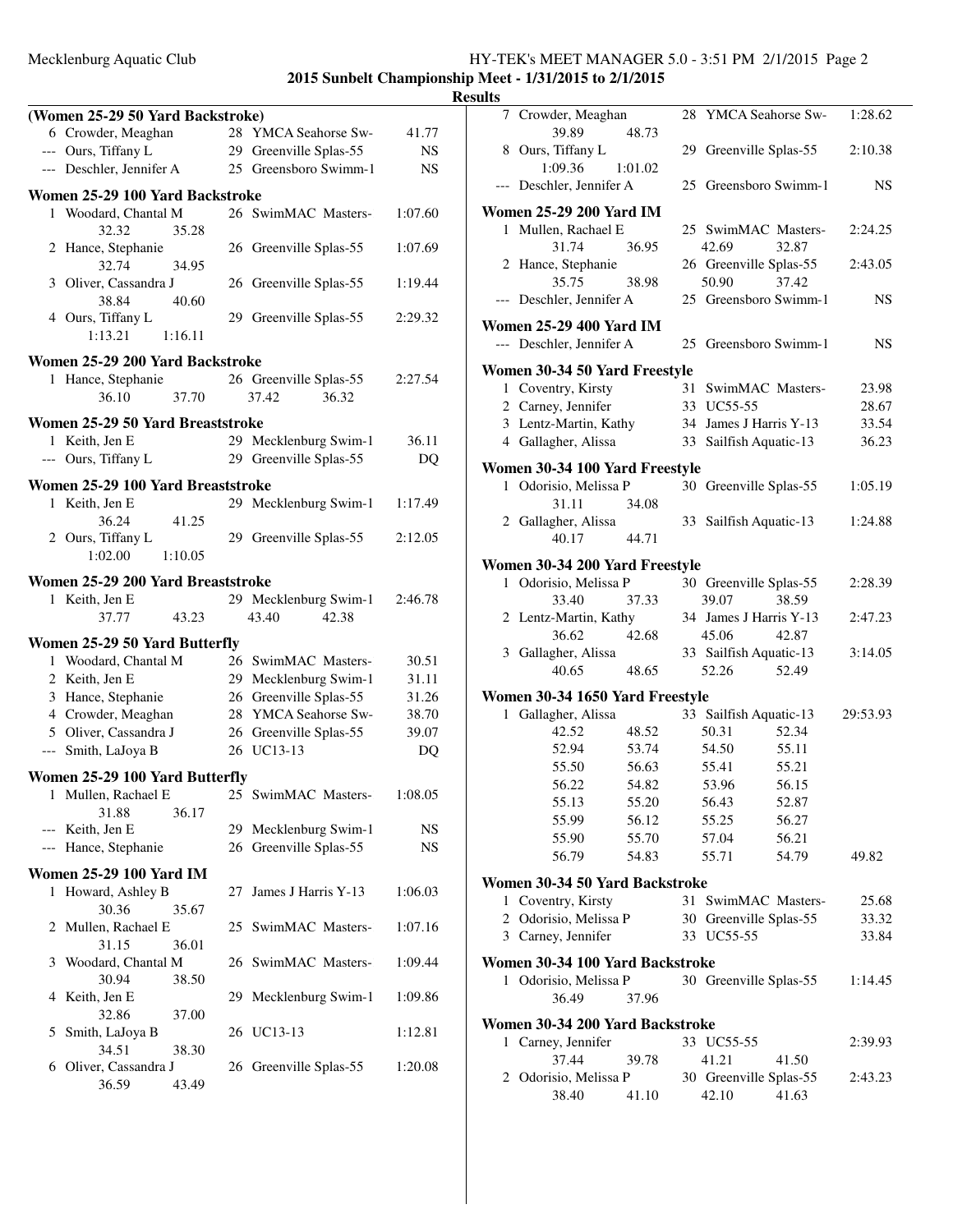**2015 Sunbelt Championship Meet - 1/31/2015 to 2/1/2015**

**Results**

### (Women 25-29 50 Yard Backstroke)

| Place | Name | Age | Team | Time |
|---|---|---|---|---|
| 6 | Crowder, Meaghan | 28 | YMCA Seahorse Sw- | 41.77 |
| --- | Ours, Tiffany L | 29 | Greenville Splas-55 | NS |
| --- | Deschler, Jennifer A | 25 | Greensboro Swimm-1 | NS |

### Women 25-29 100 Yard Backstroke

| Place | Name | Age | Team | Time |
|---|---|---|---|---|
| 1 | Woodard, Chantal M | 26 | SwimMAC Masters- | 1:07.60 |
| | 32.32 35.28 | | | |
| 2 | Hance, Stephanie | 26 | Greenville Splas-55 | 1:07.69 |
| | 32.74 34.95 | | | |
| 3 | Oliver, Cassandra J | 26 | Greenville Splas-55 | 1:19.44 |
| | 38.84 40.60 | | | |
| 4 | Ours, Tiffany L | 29 | Greenville Splas-55 | 2:29.32 |
| | 1:13.21 1:16.11 | | | |

### Women 25-29 200 Yard Backstroke

| Place | Name | Age | Team | Time |
|---|---|---|---|---|
| 1 | Hance, Stephanie | 26 | Greenville Splas-55 | 2:27.54 |
| | 36.10 37.70 37.42 36.32 | | | |

### Women 25-29 50 Yard Breaststroke

| Place | Name | Age | Team | Time |
|---|---|---|---|---|
| 1 | Keith, Jen E | 29 | Mecklenburg Swim-1 | 36.11 |
| --- | Ours, Tiffany L | 29 | Greenville Splas-55 | DQ |

### Women 25-29 100 Yard Breaststroke

| Place | Name | Age | Team | Time |
|---|---|---|---|---|
| 1 | Keith, Jen E | 29 | Mecklenburg Swim-1 | 1:17.49 |
| | 36.24 41.25 | | | |
| 2 | Ours, Tiffany L | 29 | Greenville Splas-55 | 2:12.05 |
| | 1:02.00 1:10.05 | | | |

### Women 25-29 200 Yard Breaststroke

| Place | Name | Age | Team | Time |
|---|---|---|---|---|
| 1 | Keith, Jen E | 29 | Mecklenburg Swim-1 | 2:46.78 |
| | 37.77 43.23 43.40 42.38 | | | |

### Women 25-29 50 Yard Butterfly

| Place | Name | Age | Team | Time |
|---|---|---|---|---|
| 1 | Woodard, Chantal M | 26 | SwimMAC Masters- | 30.51 |
| 2 | Keith, Jen E | 29 | Mecklenburg Swim-1 | 31.11 |
| 3 | Hance, Stephanie | 26 | Greenville Splas-55 | 31.26 |
| 4 | Crowder, Meaghan | 28 | YMCA Seahorse Sw- | 38.70 |
| 5 | Oliver, Cassandra J | 26 | Greenville Splas-55 | 39.07 |
| --- | Smith, LaJoya B | 26 | UC13-13 | DQ |

### Women 25-29 100 Yard Butterfly

| Place | Name | Age | Team | Time |
|---|---|---|---|---|
| 1 | Mullen, Rachael E | 25 | SwimMAC Masters- | 1:08.05 |
| | 31.88 36.17 | | | |
| --- | Keith, Jen E | 29 | Mecklenburg Swim-1 | NS |
| --- | Hance, Stephanie | 26 | Greenville Splas-55 | NS |

### Women 25-29 100 Yard IM

| Place | Name | Age | Team | Time |
|---|---|---|---|---|
| 1 | Howard, Ashley B | 27 | James J Harris Y-13 | 1:06.03 |
| | 30.36 35.67 | | | |
| 2 | Mullen, Rachael E | 25 | SwimMAC Masters- | 1:07.16 |
| | 31.15 36.01 | | | |
| 3 | Woodard, Chantal M | 26 | SwimMAC Masters- | 1:09.44 |
| | 30.94 38.50 | | | |
| 4 | Keith, Jen E | 29 | Mecklenburg Swim-1 | 1:09.86 |
| | 32.86 37.00 | | | |
| 5 | Smith, LaJoya B | 26 | UC13-13 | 1:12.81 |
| | 34.51 38.30 | | | |
| 6 | Oliver, Cassandra J | 26 | Greenville Splas-55 | 1:20.08 |
| | 36.59 43.49 | | | |

### (Women 25-29 100 Yard IM, continued)

| Place | Name | Age | Team | Time |
|---|---|---|---|---|
| 7 | Crowder, Meaghan | 28 | YMCA Seahorse Sw- | 1:28.62 |
| | 39.89 48.73 | | | |
| 8 | Ours, Tiffany L | 29 | Greenville Splas-55 | 2:10.38 |
| | 1:09.36 1:01.02 | | | |
| --- | Deschler, Jennifer A | 25 | Greensboro Swimm-1 | NS |

### Women 25-29 200 Yard IM

| Place | Name | Age | Team | Time |
|---|---|---|---|---|
| 1 | Mullen, Rachael E | 25 | SwimMAC Masters- | 2:24.25 |
| | 31.74 36.95 42.69 32.87 | | | |
| 2 | Hance, Stephanie | 26 | Greenville Splas-55 | 2:43.05 |
| | 35.75 38.98 50.90 37.42 | | | |
| --- | Deschler, Jennifer A | 25 | Greensboro Swimm-1 | NS |

### Women 25-29 400 Yard IM

| Place | Name | Age | Team | Time |
|---|---|---|---|---|
| --- | Deschler, Jennifer A | 25 | Greensboro Swimm-1 | NS |

### Women 30-34 50 Yard Freestyle

| Place | Name | Age | Team | Time |
|---|---|---|---|---|
| 1 | Coventry, Kirsty | 31 | SwimMAC Masters- | 23.98 |
| 2 | Carney, Jennifer | 33 | UC55-55 | 28.67 |
| 3 | Lentz-Martin, Kathy | 34 | James J Harris Y-13 | 33.54 |
| 4 | Gallagher, Alissa | 33 | Sailfish Aquatic-13 | 36.23 |

### Women 30-34 100 Yard Freestyle

| Place | Name | Age | Team | Time |
|---|---|---|---|---|
| 1 | Odorisio, Melissa P | 30 | Greenville Splas-55 | 1:05.19 |
| | 31.11 34.08 | | | |
| 2 | Gallagher, Alissa | 33 | Sailfish Aquatic-13 | 1:24.88 |
| | 40.17 44.71 | | | |

### Women 30-34 200 Yard Freestyle

| Place | Name | Age | Team | Time |
|---|---|---|---|---|
| 1 | Odorisio, Melissa P | 30 | Greenville Splas-55 | 2:28.39 |
| | 33.40 37.33 39.07 38.59 | | | |
| 2 | Lentz-Martin, Kathy | 34 | James J Harris Y-13 | 2:47.23 |
| | 36.62 42.68 45.06 42.87 | | | |
| 3 | Gallagher, Alissa | 33 | Sailfish Aquatic-13 | 3:14.05 |
| | 40.65 48.65 52.26 52.49 | | | |

### Women 30-34 1650 Yard Freestyle

| Place | Name | Age | Team | Time |
|---|---|---|---|---|
| 1 | Gallagher, Alissa | 33 | Sailfish Aquatic-13 | 29:53.93 |
| | 42.52 48.52 50.31 52.34 | | | |
| | 52.94 53.74 54.50 55.11 | | | |
| | 55.50 56.63 55.41 55.21 | | | |
| | 56.22 54.82 53.96 56.15 | | | |
| | 55.13 55.20 56.43 52.87 | | | |
| | 55.99 56.12 55.25 56.27 | | | |
| | 55.90 55.70 57.04 56.21 | | | |
| | 56.79 54.83 55.71 54.79 49.82 | | | |

### Women 30-34 50 Yard Backstroke

| Place | Name | Age | Team | Time |
|---|---|---|---|---|
| 1 | Coventry, Kirsty | 31 | SwimMAC Masters- | 25.68 |
| 2 | Odorisio, Melissa P | 30 | Greenville Splas-55 | 33.32 |
| 3 | Carney, Jennifer | 33 | UC55-55 | 33.84 |

### Women 30-34 100 Yard Backstroke

| Place | Name | Age | Team | Time |
|---|---|---|---|---|
| 1 | Odorisio, Melissa P | 30 | Greenville Splas-55 | 1:14.45 |
| | 36.49 37.96 | | | |

### Women 30-34 200 Yard Backstroke

| Place | Name | Age | Team | Time |
|---|---|---|---|---|
| 1 | Carney, Jennifer | 33 | UC55-55 | 2:39.93 |
| | 37.44 39.78 41.21 41.50 | | | |
| 2 | Odorisio, Melissa P | 30 | Greenville Splas-55 | 2:43.23 |
| | 38.40 41.10 42.10 41.63 | | | |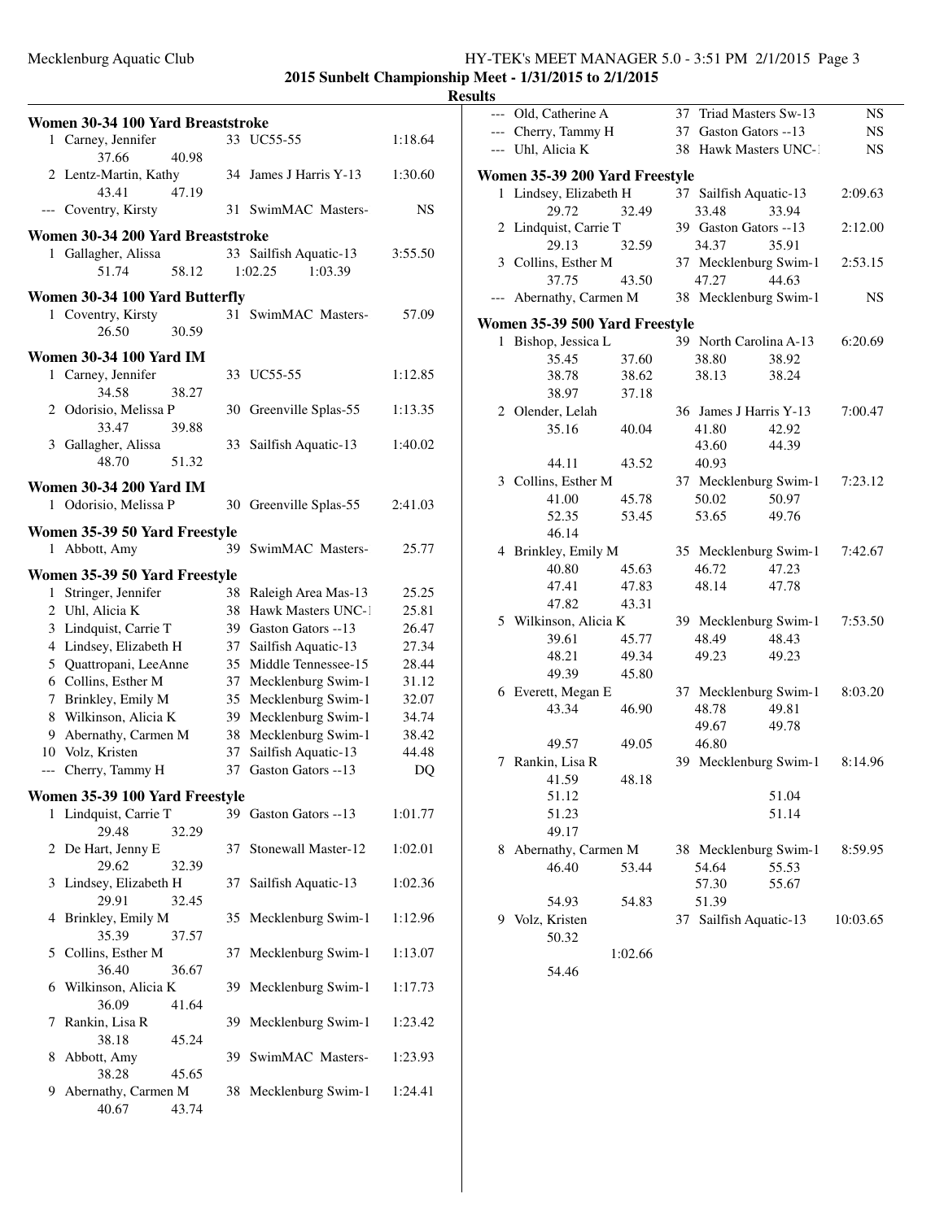**2015 Sunbelt Championship Meet - 1/31/2015 to 2/1/2015**

**Results**

### Women 30-34 100 Yard Breaststroke

1 Carney, Jennifer 33 UC55-55 1:18.64
  37.66 40.98
2 Lentz-Martin, Kathy 34 James J Harris Y-13 1:30.60
  43.41 47.19
--- Coventry, Kirsty 31 SwimMAC Masters- NS

### Women 30-34 200 Yard Breaststroke

1 Gallagher, Alissa 33 Sailfish Aquatic-13 3:55.50
  51.74 58.12 1:02.25 1:03.39

### Women 30-34 100 Yard Butterfly

1 Coventry, Kirsty 31 SwimMAC Masters- 57.09
  26.50 30.59

### Women 30-34 100 Yard IM

1 Carney, Jennifer 33 UC55-55 1:12.85
  34.58 38.27
2 Odorisio, Melissa P 30 Greenville Splas-55 1:13.35
  33.47 39.88
3 Gallagher, Alissa 33 Sailfish Aquatic-13 1:40.02
  48.70 51.32

### Women 30-34 200 Yard IM

1 Odorisio, Melissa P 30 Greenville Splas-55 2:41.03

### Women 35-39 50 Yard Freestyle

1 Abbott, Amy 39 SwimMAC Masters- 25.77

### Women 35-39 50 Yard Freestyle

1 Stringer, Jennifer 38 Raleigh Area Mas-13 25.25
2 Uhl, Alicia K 38 Hawk Masters UNC-1 25.81
3 Lindquist, Carrie T 39 Gaston Gators --13 26.47
4 Lindsey, Elizabeth H 37 Sailfish Aquatic-13 27.34
5 Quattropani, LeeAnne 35 Middle Tennessee-15 28.44
6 Collins, Esther M 37 Mecklenburg Swim-1 31.12
7 Brinkley, Emily M 35 Mecklenburg Swim-1 32.07
8 Wilkinson, Alicia K 39 Mecklenburg Swim-1 34.74
9 Abernathy, Carmen M 38 Mecklenburg Swim-1 38.42
10 Volz, Kristen 37 Sailfish Aquatic-13 44.48
--- Cherry, Tammy H 37 Gaston Gators --13 DQ

### Women 35-39 100 Yard Freestyle

1 Lindquist, Carrie T 39 Gaston Gators --13 1:01.77
  29.48 32.29
2 De Hart, Jenny E 37 Stonewall Master-12 1:02.01
  29.62 32.39
3 Lindsey, Elizabeth H 37 Sailfish Aquatic-13 1:02.36
  29.91 32.45
4 Brinkley, Emily M 35 Mecklenburg Swim-1 1:12.96
  35.39 37.57
5 Collins, Esther M 37 Mecklenburg Swim-1 1:13.07
  36.40 36.67
6 Wilkinson, Alicia K 39 Mecklenburg Swim-1 1:17.73
  36.09 41.64
7 Rankin, Lisa R 39 Mecklenburg Swim-1 1:23.42
  38.18 45.24
8 Abbott, Amy 39 SwimMAC Masters- 1:23.93
  38.28 45.65
9 Abernathy, Carmen M 38 Mecklenburg Swim-1 1:24.41
  40.67 43.74

--- Old, Catherine A 37 Triad Masters Sw-13 NS
--- Cherry, Tammy H 37 Gaston Gators --13 NS
--- Uhl, Alicia K 38 Hawk Masters UNC-1 NS

### Women 35-39 200 Yard Freestyle

1 Lindsey, Elizabeth H 37 Sailfish Aquatic-13 2:09.63
  29.72 32.49 33.48 33.94
2 Lindquist, Carrie T 39 Gaston Gators --13 2:12.00
  29.13 32.59 34.37 35.91
3 Collins, Esther M 37 Mecklenburg Swim-1 2:53.15
  37.75 43.50 47.27 44.63
--- Abernathy, Carmen M 38 Mecklenburg Swim-1 NS

### Women 35-39 500 Yard Freestyle

1 Bishop, Jessica L 39 North Carolina A-13 6:20.69
  35.45 37.60 38.80 38.92
  38.78 38.62 38.13 38.24
  38.97 37.18
2 Olender, Lelah 36 James J Harris Y-13 7:00.47
  35.16 40.04 41.80 42.92
  43.60 44.39
  44.11 43.52 40.93
3 Collins, Esther M 37 Mecklenburg Swim-1 7:23.12
  41.00 45.78 50.02 50.97
  52.35 53.45 53.65 49.76
  46.14
4 Brinkley, Emily M 35 Mecklenburg Swim-1 7:42.67
  40.80 45.63 46.72 47.23
  47.41 47.83 48.14 47.78
  47.82 43.31
5 Wilkinson, Alicia K 39 Mecklenburg Swim-1 7:53.50
  39.61 45.77 48.49 48.43
  48.21 49.34 49.23 49.23
  49.39 45.80
6 Everett, Megan E 37 Mecklenburg Swim-1 8:03.20
  43.34 46.90 48.78 49.81
  49.67 49.78
  49.57 49.05 46.80
7 Rankin, Lisa R 39 Mecklenburg Swim-1 8:14.96
  41.59 48.18
  51.12 51.04
  51.23 51.14
  49.17
8 Abernathy, Carmen M 38 Mecklenburg Swim-1 8:59.95
  46.40 53.44 54.64 55.53
  57.30 55.67
  54.93 54.83 51.39
9 Volz, Kristen 37 Sailfish Aquatic-13 10:03.65
  50.32
  1:02.66
  54.46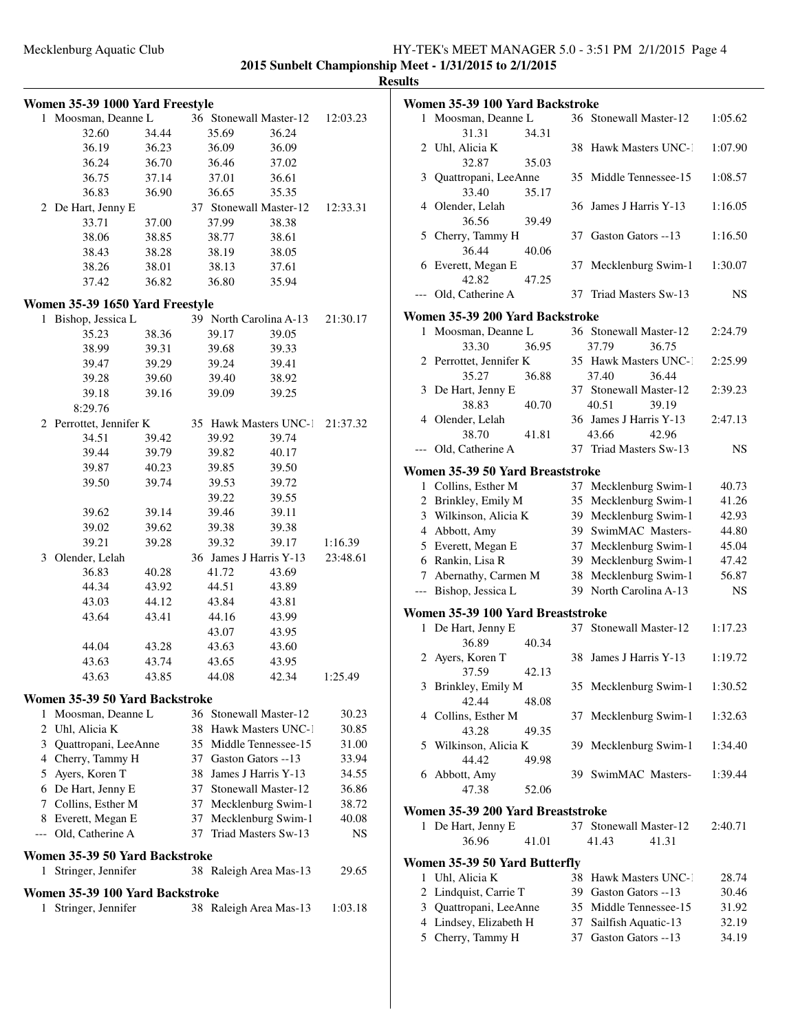**2015 Sunbelt Championship Meet - 1/31/2015 to 2/1/2015**

**Results**

## Women 35-39 1000 Yard Freestyle

| | Name | Age | Team | Finals Time |
|---|---|---|---|---|
| 1 | Moosman, Deanne L | 36 | Stonewall Master-12 | 12:03.23 |
| | 32.60 34.44 35.69 36.24 | | | |
| | 36.19 36.23 36.09 36.09 | | | |
| | 36.24 36.70 36.46 37.02 | | | |
| | 36.75 37.14 37.01 36.61 | | | |
| | 36.83 36.90 36.65 35.35 | | | |
| 2 | De Hart, Jenny E | 37 | Stonewall Master-12 | 12:33.31 |
| | 33.71 37.00 37.99 38.38 | | | |
| | 38.06 38.85 38.77 38.61 | | | |
| | 38.43 38.28 38.19 38.05 | | | |
| | 38.26 38.01 38.13 37.61 | | | |
| | 37.42 36.82 36.80 35.94 | | | |

## Women 35-39 1650 Yard Freestyle

| | Name | Age | Team | Finals Time |
|---|---|---|---|---|
| 1 | Bishop, Jessica L | 39 | North Carolina A-13 | 21:30.17 |
| | 35.23 38.36 39.17 39.05 | | | |
| | 38.99 39.31 39.68 39.33 | | | |
| | 39.47 39.29 39.24 39.41 | | | |
| | 39.28 39.60 39.40 38.92 | | | |
| | 39.18 39.16 39.09 39.25 | | | |
| | 8:29.76 | | | |
| 2 | Perrottet, Jennifer K | 35 | Hawk Masters UNC-1 | 21:37.32 |
| | 34.51 39.42 39.92 39.74 | | | |
| | 39.44 39.79 39.82 40.17 | | | |
| | 39.87 40.23 39.85 39.50 | | | |
| | 39.50 39.74 39.53 39.72 | | | |
| | 39.22 39.55 | | | |
| | 39.62 39.14 39.46 39.11 | | | |
| | 39.02 39.62 39.38 39.38 | | | |
| | 39.21 39.28 39.32 39.17 | | | 1:16.39 |
| 3 | Olender, Lelah | 36 | James J Harris Y-13 | 23:48.61 |
| | 36.83 40.28 41.72 43.69 | | | |
| | 44.34 43.92 44.51 43.89 | | | |
| | 43.03 44.12 43.84 43.81 | | | |
| | 43.64 43.41 44.16 43.99 | | | |
| | 43.07 43.95 | | | |
| | 44.04 43.28 43.63 43.60 | | | |
| | 43.63 43.74 43.65 43.95 | | | |
| | 43.63 43.85 44.08 42.34 | | | 1:25.49 |

## Women 35-39 50 Yard Backstroke

| | Name | Age | Team | Finals Time |
|---|---|---|---|---|
| 1 | Moosman, Deanne L | 36 | Stonewall Master-12 | 30.23 |
| 2 | Uhl, Alicia K | 38 | Hawk Masters UNC-1 | 30.85 |
| 3 | Quattropani, LeeAnne | 35 | Middle Tennessee-15 | 31.00 |
| 4 | Cherry, Tammy H | 37 | Gaston Gators --13 | 33.94 |
| 5 | Ayers, Koren T | 38 | James J Harris Y-13 | 34.55 |
| 6 | De Hart, Jenny E | 37 | Stonewall Master-12 | 36.86 |
| 7 | Collins, Esther M | 37 | Mecklenburg Swim-1 | 38.72 |
| 8 | Everett, Megan E | 37 | Mecklenburg Swim-1 | 40.08 |
| --- | Old, Catherine A | 37 | Triad Masters Sw-13 | NS |

## Women 35-39 50 Yard Backstroke

| | Name | Age | Team | Finals Time |
|---|---|---|---|---|
| 1 | Stringer, Jennifer | 38 | Raleigh Area Mas-13 | 29.65 |

## Women 35-39 100 Yard Backstroke

| | Name | Age | Team | Finals Time |
|---|---|---|---|---|
| 1 | Stringer, Jennifer | 38 | Raleigh Area Mas-13 | 1:03.18 |

## Women 35-39 100 Yard Backstroke

| | Name | Age | Team | Finals Time |
|---|---|---|---|---|
| 1 | Moosman, Deanne L | 36 | Stonewall Master-12 | 1:05.62 |
| | 31.31 34.31 | | | |
| 2 | Uhl, Alicia K | 38 | Hawk Masters UNC-1 | 1:07.90 |
| | 32.87 35.03 | | | |
| 3 | Quattropani, LeeAnne | 35 | Middle Tennessee-15 | 1:08.57 |
| | 33.40 35.17 | | | |
| 4 | Olender, Lelah | 36 | James J Harris Y-13 | 1:16.05 |
| | 36.56 39.49 | | | |
| 5 | Cherry, Tammy H | 37 | Gaston Gators --13 | 1:16.50 |
| | 36.44 40.06 | | | |
| 6 | Everett, Megan E | 37 | Mecklenburg Swim-1 | 1:30.07 |
| | 42.82 47.25 | | | |
| --- | Old, Catherine A | 37 | Triad Masters Sw-13 | NS |

## Women 35-39 200 Yard Backstroke

| | Name | Age | Team | Finals Time |
|---|---|---|---|---|
| 1 | Moosman, Deanne L | 36 | Stonewall Master-12 | 2:24.79 |
| | 33.30 36.95 37.79 36.75 | | | |
| 2 | Perrottet, Jennifer K | 35 | Hawk Masters UNC-1 | 2:25.99 |
| | 35.27 36.88 37.40 36.44 | | | |
| 3 | De Hart, Jenny E | 37 | Stonewall Master-12 | 2:39.23 |
| | 38.83 40.70 40.51 39.19 | | | |
| 4 | Olender, Lelah | 36 | James J Harris Y-13 | 2:47.13 |
| | 38.70 41.81 43.66 42.96 | | | |
| --- | Old, Catherine A | 37 | Triad Masters Sw-13 | NS |

## Women 35-39 50 Yard Breaststroke

| | Name | Age | Team | Finals Time |
|---|---|---|---|---|
| 1 | Collins, Esther M | 37 | Mecklenburg Swim-1 | 40.73 |
| 2 | Brinkley, Emily M | 35 | Mecklenburg Swim-1 | 41.26 |
| 3 | Wilkinson, Alicia K | 39 | Mecklenburg Swim-1 | 42.93 |
| 4 | Abbott, Amy | 39 | SwimMAC Masters- | 44.80 |
| 5 | Everett, Megan E | 37 | Mecklenburg Swim-1 | 45.04 |
| 6 | Rankin, Lisa R | 39 | Mecklenburg Swim-1 | 47.42 |
| 7 | Abernathy, Carmen M | 38 | Mecklenburg Swim-1 | 56.87 |
| --- | Bishop, Jessica L | 39 | North Carolina A-13 | NS |

## Women 35-39 100 Yard Breaststroke

| | Name | Age | Team | Finals Time |
|---|---|---|---|---|
| 1 | De Hart, Jenny E | 37 | Stonewall Master-12 | 1:17.23 |
| | 36.89 40.34 | | | |
| 2 | Ayers, Koren T | 38 | James J Harris Y-13 | 1:19.72 |
| | 37.59 42.13 | | | |
| 3 | Brinkley, Emily M | 35 | Mecklenburg Swim-1 | 1:30.52 |
| | 42.44 48.08 | | | |
| 4 | Collins, Esther M | 37 | Mecklenburg Swim-1 | 1:32.63 |
| | 43.28 49.35 | | | |
| 5 | Wilkinson, Alicia K | 39 | Mecklenburg Swim-1 | 1:34.40 |
| | 44.42 49.98 | | | |
| 6 | Abbott, Amy | 39 | SwimMAC Masters- | 1:39.44 |
| | 47.38 52.06 | | | |

## Women 35-39 200 Yard Breaststroke

| | Name | Age | Team | Finals Time |
|---|---|---|---|---|
| 1 | De Hart, Jenny E | 37 | Stonewall Master-12 | 2:40.71 |
| | 36.96 41.01 41.43 41.31 | | | |

## Women 35-39 50 Yard Butterfly

| | Name | Age | Team | Finals Time |
|---|---|---|---|---|
| 1 | Uhl, Alicia K | 38 | Hawk Masters UNC-1 | 28.74 |
| 2 | Lindquist, Carrie T | 39 | Gaston Gators --13 | 30.46 |
| 3 | Quattropani, LeeAnne | 35 | Middle Tennessee-15 | 31.92 |
| 4 | Lindsey, Elizabeth H | 37 | Sailfish Aquatic-13 | 32.19 |
| 5 | Cherry, Tammy H | 37 | Gaston Gators --13 | 34.19 |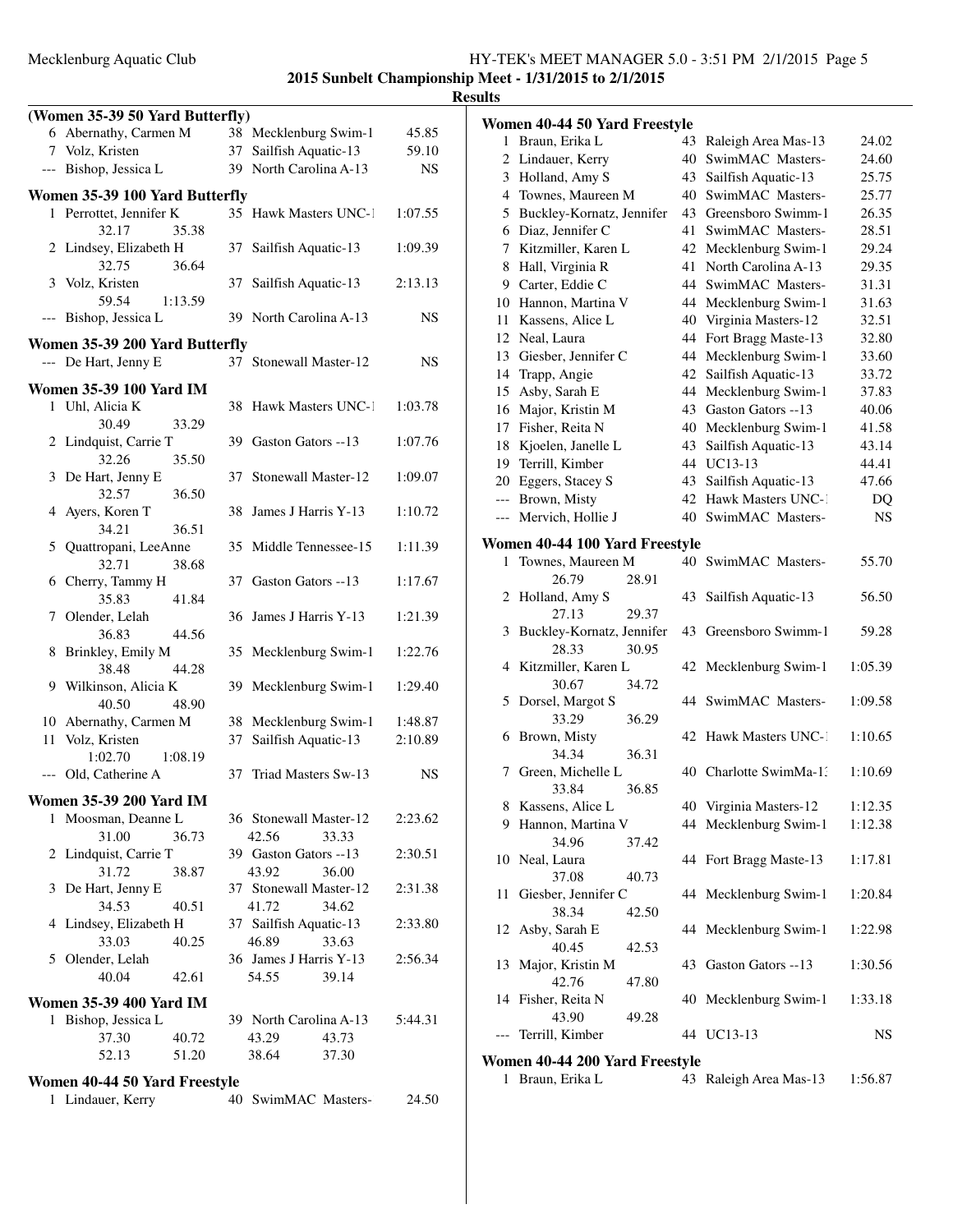**2015 Sunbelt Championship Meet - 1/31/2015 to 2/1/2015**

**Results**

### (Women 35-39 50 Yard Butterfly)

| Place | Name | Age | Team | Time |
|---|---|---|---|---|
| 6 | Abernathy, Carmen M | 38 | Mecklenburg Swim-1 | 45.85 |
| 7 | Volz, Kristen | 37 | Sailfish Aquatic-13 | 59.10 |
| --- | Bishop, Jessica L | 39 | North Carolina A-13 | NS |

### Women 35-39 100 Yard Butterfly

| Place | Name | Age | Team | Time |
|---|---|---|---|---|
| 1 | Perrottet, Jennifer K | 35 | Hawk Masters UNC-1 | 1:07.55 |
| | 32.17 35.38 | | | |
| 2 | Lindsey, Elizabeth H | 37 | Sailfish Aquatic-13 | 1:09.39 |
| | 32.75 36.64 | | | |
| 3 | Volz, Kristen | 37 | Sailfish Aquatic-13 | 2:13.13 |
| | 59.54 1:13.59 | | | |
| --- | Bishop, Jessica L | 39 | North Carolina A-13 | NS |

### Women 35-39 200 Yard Butterfly

| Place | Name | Age | Team | Time |
|---|---|---|---|---|
| --- | De Hart, Jenny E | 37 | Stonewall Master-12 | NS |

### Women 35-39 100 Yard IM

| Place | Name | Age | Team | Time |
|---|---|---|---|---|
| 1 | Uhl, Alicia K | 38 | Hawk Masters UNC-1 | 1:03.78 |
| | 30.49 33.29 | | | |
| 2 | Lindquist, Carrie T | 39 | Gaston Gators --13 | 1:07.76 |
| | 32.26 35.50 | | | |
| 3 | De Hart, Jenny E | 37 | Stonewall Master-12 | 1:09.07 |
| | 32.57 36.50 | | | |
| 4 | Ayers, Koren T | 38 | James J Harris Y-13 | 1:10.72 |
| | 34.21 36.51 | | | |
| 5 | Quattropani, LeeAnne | 35 | Middle Tennessee-15 | 1:11.39 |
| | 32.71 38.68 | | | |
| 6 | Cherry, Tammy H | 37 | Gaston Gators --13 | 1:17.67 |
| | 35.83 41.84 | | | |
| 7 | Olender, Lelah | 36 | James J Harris Y-13 | 1:21.39 |
| | 36.83 44.56 | | | |
| 8 | Brinkley, Emily M | 35 | Mecklenburg Swim-1 | 1:22.76 |
| | 38.48 44.28 | | | |
| 9 | Wilkinson, Alicia K | 39 | Mecklenburg Swim-1 | 1:29.40 |
| | 40.50 48.90 | | | |
| 10 | Abernathy, Carmen M | 38 | Mecklenburg Swim-1 | 1:48.87 |
| 11 | Volz, Kristen | 37 | Sailfish Aquatic-13 | 2:10.89 |
| | 1:02.70 1:08.19 | | | |
| --- | Old, Catherine A | 37 | Triad Masters Sw-13 | NS |

### Women 35-39 200 Yard IM

| Place | Name | Age | Team | Time |
|---|---|---|---|---|
| 1 | Moosman, Deanne L | 36 | Stonewall Master-12 | 2:23.62 |
| | 31.00 36.73 42.56 33.33 | | | |
| 2 | Lindquist, Carrie T | 39 | Gaston Gators --13 | 2:30.51 |
| | 31.72 38.87 43.92 36.00 | | | |
| 3 | De Hart, Jenny E | 37 | Stonewall Master-12 | 2:31.38 |
| | 34.53 40.51 41.72 34.62 | | | |
| 4 | Lindsey, Elizabeth H | 37 | Sailfish Aquatic-13 | 2:33.80 |
| | 33.03 40.25 46.89 33.63 | | | |
| 5 | Olender, Lelah | 36 | James J Harris Y-13 | 2:56.34 |
| | 40.04 42.61 54.55 39.14 | | | |

### Women 35-39 400 Yard IM

| Place | Name | Age | Team | Time |
|---|---|---|---|---|
| 1 | Bishop, Jessica L | 39 | North Carolina A-13 | 5:44.31 |
| | 37.30 40.72 43.29 43.73 | | | |
| | 52.13 51.20 38.64 37.30 | | | |

### Women 40-44 50 Yard Freestyle

| Place | Name | Age | Team | Time |
|---|---|---|---|---|
| 1 | Lindauer, Kerry | 40 | SwimMAC Masters- | 24.50 |

### Women 40-44 50 Yard Freestyle

| Place | Name | Age | Team | Time |
|---|---|---|---|---|
| 1 | Braun, Erika L | 43 | Raleigh Area Mas-13 | 24.02 |
| 2 | Lindauer, Kerry | 40 | SwimMAC Masters- | 24.60 |
| 3 | Holland, Amy S | 43 | Sailfish Aquatic-13 | 25.75 |
| 4 | Townes, Maureen M | 40 | SwimMAC Masters- | 25.77 |
| 5 | Buckley-Kornatz, Jennifer | 43 | Greensboro Swimm-1 | 26.35 |
| 6 | Diaz, Jennifer C | 41 | SwimMAC Masters- | 28.51 |
| 7 | Kitzmiller, Karen L | 42 | Mecklenburg Swim-1 | 29.24 |
| 8 | Hall, Virginia R | 41 | North Carolina A-13 | 29.35 |
| 9 | Carter, Eddie C | 44 | SwimMAC Masters- | 31.31 |
| 10 | Hannon, Martina V | 44 | Mecklenburg Swim-1 | 31.63 |
| 11 | Kassens, Alice L | 40 | Virginia Masters-12 | 32.51 |
| 12 | Neal, Laura | 44 | Fort Bragg Maste-13 | 32.80 |
| 13 | Giesber, Jennifer C | 44 | Mecklenburg Swim-1 | 33.60 |
| 14 | Trapp, Angie | 42 | Sailfish Aquatic-13 | 33.72 |
| 15 | Asby, Sarah E | 44 | Mecklenburg Swim-1 | 37.83 |
| 16 | Major, Kristin M | 43 | Gaston Gators --13 | 40.06 |
| 17 | Fisher, Reita N | 40 | Mecklenburg Swim-1 | 41.58 |
| 18 | Kjoelen, Janelle L | 43 | Sailfish Aquatic-13 | 43.14 |
| 19 | Terrill, Kimber | 44 | UC13-13 | 44.41 |
| 20 | Eggers, Stacey S | 43 | Sailfish Aquatic-13 | 47.66 |
| --- | Brown, Misty | 42 | Hawk Masters UNC-1 | DQ |
| --- | Mervich, Hollie J | 40 | SwimMAC Masters- | NS |

### Women 40-44 100 Yard Freestyle

| Place | Name | Age | Team | Time |
|---|---|---|---|---|
| 1 | Townes, Maureen M | 40 | SwimMAC Masters- | 55.70 |
| | 26.79 28.91 | | | |
| 2 | Holland, Amy S | 43 | Sailfish Aquatic-13 | 56.50 |
| | 27.13 29.37 | | | |
| 3 | Buckley-Kornatz, Jennifer | 43 | Greensboro Swimm-1 | 59.28 |
| | 28.33 30.95 | | | |
| 4 | Kitzmiller, Karen L | 42 | Mecklenburg Swim-1 | 1:05.39 |
| | 30.67 34.72 | | | |
| 5 | Dorsel, Margot S | 44 | SwimMAC Masters- | 1:09.58 |
| | 33.29 36.29 | | | |
| 6 | Brown, Misty | 42 | Hawk Masters UNC-1 | 1:10.65 |
| | 34.34 36.31 | | | |
| 7 | Green, Michelle L | 40 | Charlotte SwimMa-13 | 1:10.69 |
| | 33.84 36.85 | | | |
| 8 | Kassens, Alice L | 40 | Virginia Masters-12 | 1:12.35 |
| 9 | Hannon, Martina V | 44 | Mecklenburg Swim-1 | 1:12.38 |
| | 34.96 37.42 | | | |
| 10 | Neal, Laura | 44 | Fort Bragg Maste-13 | 1:17.81 |
| | 37.08 40.73 | | | |
| 11 | Giesber, Jennifer C | 44 | Mecklenburg Swim-1 | 1:20.84 |
| | 38.34 42.50 | | | |
| 12 | Asby, Sarah E | 44 | Mecklenburg Swim-1 | 1:22.98 |
| | 40.45 42.53 | | | |
| 13 | Major, Kristin M | 43 | Gaston Gators --13 | 1:30.56 |
| | 42.76 47.80 | | | |
| 14 | Fisher, Reita N | 40 | Mecklenburg Swim-1 | 1:33.18 |
| | 43.90 49.28 | | | |
| --- | Terrill, Kimber | 44 | UC13-13 | NS |

### Women 40-44 200 Yard Freestyle

| Place | Name | Age | Team | Time |
|---|---|---|---|---|
| 1 | Braun, Erika L | 43 | Raleigh Area Mas-13 | 1:56.87 |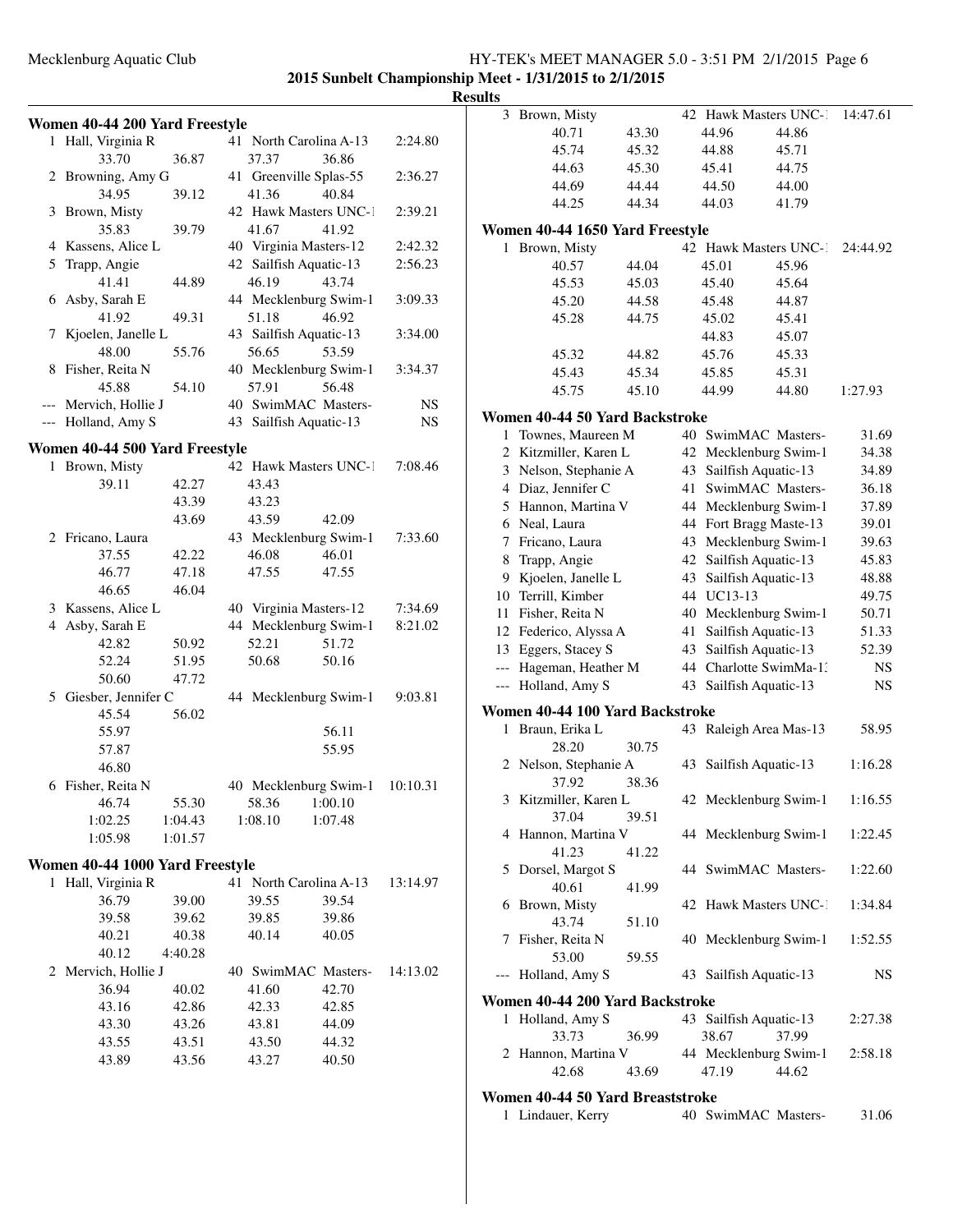**2015 Sunbelt Championship Meet - 1/31/2015 to 2/1/2015**

**Results**

### Women 40-44 200 Yard Freestyle

| Place | Name | Age | Team | Time |
|---|---|---|---|---|
| 1 | Hall, Virginia R | 41 | North Carolina A-13 | 2:24.80 |
| | 33.70 / 36.87 / 37.37 / 36.86 | | | |
| 2 | Browning, Amy G | 41 | Greenville Splas-55 | 2:36.27 |
| | 34.95 / 39.12 / 41.36 / 40.84 | | | |
| 3 | Brown, Misty | 42 | Hawk Masters UNC-1 | 2:39.21 |
| | 35.83 / 39.79 / 41.67 / 41.92 | | | |
| 4 | Kassens, Alice L | 40 | Virginia Masters-12 | 2:42.32 |
| 5 | Trapp, Angie | 42 | Sailfish Aquatic-13 | 2:56.23 |
| | 41.41 / 44.89 / 46.19 / 43.74 | | | |
| 6 | Asby, Sarah E | 44 | Mecklenburg Swim-1 | 3:09.33 |
| | 41.92 / 49.31 / 51.18 / 46.92 | | | |
| 7 | Kjoelen, Janelle L | 43 | Sailfish Aquatic-13 | 3:34.00 |
| | 48.00 / 55.76 / 56.65 / 53.59 | | | |
| 8 | Fisher, Reita N | 40 | Mecklenburg Swim-1 | 3:34.37 |
| | 45.88 / 54.10 / 57.91 / 56.48 | | | |
| --- | Mervich, Hollie J | 40 | SwimMAC Masters- | NS |
| --- | Holland, Amy S | 43 | Sailfish Aquatic-13 | NS |

### Women 40-44 500 Yard Freestyle

| Place | Name | Age | Team | Time |
|---|---|---|---|---|
| 1 | Brown, Misty | 42 | Hawk Masters UNC-1 | 7:08.46 |
| | 39.11 / 42.27 / 43.43 / 43.39 / 43.23 / 43.69 / 43.59 / 42.09 | | | |
| 2 | Fricano, Laura | 43 | Mecklenburg Swim-1 | 7:33.60 |
| | 37.55 / 42.22 / 46.08 / 46.01 / 46.77 / 47.18 / 47.55 / 47.55 / 46.65 / 46.04 | | | |
| 3 | Kassens, Alice L | 40 | Virginia Masters-12 | 7:34.69 |
| 4 | Asby, Sarah E | 44 | Mecklenburg Swim-1 | 8:21.02 |
| | 42.82 / 50.92 / 52.21 / 51.72 / 52.24 / 51.95 / 50.68 / 50.16 / 50.60 / 47.72 | | | |
| 5 | Giesber, Jennifer C | 44 | Mecklenburg Swim-1 | 9:03.81 |
| | 45.54 / 56.02 / 55.97 / 56.11 / 57.87 / 55.95 / 46.80 | | | |
| 6 | Fisher, Reita N | 40 | Mecklenburg Swim-1 | 10:10.31 |
| | 46.74 / 55.30 / 58.36 / 1:00.10 / 1:02.25 / 1:04.43 / 1:08.10 / 1:07.48 / 1:05.98 / 1:01.57 | | | |

### Women 40-44 1000 Yard Freestyle

| Place | Name | Age | Team | Time |
|---|---|---|---|---|
| 1 | Hall, Virginia R | 41 | North Carolina A-13 | 13:14.97 |
| | 36.79 / 39.00 / 39.55 / 39.54 / 39.58 / 39.62 / 39.85 / 39.86 / 40.21 / 40.38 / 40.14 / 40.05 / 40.12 / 4:40.28 | | | |
| 2 | Mervich, Hollie J | 40 | SwimMAC Masters- | 14:13.02 |
| | 36.94 / 40.02 / 41.60 / 42.70 / 43.16 / 42.86 / 42.33 / 42.85 / 43.30 / 43.26 / 43.81 / 44.09 / 43.55 / 43.51 / 43.50 / 44.32 / 43.89 / 43.56 / 43.27 / 40.50 | | | |
| 3 | Brown, Misty | 42 | Hawk Masters UNC-1 | 14:47.61 |
| | 40.71 / 43.30 / 44.96 / 44.86 / 45.74 / 45.32 / 44.88 / 45.71 / 44.63 / 45.30 / 45.41 / 44.75 / 44.69 / 44.44 / 44.50 / 44.00 / 44.25 / 44.34 / 44.03 / 41.79 | | | |

### Women 40-44 1650 Yard Freestyle

| Place | Name | Age | Team | Time |
|---|---|---|---|---|
| 1 | Brown, Misty | 42 | Hawk Masters UNC-1 | 24:44.92 |
| | 40.57 / 44.04 / 45.01 / 45.96 / 45.53 / 45.03 / 45.40 / 45.64 / 45.20 / 44.58 / 45.48 / 44.87 / 45.28 / 44.75 / 45.02 / 45.41 / 44.83 / 45.07 / 45.32 / 44.82 / 45.76 / 45.33 / 45.43 / 45.34 / 45.85 / 45.31 / 45.75 / 45.10 / 44.99 / 44.80 / 1:27.93 | | | |

### Women 40-44 50 Yard Backstroke

| Place | Name | Age | Team | Time |
|---|---|---|---|---|
| 1 | Townes, Maureen M | 40 | SwimMAC Masters- | 31.69 |
| 2 | Kitzmiller, Karen L | 42 | Mecklenburg Swim-1 | 34.38 |
| 3 | Nelson, Stephanie A | 43 | Sailfish Aquatic-13 | 34.89 |
| 4 | Diaz, Jennifer C | 41 | SwimMAC Masters- | 36.18 |
| 5 | Hannon, Martina V | 44 | Mecklenburg Swim-1 | 37.89 |
| 6 | Neal, Laura | 44 | Fort Bragg Maste-13 | 39.01 |
| 7 | Fricano, Laura | 43 | Mecklenburg Swim-1 | 39.63 |
| 8 | Trapp, Angie | 42 | Sailfish Aquatic-13 | 45.83 |
| 9 | Kjoelen, Janelle L | 43 | Sailfish Aquatic-13 | 48.88 |
| 10 | Terrill, Kimber | 44 | UC13-13 | 49.75 |
| 11 | Fisher, Reita N | 40 | Mecklenburg Swim-1 | 50.71 |
| 12 | Federico, Alyssa A | 41 | Sailfish Aquatic-13 | 51.33 |
| 13 | Eggers, Stacey S | 43 | Sailfish Aquatic-13 | 52.39 |
| --- | Hageman, Heather M | 44 | Charlotte SwimMa-13 | NS |
| --- | Holland, Amy S | 43 | Sailfish Aquatic-13 | NS |

### Women 40-44 100 Yard Backstroke

| Place | Name | Age | Team | Time |
|---|---|---|---|---|
| 1 | Braun, Erika L | 43 | Raleigh Area Mas-13 | 58.95 |
| | 28.20 / 30.75 | | | |
| 2 | Nelson, Stephanie A | 43 | Sailfish Aquatic-13 | 1:16.28 |
| | 37.92 / 38.36 | | | |
| 3 | Kitzmiller, Karen L | 42 | Mecklenburg Swim-1 | 1:16.55 |
| | 37.04 / 39.51 | | | |
| 4 | Hannon, Martina V | 44 | Mecklenburg Swim-1 | 1:22.45 |
| | 41.23 / 41.22 | | | |
| 5 | Dorsel, Margot S | 44 | SwimMAC Masters- | 1:22.60 |
| | 40.61 / 41.99 | | | |
| 6 | Brown, Misty | 42 | Hawk Masters UNC-1 | 1:34.84 |
| | 43.74 / 51.10 | | | |
| 7 | Fisher, Reita N | 40 | Mecklenburg Swim-1 | 1:52.55 |
| | 53.00 / 59.55 | | | |
| --- | Holland, Amy S | 43 | Sailfish Aquatic-13 | NS |

### Women 40-44 200 Yard Backstroke

| Place | Name | Age | Team | Time |
|---|---|---|---|---|
| 1 | Holland, Amy S | 43 | Sailfish Aquatic-13 | 2:27.38 |
| | 33.73 / 36.99 / 38.67 / 37.99 | | | |
| 2 | Hannon, Martina V | 44 | Mecklenburg Swim-1 | 2:58.18 |
| | 42.68 / 43.69 / 47.19 / 44.62 | | | |

### Women 40-44 50 Yard Breaststroke

| Place | Name | Age | Team | Time |
|---|---|---|---|---|
| 1 | Lindauer, Kerry | 40 | SwimMAC Masters- | 31.06 |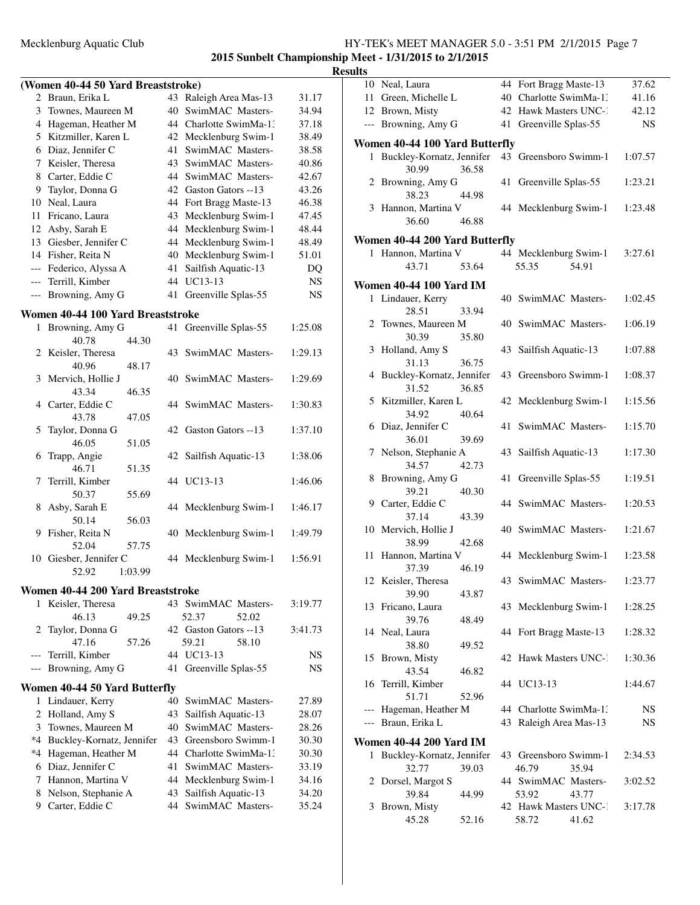## 2015 Sunbelt Championship Meet - 1/31/2015 to 2/1/2015

### Results

#### (Women 40-44 50 Yard Breaststroke)

| Place | Name | Age | Team | Time |
|---|---|---|---|---|
| 2 | Braun, Erika L | 43 | Raleigh Area Mas-13 | 31.17 |
| 3 | Townes, Maureen M | 40 | SwimMAC Masters- | 34.94 |
| 4 | Hageman, Heather M | 44 | Charlotte SwimMa-1: | 37.18 |
| 5 | Kitzmiller, Karen L | 42 | Mecklenburg Swim-1 | 38.49 |
| 6 | Diaz, Jennifer C | 41 | SwimMAC Masters- | 38.58 |
| 7 | Keisler, Theresa | 43 | SwimMAC Masters- | 40.86 |
| 8 | Carter, Eddie C | 44 | SwimMAC Masters- | 42.67 |
| 9 | Taylor, Donna G | 42 | Gaston Gators --13 | 43.26 |
| 10 | Neal, Laura | 44 | Fort Bragg Maste-13 | 46.38 |
| 11 | Fricano, Laura | 43 | Mecklenburg Swim-1 | 47.45 |
| 12 | Asby, Sarah E | 44 | Mecklenburg Swim-1 | 48.44 |
| 13 | Giesber, Jennifer C | 44 | Mecklenburg Swim-1 | 48.49 |
| 14 | Fisher, Reita N | 40 | Mecklenburg Swim-1 | 51.01 |
| --- | Federico, Alyssa A | 41 | Sailfish Aquatic-13 | DQ |
| --- | Terrill, Kimber | 44 | UC13-13 | NS |
| --- | Browning, Amy G | 41 | Greenville Splas-55 | NS |

#### Women 40-44 100 Yard Breaststroke

| Place | Name | Age | Team | Time |
|---|---|---|---|---|
| 1 | Browning, Amy G | 41 | Greenville Splas-55 | 1:25.08 |
| | 40.78 44.30 | | | |
| 2 | Keisler, Theresa | 43 | SwimMAC Masters- | 1:29.13 |
| | 40.96 48.17 | | | |
| 3 | Mervich, Hollie J | 40 | SwimMAC Masters- | 1:29.69 |
| | 43.34 46.35 | | | |
| 4 | Carter, Eddie C | 44 | SwimMAC Masters- | 1:30.83 |
| | 43.78 47.05 | | | |
| 5 | Taylor, Donna G | 42 | Gaston Gators --13 | 1:37.10 |
| | 46.05 51.05 | | | |
| 6 | Trapp, Angie | 42 | Sailfish Aquatic-13 | 1:38.06 |
| | 46.71 51.35 | | | |
| 7 | Terrill, Kimber | 44 | UC13-13 | 1:46.06 |
| | 50.37 55.69 | | | |
| 8 | Asby, Sarah E | 44 | Mecklenburg Swim-1 | 1:46.17 |
| | 50.14 56.03 | | | |
| 9 | Fisher, Reita N | 40 | Mecklenburg Swim-1 | 1:49.79 |
| | 52.04 57.75 | | | |
| 10 | Giesber, Jennifer C | 44 | Mecklenburg Swim-1 | 1:56.91 |
| | 52.92 1:03.99 | | | |

#### Women 40-44 200 Yard Breaststroke

| Place | Name | Age | Team | Time |
|---|---|---|---|---|
| 1 | Keisler, Theresa | 43 | SwimMAC Masters- | 3:19.77 |
| | 46.13 49.25 | | 52.37 52.02 | |
| 2 | Taylor, Donna G | 42 | Gaston Gators --13 | 3:41.73 |
| | 47.16 57.26 | | 59.21 58.10 | |
| --- | Terrill, Kimber | 44 | UC13-13 | NS |
| --- | Browning, Amy G | 41 | Greenville Splas-55 | NS |

#### Women 40-44 50 Yard Butterfly

| Place | Name | Age | Team | Time |
|---|---|---|---|---|
| 1 | Lindauer, Kerry | 40 | SwimMAC Masters- | 27.89 |
| 2 | Holland, Amy S | 43 | Sailfish Aquatic-13 | 28.07 |
| 3 | Townes, Maureen M | 40 | SwimMAC Masters- | 28.26 |
| *4 | Buckley-Kornatz, Jennifer | 43 | Greensboro Swimm-1 | 30.30 |
| *4 | Hageman, Heather M | 44 | Charlotte SwimMa-1: | 30.30 |
| 6 | Diaz, Jennifer C | 41 | SwimMAC Masters- | 33.19 |
| 7 | Hannon, Martina V | 44 | Mecklenburg Swim-1 | 34.16 |
| 8 | Nelson, Stephanie A | 43 | Sailfish Aquatic-13 | 34.20 |
| 9 | Carter, Eddie C | 44 | SwimMAC Masters- | 35.24 |
| 10 | Neal, Laura | 44 | Fort Bragg Maste-13 | 37.62 |
| 11 | Green, Michelle L | 40 | Charlotte SwimMa-1: | 41.16 |
| 12 | Brown, Misty | 42 | Hawk Masters UNC-1 | 42.12 |
| --- | Browning, Amy G | 41 | Greenville Splas-55 | NS |

#### Women 40-44 100 Yard Butterfly

| Place | Name | Age | Team | Time |
|---|---|---|---|---|
| 1 | Buckley-Kornatz, Jennifer | 43 | Greensboro Swimm-1 | 1:07.57 |
| | 30.99 36.58 | | | |
| 2 | Browning, Amy G | 41 | Greenville Splas-55 | 1:23.21 |
| | 38.23 44.98 | | | |
| 3 | Hannon, Martina V | 44 | Mecklenburg Swim-1 | 1:23.48 |
| | 36.60 46.88 | | | |

#### Women 40-44 200 Yard Butterfly

| Place | Name | Age | Team | Time |
|---|---|---|---|---|
| 1 | Hannon, Martina V | 44 | Mecklenburg Swim-1 | 3:27.61 |
| | 43.71 53.64 | | 55.35 54.91 | |

#### Women 40-44 100 Yard IM

| Place | Name | Age | Team | Time |
|---|---|---|---|---|
| 1 | Lindauer, Kerry | 40 | SwimMAC Masters- | 1:02.45 |
| | 28.51 33.94 | | | |
| 2 | Townes, Maureen M | 40 | SwimMAC Masters- | 1:06.19 |
| | 30.39 35.80 | | | |
| 3 | Holland, Amy S | 43 | Sailfish Aquatic-13 | 1:07.88 |
| | 31.13 36.75 | | | |
| 4 | Buckley-Kornatz, Jennifer | 43 | Greensboro Swimm-1 | 1:08.37 |
| | 31.52 36.85 | | | |
| 5 | Kitzmiller, Karen L | 42 | Mecklenburg Swim-1 | 1:15.56 |
| | 34.92 40.64 | | | |
| 6 | Diaz, Jennifer C | 41 | SwimMAC Masters- | 1:15.70 |
| | 36.01 39.69 | | | |
| 7 | Nelson, Stephanie A | 43 | Sailfish Aquatic-13 | 1:17.30 |
| | 34.57 42.73 | | | |
| 8 | Browning, Amy G | 41 | Greenville Splas-55 | 1:19.51 |
| | 39.21 40.30 | | | |
| 9 | Carter, Eddie C | 44 | SwimMAC Masters- | 1:20.53 |
| | 37.14 43.39 | | | |
| 10 | Mervich, Hollie J | 40 | SwimMAC Masters- | 1:21.67 |
| | 38.99 42.68 | | | |
| 11 | Hannon, Martina V | 44 | Mecklenburg Swim-1 | 1:23.58 |
| | 37.39 46.19 | | | |
| 12 | Keisler, Theresa | 43 | SwimMAC Masters- | 1:23.77 |
| | 39.90 43.87 | | | |
| 13 | Fricano, Laura | 43 | Mecklenburg Swim-1 | 1:28.25 |
| | 39.76 48.49 | | | |
| 14 | Neal, Laura | 44 | Fort Bragg Maste-13 | 1:28.32 |
| | 38.80 49.52 | | | |
| 15 | Brown, Misty | 42 | Hawk Masters UNC-1 | 1:30.36 |
| | 43.54 46.82 | | | |
| 16 | Terrill, Kimber | 44 | UC13-13 | 1:44.67 |
| | 51.71 52.96 | | | |
| --- | Hageman, Heather M | 44 | Charlotte SwimMa-1: | NS |
| --- | Braun, Erika L | 43 | Raleigh Area Mas-13 | NS |

#### Women 40-44 200 Yard IM

| Place | Name | Age | Team | Time |
|---|---|---|---|---|
| 1 | Buckley-Kornatz, Jennifer | 43 | Greensboro Swimm-1 | 2:34.53 |
| | 32.77 39.03 | | 46.79 35.94 | |
| 2 | Dorsel, Margot S | 44 | SwimMAC Masters- | 3:02.52 |
| | 39.84 44.99 | | 53.92 43.77 | |
| 3 | Brown, Misty | 42 | Hawk Masters UNC-1 | 3:17.78 |
| | 45.28 52.16 | | 58.72 41.62 | |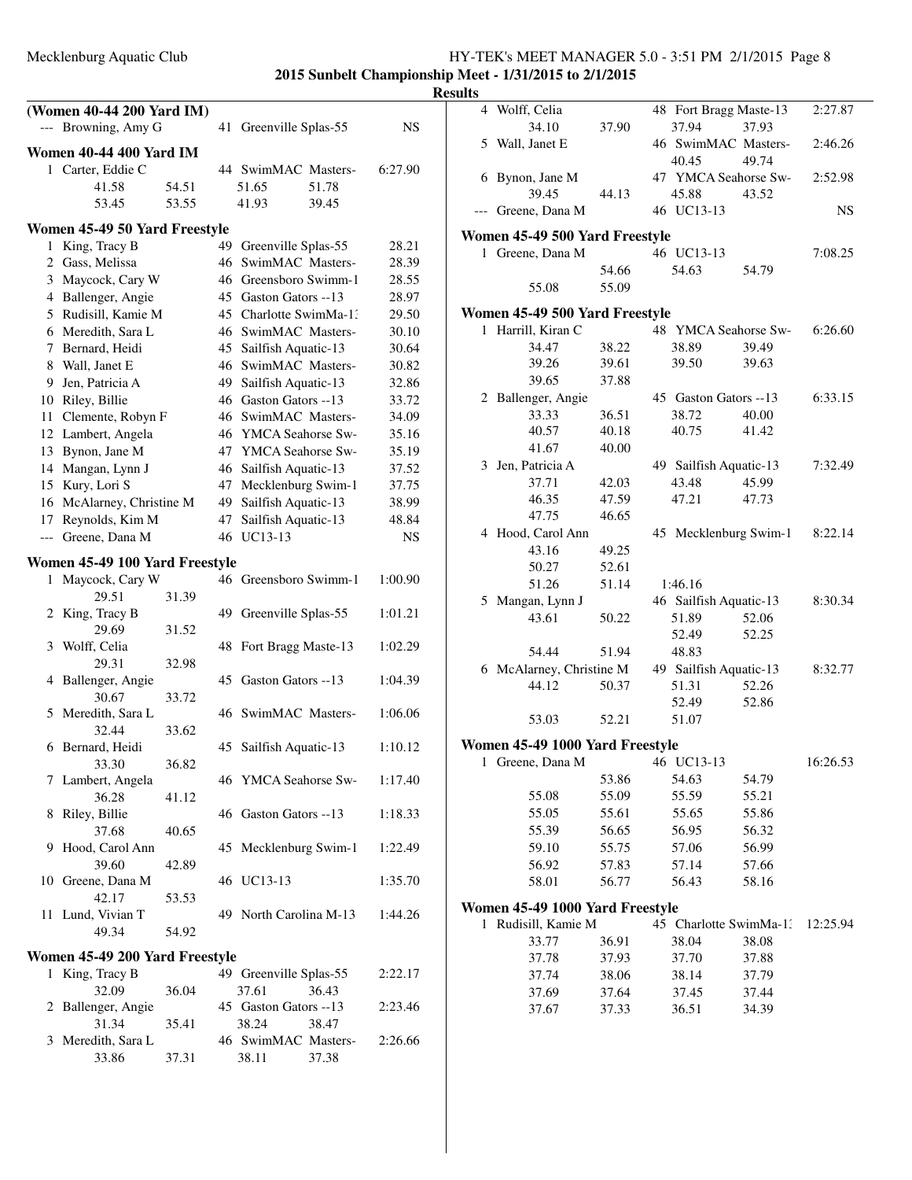## Results

### (Women 40-44 200 Yard IM)

--- Browning, Amy G 41 Greenville Splas-55 NS

### Women 40-44 400 Yard IM

1 Carter, Eddie C 44 SwimMAC Masters- 6:27.90
41.58 54.51 51.65 51.78
53.45 53.55 41.93 39.45

### Women 45-49 50 Yard Freestyle

1 King, Tracy B 49 Greenville Splas-55 28.21
2 Gass, Melissa 46 SwimMAC Masters- 28.39
3 Maycock, Cary W 46 Greensboro Swimm-1 28.55
4 Ballenger, Angie 45 Gaston Gators --13 28.97
5 Rudisill, Kamie M 45 Charlotte SwimMa-1: 29.50
6 Meredith, Sara L 46 SwimMAC Masters- 30.10
7 Bernard, Heidi 45 Sailfish Aquatic-13 30.64
8 Wall, Janet E 46 SwimMAC Masters- 30.82
9 Jen, Patricia A 49 Sailfish Aquatic-13 32.86
10 Riley, Billie 46 Gaston Gators --13 33.72
11 Clemente, Robyn F 46 SwimMAC Masters- 34.09
12 Lambert, Angela 46 YMCA Seahorse Sw- 35.16
13 Bynon, Jane M 47 YMCA Seahorse Sw- 35.19
14 Mangan, Lynn J 46 Sailfish Aquatic-13 37.52
15 Kury, Lori S 47 Mecklenburg Swim-1 37.75
16 McAlarney, Christine M 49 Sailfish Aquatic-13 38.99
17 Reynolds, Kim M 47 Sailfish Aquatic-13 48.84
--- Greene, Dana M 46 UC13-13 NS

### Women 45-49 100 Yard Freestyle

1 Maycock, Cary W 46 Greensboro Swimm-1 1:00.90
29.51 31.39
2 King, Tracy B 49 Greenville Splas-55 1:01.21
29.69 31.52
3 Wolff, Celia 48 Fort Bragg Maste-13 1:02.29
29.31 32.98
4 Ballenger, Angie 45 Gaston Gators --13 1:04.39
30.67 33.72
5 Meredith, Sara L 46 SwimMAC Masters- 1:06.06
32.44 33.62
6 Bernard, Heidi 45 Sailfish Aquatic-13 1:10.12
33.30 36.82
7 Lambert, Angela 46 YMCA Seahorse Sw- 1:17.40
36.28 41.12
8 Riley, Billie 46 Gaston Gators --13 1:18.33
37.68 40.65
9 Hood, Carol Ann 45 Mecklenburg Swim-1 1:22.49
39.60 42.89
10 Greene, Dana M 46 UC13-13 1:35.70
42.17 53.53
11 Lund, Vivian T 49 North Carolina M-13 1:44.26
49.34 54.92

### Women 45-49 200 Yard Freestyle

1 King, Tracy B 49 Greenville Splas-55 2:22.17
32.09 36.04 37.61 36.43
2 Ballenger, Angie 45 Gaston Gators --13 2:23.46
31.34 35.41 38.24 38.47
3 Meredith, Sara L 46 SwimMAC Masters- 2:26.66
33.86 37.31 38.11 37.38
4 Wolff, Celia 48 Fort Bragg Maste-13 2:27.87
34.10 37.90 37.94 37.93
5 Wall, Janet E 46 SwimMAC Masters- 2:46.26
40.45 49.74
6 Bynon, Jane M 47 YMCA Seahorse Sw- 2:52.98
39.45 44.13 45.88 43.52
--- Greene, Dana M 46 UC13-13 NS

### Women 45-49 500 Yard Freestyle

1 Greene, Dana M 46 UC13-13 7:08.25
54.66 54.63 54.79
55.08 55.09

### Women 45-49 500 Yard Freestyle

1 Harrill, Kiran C 48 YMCA Seahorse Sw- 6:26.60
34.47 38.22 38.89 39.49
39.26 39.61 39.50 39.63
39.65 37.88
2 Ballenger, Angie 45 Gaston Gators --13 6:33.15
33.33 36.51 38.72 40.00
40.57 40.18 40.75 41.42
41.67 40.00
3 Jen, Patricia A 49 Sailfish Aquatic-13 7:32.49
37.71 42.03 43.48 45.99
46.35 47.59 47.21 47.73
47.75 46.65
4 Hood, Carol Ann 45 Mecklenburg Swim-1 8:22.14
43.16 49.25
50.27 52.61
51.26 51.14 1:46.16
5 Mangan, Lynn J 46 Sailfish Aquatic-13 8:30.34
43.61 50.22 51.89 52.06
52.49 52.25
54.44 51.94 48.83
6 McAlarney, Christine M 49 Sailfish Aquatic-13 8:32.77
44.12 50.37 51.31 52.26
52.49 52.86
53.03 52.21 51.07

### Women 45-49 1000 Yard Freestyle

1 Greene, Dana M 46 UC13-13 16:26.53
53.86 54.63 54.79
55.08 55.09 55.59 55.21
55.05 55.61 55.65 55.86
55.39 56.65 56.95 56.32
59.10 55.75 57.06 56.99
56.92 57.83 57.14 57.66
58.01 56.77 56.43 58.16

### Women 45-49 1000 Yard Freestyle

1 Rudisill, Kamie M 45 Charlotte SwimMa-1: 12:25.94
33.77 36.91 38.04 38.08
37.78 37.93 37.70 37.88
37.74 38.06 38.14 37.79
37.69 37.64 37.45 37.44
37.67 37.33 36.51 34.39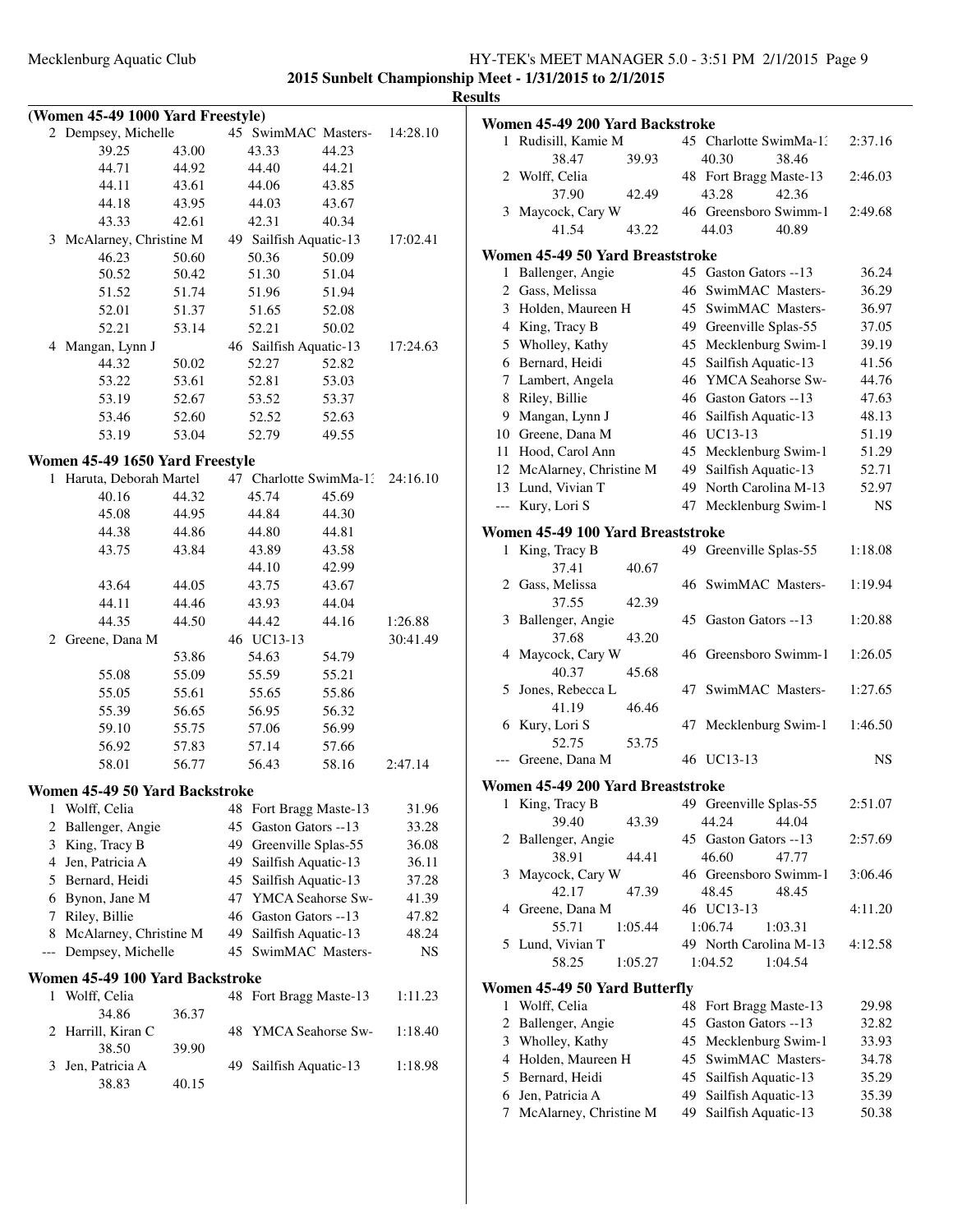**2015 Sunbelt Championship Meet - 1/31/2015 to 2/1/2015**

**Results**

### (Women 45-49 1000 Yard Freestyle)

2 Dempsey, Michelle — 45 SwimMAC Masters- — 14:28.10
39.25 43.00 43.33 44.23
44.71 44.92 44.40 44.21
44.11 43.61 44.06 43.85
44.18 43.95 44.03 43.67
43.33 42.61 42.31 40.34

3 McAlarney, Christine M — 49 Sailfish Aquatic-13 — 17:02.41
46.23 50.60 50.36 50.09
50.52 50.42 51.30 51.04
51.52 51.74 51.96 51.94
52.01 51.37 51.65 52.08
52.21 53.14 52.21 50.02

4 Mangan, Lynn J — 46 Sailfish Aquatic-13 — 17:24.63
44.32 50.02 52.27 52.82
53.22 53.61 52.81 53.03
53.19 52.67 53.52 53.37
53.46 52.60 52.52 52.63
53.19 53.04 52.79 49.55

### Women 45-49 1650 Yard Freestyle

1 Haruta, Deborah Martel — 47 Charlotte SwimMa-1: — 24:16.10
40.16 44.32 45.74 45.69
45.08 44.95 44.84 44.30
44.38 44.86 44.80 44.81
43.75 43.84 43.89 43.58
44.10 42.99
43.64 44.05 43.75 43.67
44.11 44.46 43.93 44.04
44.35 44.50 44.42 44.16 1:26.88

2 Greene, Dana M — 46 UC13-13 — 30:41.49
53.86 54.63 54.79
55.08 55.09 55.59 55.21
55.05 55.61 55.65 55.86
55.39 56.65 56.95 56.32
59.10 55.75 57.06 56.99
56.92 57.83 57.14 57.66
58.01 56.77 56.43 58.16 2:47.14

### Women 45-49 50 Yard Backstroke

| Place | Name | Age | Team | Time |
|---|---|---|---|---|
| 1 | Wolff, Celia | 48 | Fort Bragg Maste-13 | 31.96 |
| 2 | Ballenger, Angie | 45 | Gaston Gators --13 | 33.28 |
| 3 | King, Tracy B | 49 | Greenville Splas-55 | 36.08 |
| 4 | Jen, Patricia A | 49 | Sailfish Aquatic-13 | 36.11 |
| 5 | Bernard, Heidi | 45 | Sailfish Aquatic-13 | 37.28 |
| 6 | Bynon, Jane M | 47 | YMCA Seahorse Sw- | 41.39 |
| 7 | Riley, Billie | 46 | Gaston Gators --13 | 47.82 |
| 8 | McAlarney, Christine M | 49 | Sailfish Aquatic-13 | 48.24 |
| --- | Dempsey, Michelle | 45 | SwimMAC Masters- | NS |

### Women 45-49 100 Yard Backstroke

1 Wolff, Celia — 48 Fort Bragg Maste-13 — 1:11.23
34.86 36.37

2 Harrill, Kiran C — 48 YMCA Seahorse Sw- — 1:18.40
38.50 39.90

3 Jen, Patricia A — 49 Sailfish Aquatic-13 — 1:18.98
38.83 40.15

### Women 45-49 200 Yard Backstroke

1 Rudisill, Kamie M — 45 Charlotte SwimMa-1: — 2:37.16
38.47 39.93 40.30 38.46

2 Wolff, Celia — 48 Fort Bragg Maste-13 — 2:46.03
37.90 42.49 43.28 42.36

3 Maycock, Cary W — 46 Greensboro Swimm-1 — 2:49.68
41.54 43.22 44.03 40.89

### Women 45-49 50 Yard Breaststroke

| Place | Name | Age | Team | Time |
|---|---|---|---|---|
| 1 | Ballenger, Angie | 45 | Gaston Gators --13 | 36.24 |
| 2 | Gass, Melissa | 46 | SwimMAC Masters- | 36.29 |
| 3 | Holden, Maureen H | 45 | SwimMAC Masters- | 36.97 |
| 4 | King, Tracy B | 49 | Greenville Splas-55 | 37.05 |
| 5 | Wholley, Kathy | 45 | Mecklenburg Swim-1 | 39.19 |
| 6 | Bernard, Heidi | 45 | Sailfish Aquatic-13 | 41.56 |
| 7 | Lambert, Angela | 46 | YMCA Seahorse Sw- | 44.76 |
| 8 | Riley, Billie | 46 | Gaston Gators --13 | 47.63 |
| 9 | Mangan, Lynn J | 46 | Sailfish Aquatic-13 | 48.13 |
| 10 | Greene, Dana M | 46 | UC13-13 | 51.19 |
| 11 | Hood, Carol Ann | 45 | Mecklenburg Swim-1 | 51.29 |
| 12 | McAlarney, Christine M | 49 | Sailfish Aquatic-13 | 52.71 |
| 13 | Lund, Vivian T | 49 | North Carolina M-13 | 52.97 |
| --- | Kury, Lori S | 47 | Mecklenburg Swim-1 | NS |

### Women 45-49 100 Yard Breaststroke

1 King, Tracy B — 49 Greenville Splas-55 — 1:18.08
37.41 40.67

2 Gass, Melissa — 46 SwimMAC Masters- — 1:19.94
37.55 42.39

3 Ballenger, Angie — 45 Gaston Gators --13 — 1:20.88
37.68 43.20

4 Maycock, Cary W — 46 Greensboro Swimm-1 — 1:26.05
40.37 45.68

5 Jones, Rebecca L — 47 SwimMAC Masters- — 1:27.65
41.19 46.46

6 Kury, Lori S — 47 Mecklenburg Swim-1 — 1:46.50
52.75 53.75

--- Greene, Dana M — 46 UC13-13 — NS

### Women 45-49 200 Yard Breaststroke

1 King, Tracy B — 49 Greenville Splas-55 — 2:51.07
39.40 43.39 44.24 44.04

2 Ballenger, Angie — 45 Gaston Gators --13 — 2:57.69
38.91 44.41 46.60 47.77

3 Maycock, Cary W — 46 Greensboro Swimm-1 — 3:06.46
42.17 47.39 48.45 48.45

4 Greene, Dana M — 46 UC13-13 — 4:11.20
55.71 1:05.44 1:06.74 1:03.31

5 Lund, Vivian T — 49 North Carolina M-13 — 4:12.58
58.25 1:05.27 1:04.52 1:04.54

### Women 45-49 50 Yard Butterfly

| Place | Name | Age | Team | Time |
|---|---|---|---|---|
| 1 | Wolff, Celia | 48 | Fort Bragg Maste-13 | 29.98 |
| 2 | Ballenger, Angie | 45 | Gaston Gators --13 | 32.82 |
| 3 | Wholley, Kathy | 45 | Mecklenburg Swim-1 | 33.93 |
| 4 | Holden, Maureen H | 45 | SwimMAC Masters- | 34.78 |
| 5 | Bernard, Heidi | 45 | Sailfish Aquatic-13 | 35.29 |
| 6 | Jen, Patricia A | 49 | Sailfish Aquatic-13 | 35.39 |
| 7 | McAlarney, Christine M | 49 | Sailfish Aquatic-13 | 50.38 |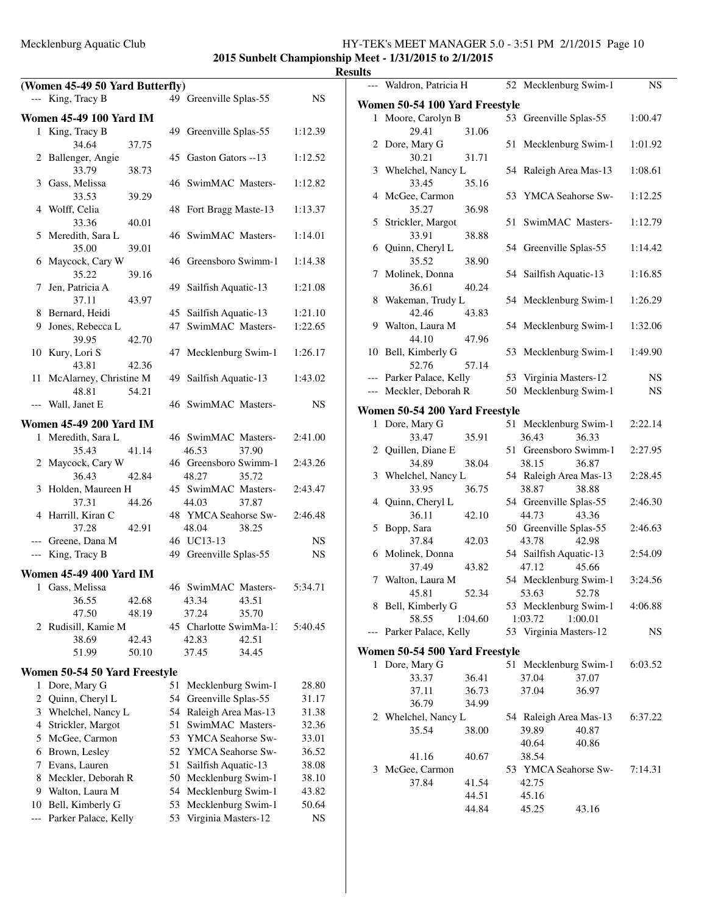**2015 Sunbelt Championship Meet - 1/31/2015 to 2/1/2015**

**Results**

### (Women 45-49 50 Yard Butterfly)

| Place | Name | Age | Team | Time |
|---|---|---|---|---|
| --- | King, Tracy B | 49 | Greenville Splas-55 | NS |

### Women 45-49 100 Yard IM

| Place | Name | Age | Team | Time |
|---|---|---|---|---|
| 1 | King, Tracy B | 49 | Greenville Splas-55 | 1:12.39 |
| | 34.64 37.75 | | | |
| 2 | Ballenger, Angie | 45 | Gaston Gators --13 | 1:12.52 |
| | 33.79 38.73 | | | |
| 3 | Gass, Melissa | 46 | SwimMAC Masters- | 1:12.82 |
| | 33.53 39.29 | | | |
| 4 | Wolff, Celia | 48 | Fort Bragg Maste-13 | 1:13.37 |
| | 33.36 40.01 | | | |
| 5 | Meredith, Sara L | 46 | SwimMAC Masters- | 1:14.01 |
| | 35.00 39.01 | | | |
| 6 | Maycock, Cary W | 46 | Greensboro Swimm-1 | 1:14.38 |
| | 35.22 39.16 | | | |
| 7 | Jen, Patricia A | 49 | Sailfish Aquatic-13 | 1:21.08 |
| | 37.11 43.97 | | | |
| 8 | Bernard, Heidi | 45 | Sailfish Aquatic-13 | 1:21.10 |
| 9 | Jones, Rebecca L | 47 | SwimMAC Masters- | 1:22.65 |
| | 39.95 42.70 | | | |
| 10 | Kury, Lori S | 47 | Mecklenburg Swim-1 | 1:26.17 |
| | 43.81 42.36 | | | |
| 11 | McAlarney, Christine M | 49 | Sailfish Aquatic-13 | 1:43.02 |
| | 48.81 54.21 | | | |
| --- | Wall, Janet E | 46 | SwimMAC Masters- | NS |

### Women 45-49 200 Yard IM

| Place | Name | Age | Team | Time |
|---|---|---|---|---|
| 1 | Meredith, Sara L | 46 | SwimMAC Masters- | 2:41.00 |
| | 35.43 41.14 46.53 37.90 | | | |
| 2 | Maycock, Cary W | 46 | Greensboro Swimm-1 | 2:43.26 |
| | 36.43 42.84 48.27 35.72 | | | |
| 3 | Holden, Maureen H | 45 | SwimMAC Masters- | 2:43.47 |
| | 37.31 44.26 44.03 37.87 | | | |
| 4 | Harrill, Kiran C | 48 | YMCA Seahorse Sw- | 2:46.48 |
| | 37.28 42.91 48.04 38.25 | | | |
| --- | Greene, Dana M | 46 | UC13-13 | NS |
| --- | King, Tracy B | 49 | Greenville Splas-55 | NS |

### Women 45-49 400 Yard IM

| Place | Name | Age | Team | Time |
|---|---|---|---|---|
| 1 | Gass, Melissa | 46 | SwimMAC Masters- | 5:34.71 |
| | 36.55 42.68 43.34 43.51 | | | |
| | 47.50 48.19 37.24 35.70 | | | |
| 2 | Rudisill, Kamie M | 45 | Charlotte SwimMa-1: | 5:40.45 |
| | 38.69 42.43 42.83 42.51 | | | |
| | 51.99 50.10 37.45 34.45 | | | |

### Women 50-54 50 Yard Freestyle

| Place | Name | Age | Team | Time |
|---|---|---|---|---|
| 1 | Dore, Mary G | 51 | Mecklenburg Swim-1 | 28.80 |
| 2 | Quinn, Cheryl L | 54 | Greenville Splas-55 | 31.17 |
| 3 | Whelchel, Nancy L | 54 | Raleigh Area Mas-13 | 31.38 |
| 4 | Strickler, Margot | 51 | SwimMAC Masters- | 32.36 |
| 5 | McGee, Carmon | 53 | YMCA Seahorse Sw- | 33.01 |
| 6 | Brown, Lesley | 52 | YMCA Seahorse Sw- | 36.52 |
| 7 | Evans, Lauren | 51 | Sailfish Aquatic-13 | 38.08 |
| 8 | Meckler, Deborah R | 50 | Mecklenburg Swim-1 | 38.10 |
| 9 | Walton, Laura M | 54 | Mecklenburg Swim-1 | 43.82 |
| 10 | Bell, Kimberly G | 53 | Mecklenburg Swim-1 | 50.64 |
| --- | Parker Palace, Kelly | 53 | Virginia Masters-12 | NS |
| --- | Waldron, Patricia H | 52 | Mecklenburg Swim-1 | NS |

### Women 50-54 100 Yard Freestyle

| Place | Name | Age | Team | Time |
|---|---|---|---|---|
| 1 | Moore, Carolyn B | 53 | Greenville Splas-55 | 1:00.47 |
| | 29.41 31.06 | | | |
| 2 | Dore, Mary G | 51 | Mecklenburg Swim-1 | 1:01.92 |
| | 30.21 31.71 | | | |
| 3 | Whelchel, Nancy L | 54 | Raleigh Area Mas-13 | 1:08.61 |
| | 33.45 35.16 | | | |
| 4 | McGee, Carmon | 53 | YMCA Seahorse Sw- | 1:12.25 |
| | 35.27 36.98 | | | |
| 5 | Strickler, Margot | 51 | SwimMAC Masters- | 1:12.79 |
| | 33.91 38.88 | | | |
| 6 | Quinn, Cheryl L | 54 | Greenville Splas-55 | 1:14.42 |
| | 35.52 38.90 | | | |
| 7 | Molinek, Donna | 54 | Sailfish Aquatic-13 | 1:16.85 |
| | 36.61 40.24 | | | |
| 8 | Wakeman, Trudy L | 54 | Mecklenburg Swim-1 | 1:26.29 |
| | 42.46 43.83 | | | |
| 9 | Walton, Laura M | 54 | Mecklenburg Swim-1 | 1:32.06 |
| | 44.10 47.96 | | | |
| 10 | Bell, Kimberly G | 53 | Mecklenburg Swim-1 | 1:49.90 |
| | 52.76 57.14 | | | |
| --- | Parker Palace, Kelly | 53 | Virginia Masters-12 | NS |
| --- | Meckler, Deborah R | 50 | Mecklenburg Swim-1 | NS |

### Women 50-54 200 Yard Freestyle

| Place | Name | Age | Team | Time |
|---|---|---|---|---|
| 1 | Dore, Mary G | 51 | Mecklenburg Swim-1 | 2:22.14 |
| | 33.47 35.91 36.43 36.33 | | | |
| 2 | Quillen, Diane E | 51 | Greensboro Swimm-1 | 2:27.95 |
| | 34.89 38.04 38.15 36.87 | | | |
| 3 | Whelchel, Nancy L | 54 | Raleigh Area Mas-13 | 2:28.45 |
| | 33.95 36.75 38.87 38.88 | | | |
| 4 | Quinn, Cheryl L | 54 | Greenville Splas-55 | 2:46.30 |
| | 36.11 42.10 44.73 43.36 | | | |
| 5 | Bopp, Sara | 50 | Greenville Splas-55 | 2:46.63 |
| | 37.84 42.03 43.78 42.98 | | | |
| 6 | Molinek, Donna | 54 | Sailfish Aquatic-13 | 2:54.09 |
| | 37.49 43.82 47.12 45.66 | | | |
| 7 | Walton, Laura M | 54 | Mecklenburg Swim-1 | 3:24.56 |
| | 45.81 52.34 53.63 52.78 | | | |
| 8 | Bell, Kimberly G | 53 | Mecklenburg Swim-1 | 4:06.88 |
| | 58.55 1:04.60 1:03.72 1:00.01 | | | |
| --- | Parker Palace, Kelly | 53 | Virginia Masters-12 | NS |

### Women 50-54 500 Yard Freestyle

| Place | Name | Age | Team | Time |
|---|---|---|---|---|
| 1 | Dore, Mary G | 51 | Mecklenburg Swim-1 | 6:03.52 |
| | 33.37 36.41 37.04 37.07 | | | |
| | 37.11 36.73 37.04 36.97 | | | |
| | 36.79 34.99 | | | |
| 2 | Whelchel, Nancy L | 54 | Raleigh Area Mas-13 | 6:37.22 |
| | 35.54 38.00 39.89 40.87 | | | |
| | 40.64 40.86 | | | |
| | 41.16 40.67 38.54 | | | |
| 3 | McGee, Carmon | 53 | YMCA Seahorse Sw- | 7:14.31 |
| | 37.84 41.54 42.75 | | | |
| | 44.51 45.16 | | | |
| | 44.84 45.25 43.16 | | | |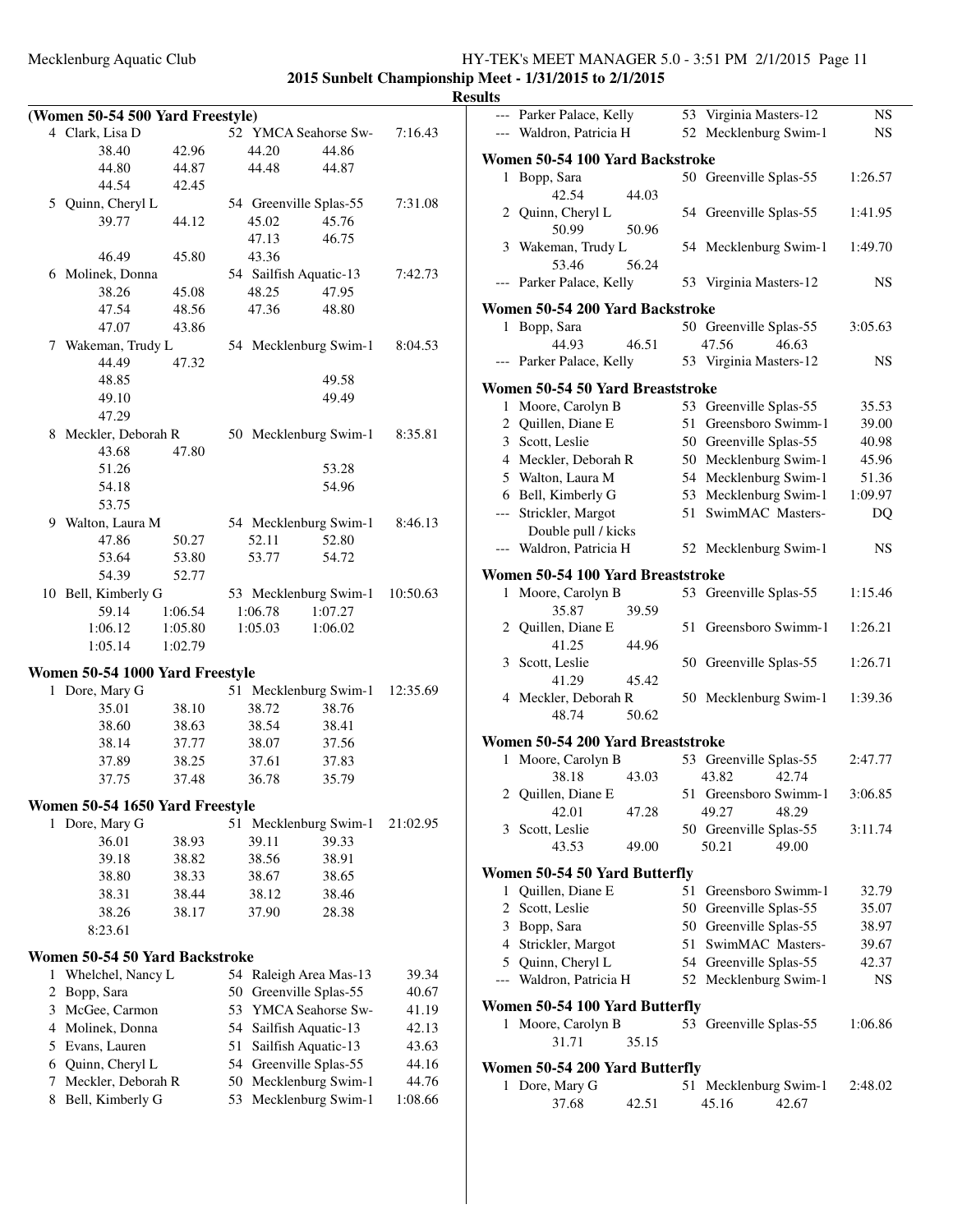**2015 Sunbelt Championship Meet - 1/31/2015 to 2/1/2015**

**Results**

## (Women 50-54 500 Yard Freestyle)

4 Clark, Lisa D — 52 YMCA Seahorse Sw- — 7:16.43
  38.40 42.96 44.20 44.86
  44.80 44.87 44.48 44.87
  44.54 42.45

5 Quinn, Cheryl L — 54 Greenville Splas-55 — 7:31.08
  39.77 44.12 45.02 45.76
  47.13 46.75
  46.49 45.80 43.36

6 Molinek, Donna — 54 Sailfish Aquatic-13 — 7:42.73
  38.26 45.08 48.25 47.95
  47.54 48.56 47.36 48.80
  47.07 43.86

7 Wakeman, Trudy L — 54 Mecklenburg Swim-1 — 8:04.53
  44.49 47.32
  48.85 49.58
  49.10 49.49
  47.29

8 Meckler, Deborah R — 50 Mecklenburg Swim-1 — 8:35.81
  43.68 47.80
  51.26 53.28
  54.18 54.96
  53.75

9 Walton, Laura M — 54 Mecklenburg Swim-1 — 8:46.13
  47.86 50.27 52.11 52.80
  53.64 53.80 53.77 54.72
  54.39 52.77

10 Bell, Kimberly G — 53 Mecklenburg Swim-1 — 10:50.63
  59.14 1:06.54 1:06.78 1:07.27
  1:06.12 1:05.80 1:05.03 1:06.02
  1:05.14 1:02.79

## Women 50-54 1000 Yard Freestyle

1 Dore, Mary G — 51 Mecklenburg Swim-1 — 12:35.69
  35.01 38.10 38.72 38.76
  38.60 38.63 38.54 38.41
  38.14 37.77 38.07 37.56
  37.89 38.25 37.61 37.83
  37.75 37.48 36.78 35.79

## Women 50-54 1650 Yard Freestyle

1 Dore, Mary G — 51 Mecklenburg Swim-1 — 21:02.95
  36.01 38.93 39.11 39.33
  39.18 38.82 38.56 38.91
  38.80 38.33 38.67 38.65
  38.31 38.44 38.12 38.46
  38.26 38.17 37.90 28.38
  8:23.61

## Women 50-54 50 Yard Backstroke

| Place | Name | Age | Team | Time |
|---|---|---|---|---|
| 1 | Whelchel, Nancy L | 54 | Raleigh Area Mas-13 | 39.34 |
| 2 | Bopp, Sara | 50 | Greenville Splas-55 | 40.67 |
| 3 | McGee, Carmon | 53 | YMCA Seahorse Sw- | 41.19 |
| 4 | Molinek, Donna | 54 | Sailfish Aquatic-13 | 42.13 |
| 5 | Evans, Lauren | 51 | Sailfish Aquatic-13 | 43.63 |
| 6 | Quinn, Cheryl L | 54 | Greenville Splas-55 | 44.16 |
| 7 | Meckler, Deborah R | 50 | Mecklenburg Swim-1 | 44.76 |
| 8 | Bell, Kimberly G | 53 | Mecklenburg Swim-1 | 1:08.66 |
| --- | Parker Palace, Kelly | 53 | Virginia Masters-12 | NS |
| --- | Waldron, Patricia H | 52 | Mecklenburg Swim-1 | NS |

## Women 50-54 100 Yard Backstroke

1 Bopp, Sara — 50 Greenville Splas-55 — 1:26.57
  42.54 44.03

2 Quinn, Cheryl L — 54 Greenville Splas-55 — 1:41.95
  50.99 50.96

3 Wakeman, Trudy L — 54 Mecklenburg Swim-1 — 1:49.70
  53.46 56.24

--- Parker Palace, Kelly — 53 Virginia Masters-12 — NS

## Women 50-54 200 Yard Backstroke

1 Bopp, Sara — 50 Greenville Splas-55 — 3:05.63
  44.93 46.51 47.56 46.63

--- Parker Palace, Kelly — 53 Virginia Masters-12 — NS

## Women 50-54 50 Yard Breaststroke

| Place | Name | Age | Team | Time |
|---|---|---|---|---|
| 1 | Moore, Carolyn B | 53 | Greenville Splas-55 | 35.53 |
| 2 | Quillen, Diane E | 51 | Greensboro Swimm-1 | 39.00 |
| 3 | Scott, Leslie | 50 | Greenville Splas-55 | 40.98 |
| 4 | Meckler, Deborah R | 50 | Mecklenburg Swim-1 | 45.96 |
| 5 | Walton, Laura M | 54 | Mecklenburg Swim-1 | 51.36 |
| 6 | Bell, Kimberly G | 53 | Mecklenburg Swim-1 | 1:09.97 |
| --- | Strickler, Margot (Double pull / kicks) | 51 | SwimMAC Masters- | DQ |
| --- | Waldron, Patricia H | 52 | Mecklenburg Swim-1 | NS |

## Women 50-54 100 Yard Breaststroke

1 Moore, Carolyn B — 53 Greenville Splas-55 — 1:15.46
  35.87 39.59

2 Quillen, Diane E — 51 Greensboro Swimm-1 — 1:26.21
  41.25 44.96

3 Scott, Leslie — 50 Greenville Splas-55 — 1:26.71
  41.29 45.42

4 Meckler, Deborah R — 50 Mecklenburg Swim-1 — 1:39.36
  48.74 50.62

## Women 50-54 200 Yard Breaststroke

1 Moore, Carolyn B — 53 Greenville Splas-55 — 2:47.77
  38.18 43.03 43.82 42.74

2 Quillen, Diane E — 51 Greensboro Swimm-1 — 3:06.85
  42.01 47.28 49.27 48.29

3 Scott, Leslie — 50 Greenville Splas-55 — 3:11.74
  43.53 49.00 50.21 49.00

## Women 50-54 50 Yard Butterfly

| Place | Name | Age | Team | Time |
|---|---|---|---|---|
| 1 | Quillen, Diane E | 51 | Greensboro Swimm-1 | 32.79 |
| 2 | Scott, Leslie | 50 | Greenville Splas-55 | 35.07 |
| 3 | Bopp, Sara | 50 | Greenville Splas-55 | 38.97 |
| 4 | Strickler, Margot | 51 | SwimMAC Masters- | 39.67 |
| 5 | Quinn, Cheryl L | 54 | Greenville Splas-55 | 42.37 |
| --- | Waldron, Patricia H | 52 | Mecklenburg Swim-1 | NS |

## Women 50-54 100 Yard Butterfly

1 Moore, Carolyn B — 53 Greenville Splas-55 — 1:06.86
  31.71 35.15

## Women 50-54 200 Yard Butterfly

1 Dore, Mary G — 51 Mecklenburg Swim-1 — 2:48.02
  37.68 42.51 45.16 42.67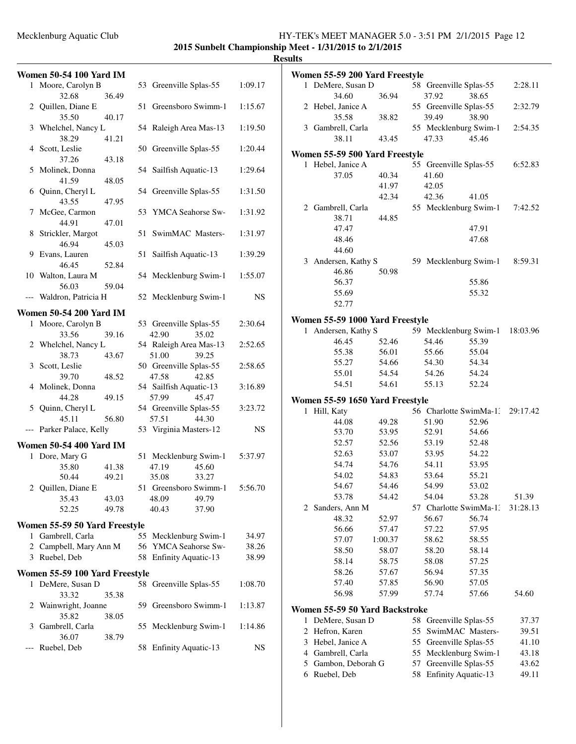**2015 Sunbelt Championship Meet - 1/31/2015 to 2/1/2015**

**Results**

### Women 50-54 100 Yard IM

| Place | Name | Age | Team | Time |
|---|---|---|---|---|
| 1 | Moore, Carolyn B | 53 | Greenville Splas-55 | 1:09.17 |
| | 32.68 36.49 | | | |
| 2 | Quillen, Diane E | 51 | Greensboro Swimm-1 | 1:15.67 |
| | 35.50 40.17 | | | |
| 3 | Whelchel, Nancy L | 54 | Raleigh Area Mas-13 | 1:19.50 |
| | 38.29 41.21 | | | |
| 4 | Scott, Leslie | 50 | Greenville Splas-55 | 1:20.44 |
| | 37.26 43.18 | | | |
| 5 | Molinek, Donna | 54 | Sailfish Aquatic-13 | 1:29.64 |
| | 41.59 48.05 | | | |
| 6 | Quinn, Cheryl L | 54 | Greenville Splas-55 | 1:31.50 |
| | 43.55 47.95 | | | |
| 7 | McGee, Carmon | 53 | YMCA Seahorse Sw- | 1:31.92 |
| | 44.91 47.01 | | | |
| 8 | Strickler, Margot | 51 | SwimMAC Masters- | 1:31.97 |
| | 46.94 45.03 | | | |
| 9 | Evans, Lauren | 51 | Sailfish Aquatic-13 | 1:39.29 |
| | 46.45 52.84 | | | |
| 10 | Walton, Laura M | 54 | Mecklenburg Swim-1 | 1:55.07 |
| | 56.03 59.04 | | | |
| --- | Waldron, Patricia H | 52 | Mecklenburg Swim-1 | NS |

### Women 50-54 200 Yard IM

| Place | Name | Age | Team | Time |
|---|---|---|---|---|
| 1 | Moore, Carolyn B | 53 | Greenville Splas-55 | 2:30.64 |
| | 33.56 39.16 42.90 35.02 | | | |
| 2 | Whelchel, Nancy L | 54 | Raleigh Area Mas-13 | 2:52.65 |
| | 38.73 43.67 51.00 39.25 | | | |
| 3 | Scott, Leslie | 50 | Greenville Splas-55 | 2:58.65 |
| | 39.70 48.52 47.58 42.85 | | | |
| 4 | Molinek, Donna | 54 | Sailfish Aquatic-13 | 3:16.89 |
| | 44.28 49.15 57.99 45.47 | | | |
| 5 | Quinn, Cheryl L | 54 | Greenville Splas-55 | 3:23.72 |
| | 45.11 56.80 57.51 44.30 | | | |
| --- | Parker Palace, Kelly | 53 | Virginia Masters-12 | NS |

### Women 50-54 400 Yard IM

| Place | Name | Age | Team | Time |
|---|---|---|---|---|
| 1 | Dore, Mary G | 51 | Mecklenburg Swim-1 | 5:37.97 |
| | 35.80 41.38 47.19 45.60 | | | |
| | 50.44 49.21 35.08 33.27 | | | |
| 2 | Quillen, Diane E | 51 | Greensboro Swimm-1 | 5:56.70 |
| | 35.43 43.03 48.09 49.79 | | | |
| | 52.25 49.78 40.43 37.90 | | | |

### Women 55-59 50 Yard Freestyle

| Place | Name | Age | Team | Time |
|---|---|---|---|---|
| 1 | Gambrell, Carla | 55 | Mecklenburg Swim-1 | 34.97 |
| 2 | Campbell, Mary Ann M | 56 | YMCA Seahorse Sw- | 38.26 |
| 3 | Ruebel, Deb | 58 | Enfinity Aquatic-13 | 38.99 |

### Women 55-59 100 Yard Freestyle

| Place | Name | Age | Team | Time |
|---|---|---|---|---|
| 1 | DeMere, Susan D | 58 | Greenville Splas-55 | 1:08.70 |
| | 33.32 35.38 | | | |
| 2 | Wainwright, Joanne | 59 | Greensboro Swimm-1 | 1:13.87 |
| | 35.82 38.05 | | | |
| 3 | Gambrell, Carla | 55 | Mecklenburg Swim-1 | 1:14.86 |
| | 36.07 38.79 | | | |
| --- | Ruebel, Deb | 58 | Enfinity Aquatic-13 | NS |

### Women 55-59 200 Yard Freestyle

| Place | Name | Age | Team | Time |
|---|---|---|---|---|
| 1 | DeMere, Susan D | 58 | Greenville Splas-55 | 2:28.11 |
| | 34.60 36.94 37.92 38.65 | | | |
| 2 | Hebel, Janice A | 55 | Greenville Splas-55 | 2:32.79 |
| | 35.58 38.82 39.49 38.90 | | | |
| 3 | Gambrell, Carla | 55 | Mecklenburg Swim-1 | 2:54.35 |
| | 38.11 43.45 47.33 45.46 | | | |

### Women 55-59 500 Yard Freestyle

| Place | Name | Age | Team | Time |
|---|---|---|---|---|
| 1 | Hebel, Janice A | 55 | Greenville Splas-55 | 6:52.83 |
| | 37.05 40.34 41.60 | | | |
| | 41.97 42.05 | | | |
| | 42.34 42.36 41.05 | | | |
| 2 | Gambrell, Carla | 55 | Mecklenburg Swim-1 | 7:42.52 |
| | 38.71 44.85 | | | |
| | 47.47 47.91 | | | |
| | 48.46 47.68 | | | |
| | 44.60 | | | |
| 3 | Andersen, Kathy S | 59 | Mecklenburg Swim-1 | 8:59.31 |
| | 46.86 50.98 | | | |
| | 56.37 55.86 | | | |
| | 55.69 55.32 | | | |
| | 52.77 | | | |

### Women 55-59 1000 Yard Freestyle

| Place | Name | Age | Team | Time |
|---|---|---|---|---|
| 1 | Andersen, Kathy S | 59 | Mecklenburg Swim-1 | 18:03.96 |
| | 46.45 52.46 54.46 55.39 | | | |
| | 55.38 56.01 55.66 55.04 | | | |
| | 55.27 54.66 54.30 54.34 | | | |
| | 55.01 54.54 54.26 54.24 | | | |
| | 54.51 54.61 55.13 52.24 | | | |

### Women 55-59 1650 Yard Freestyle

| Place | Name | Age | Team | Time |
|---|---|---|---|---|
| 1 | Hill, Katy | 56 | Charlotte SwimMa-13 | 29:17.42 |
| | 44.08 49.28 51.90 52.96 | | | |
| | 53.70 53.95 52.91 54.66 | | | |
| | 52.57 52.56 53.19 52.48 | | | |
| | 52.63 53.07 53.95 54.22 | | | |
| | 54.74 54.76 54.11 53.95 | | | |
| | 54.02 54.83 53.64 55.21 | | | |
| | 54.67 54.46 54.99 53.02 | | | |
| | 53.78 54.42 54.04 53.28 51.39 | | | |
| 2 | Sanders, Ann M | 57 | Charlotte SwimMa-13 | 31:28.13 |
| | 48.32 52.97 56.67 56.74 | | | |
| | 56.66 57.47 57.22 57.95 | | | |
| | 57.07 1:00.37 58.62 58.55 | | | |
| | 58.50 58.07 58.20 58.14 | | | |
| | 58.14 58.75 58.08 57.25 | | | |
| | 58.26 57.67 56.94 57.35 | | | |
| | 57.40 57.85 56.90 57.05 | | | |
| | 56.98 57.99 57.74 57.66 54.60 | | | |

### Women 55-59 50 Yard Backstroke

| Place | Name | Age | Team | Time |
|---|---|---|---|---|
| 1 | DeMere, Susan D | 58 | Greenville Splas-55 | 37.37 |
| 2 | Hefron, Karen | 55 | SwimMAC Masters- | 39.51 |
| 3 | Hebel, Janice A | 55 | Greenville Splas-55 | 41.10 |
| 4 | Gambrell, Carla | 55 | Mecklenburg Swim-1 | 43.18 |
| 5 | Gambon, Deborah G | 57 | Greenville Splas-55 | 43.62 |
| 6 | Ruebel, Deb | 58 | Enfinity Aquatic-13 | 49.11 |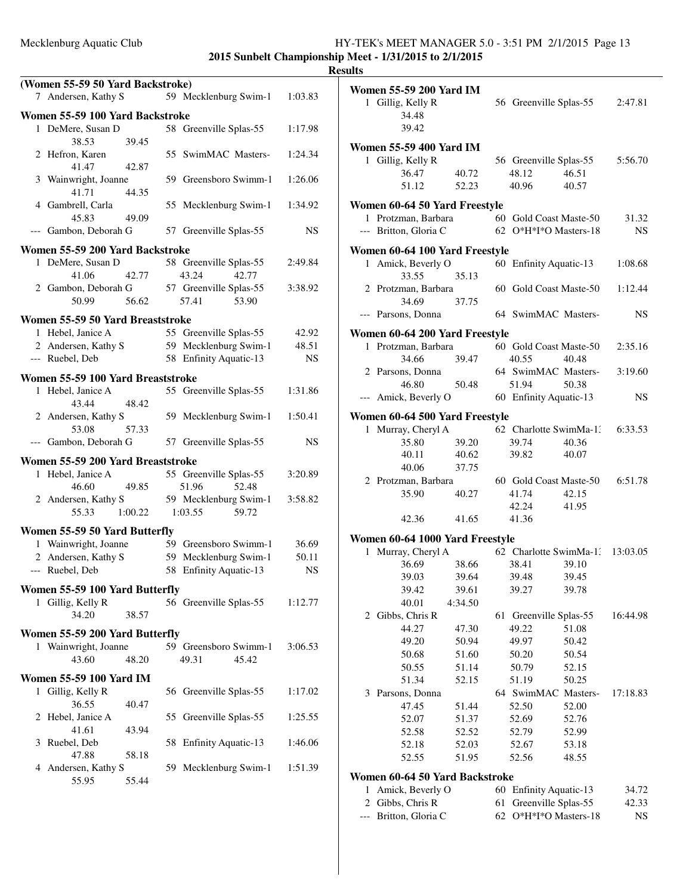**2015 Sunbelt Championship Meet - 1/31/2015 to 2/1/2015**

**Results**

### (Women 55-59 50 Yard Backstroke)

7 Andersen, Kathy S — 59 Mecklenburg Swim-1 — 1:03.83

### Women 55-59 100 Yard Backstroke

1 DeMere, Susan D — 58 Greenville Splas-55 — 1:17.98
38.53 39.45

2 Hefron, Karen — 55 SwimMAC Masters- — 1:24.34
41.47 42.87

3 Wainwright, Joanne — 59 Greensboro Swimm-1 — 1:26.06
41.71 44.35

4 Gambrell, Carla — 55 Mecklenburg Swim-1 — 1:34.92
45.83 49.09

--- Gambon, Deborah G — 57 Greenville Splas-55 — NS

### Women 55-59 200 Yard Backstroke

1 DeMere, Susan D — 58 Greenville Splas-55 — 2:49.84
41.06 42.77 43.24 42.77

2 Gambon, Deborah G — 57 Greenville Splas-55 — 3:38.92
50.99 56.62 57.41 53.90

### Women 55-59 50 Yard Breaststroke

1 Hebel, Janice A — 55 Greenville Splas-55 — 42.92
2 Andersen, Kathy S — 59 Mecklenburg Swim-1 — 48.51
--- Ruebel, Deb — 58 Enfinity Aquatic-13 — NS

### Women 55-59 100 Yard Breaststroke

1 Hebel, Janice A — 55 Greenville Splas-55 — 1:31.86
43.44 48.42

2 Andersen, Kathy S — 59 Mecklenburg Swim-1 — 1:50.41
53.08 57.33

--- Gambon, Deborah G — 57 Greenville Splas-55 — NS

### Women 55-59 200 Yard Breaststroke

1 Hebel, Janice A — 55 Greenville Splas-55 — 3:20.89
46.60 49.85 51.96 52.48

2 Andersen, Kathy S — 59 Mecklenburg Swim-1 — 3:58.82
55.33 1:00.22 1:03.55 59.72

### Women 55-59 50 Yard Butterfly

1 Wainwright, Joanne — 59 Greensboro Swimm-1 — 36.69
2 Andersen, Kathy S — 59 Mecklenburg Swim-1 — 50.11
--- Ruebel, Deb — 58 Enfinity Aquatic-13 — NS

### Women 55-59 100 Yard Butterfly

1 Gillig, Kelly R — 56 Greenville Splas-55 — 1:12.77
34.20 38.57

### Women 55-59 200 Yard Butterfly

1 Wainwright, Joanne — 59 Greensboro Swimm-1 — 3:06.53
43.60 48.20 49.31 45.42

### Women 55-59 100 Yard IM

1 Gillig, Kelly R — 56 Greenville Splas-55 — 1:17.02
36.55 40.47

2 Hebel, Janice A — 55 Greenville Splas-55 — 1:25.55
41.61 43.94

3 Ruebel, Deb — 58 Enfinity Aquatic-13 — 1:46.06
47.88 58.18

4 Andersen, Kathy S — 59 Mecklenburg Swim-1 — 1:51.39
55.95 55.44

### Women 55-59 200 Yard IM

1 Gillig, Kelly R — 56 Greenville Splas-55 — 2:47.81
34.48
39.42

### Women 55-59 400 Yard IM

1 Gillig, Kelly R — 56 Greenville Splas-55 — 5:56.70
36.47 40.72 48.12 46.51
51.12 52.23 40.96 40.57

### Women 60-64 50 Yard Freestyle

1 Protzman, Barbara — 60 Gold Coast Maste-50 — 31.32
--- Britton, Gloria C — 62 O*H*I*O Masters-18 — NS

### Women 60-64 100 Yard Freestyle

1 Amick, Beverly O — 60 Enfinity Aquatic-13 — 1:08.68
33.55 35.13

2 Protzman, Barbara — 60 Gold Coast Maste-50 — 1:12.44
34.69 37.75

--- Parsons, Donna — 64 SwimMAC Masters- — NS

### Women 60-64 200 Yard Freestyle

1 Protzman, Barbara — 60 Gold Coast Maste-50 — 2:35.16
34.66 39.47 40.55 40.48

2 Parsons, Donna — 64 SwimMAC Masters- — 3:19.60
46.80 50.48 51.94 50.38

--- Amick, Beverly O — 60 Enfinity Aquatic-13 — NS

### Women 60-64 500 Yard Freestyle

1 Murray, Cheryl A — 62 Charlotte SwimMa-1: — 6:33.53
35.80 39.20 39.74 40.36
40.11 40.62 39.82 40.07
40.06 37.75

2 Protzman, Barbara — 60 Gold Coast Maste-50 — 6:51.78
35.90 40.27 41.74 42.15
42.24 41.95
42.36 41.65 41.36

### Women 60-64 1000 Yard Freestyle

1 Murray, Cheryl A — 62 Charlotte SwimMa-1: — 13:03.05
36.69 38.66 38.41 39.10
39.03 39.64 39.48 39.45
39.42 39.61 39.27 39.78
40.01 4:34.50

2 Gibbs, Chris R — 61 Greenville Splas-55 — 16:44.98
44.27 47.30 49.22 51.08
49.20 50.94 49.97 50.42
50.68 51.60 50.20 50.54
50.55 51.14 50.79 52.15
51.34 52.15 51.19 50.25

3 Parsons, Donna — 64 SwimMAC Masters- — 17:18.83
47.45 51.44 52.50 52.00
52.07 51.37 52.69 52.76
52.58 52.52 52.79 52.99
52.18 52.03 52.67 53.18
52.55 51.95 52.56 48.55

### Women 60-64 50 Yard Backstroke

1 Amick, Beverly O — 60 Enfinity Aquatic-13 — 34.72
2 Gibbs, Chris R — 61 Greenville Splas-55 — 42.33
--- Britton, Gloria C — 62 O*H*I*O Masters-18 — NS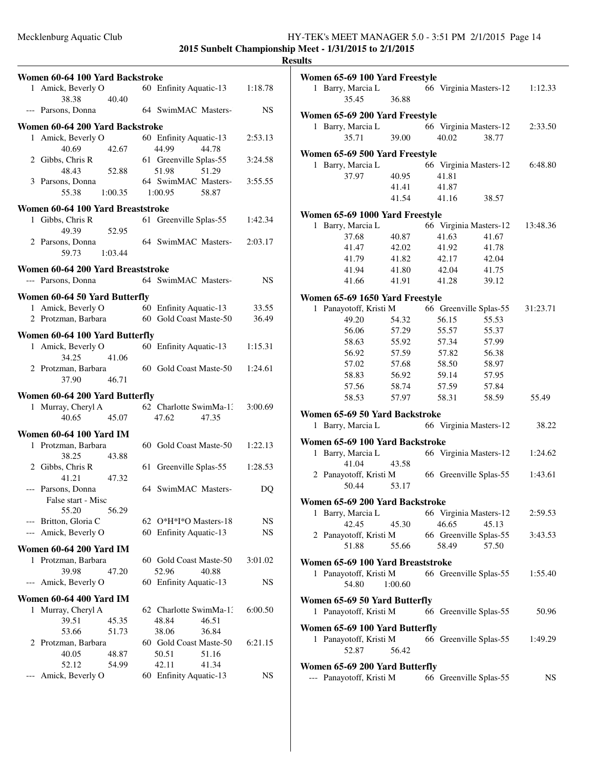**2015 Sunbelt Championship Meet - 1/31/2015 to 2/1/2015**

**Results**

### Women 60-64 100 Yard Backstroke

```
  1 Amick, Beverly O          60 Enfinity Aquatic-13      1:18.78
        38.38     40.40
--- Parsons, Donna            64 SwimMAC Masters-              NS
```

### Women 60-64 200 Yard Backstroke

```
  1 Amick, Beverly O          60 Enfinity Aquatic-13      2:53.13
        40.69     42.67     44.99     44.78
  2 Gibbs, Chris R            61 Greenville Splas-55      3:24.58
        48.43     52.88     51.98     51.29
  3 Parsons, Donna            64 SwimMAC Masters-         3:55.55
        55.38   1:00.35   1:00.95     58.87
```

### Women 60-64 100 Yard Breaststroke

```
  1 Gibbs, Chris R            61 Greenville Splas-55      1:42.34
        49.39     52.95
  2 Parsons, Donna            64 SwimMAC Masters-         2:03.17
        59.73   1:03.44
```

### Women 60-64 200 Yard Breaststroke

```
--- Parsons, Donna            64 SwimMAC Masters-              NS
```

### Women 60-64 50 Yard Butterfly

```
  1 Amick, Beverly O          60 Enfinity Aquatic-13        33.55
  2 Protzman, Barbara         60 Gold Coast Maste-50        36.49
```

### Women 60-64 100 Yard Butterfly

```
  1 Amick, Beverly O          60 Enfinity Aquatic-13      1:15.31
        34.25     41.06
  2 Protzman, Barbara         60 Gold Coast Maste-50      1:24.61
        37.90     46.71
```

### Women 60-64 200 Yard Butterfly

```
  1 Murray, Cheryl A          62 Charlotte SwimMa-1:      3:00.69
        40.65     45.07     47.62     47.35
```

### Women 60-64 100 Yard IM

```
  1 Protzman, Barbara         60 Gold Coast Maste-50      1:22.13
        38.25     43.88
  2 Gibbs, Chris R            61 Greenville Splas-55      1:28.53
        41.21     47.32
--- Parsons, Donna            64 SwimMAC Masters-              DQ
    False start - Misc
        55.20     56.29
--- Britton, Gloria C         62 O*H*I*O Masters-18            NS
--- Amick, Beverly O          60 Enfinity Aquatic-13           NS
```

### Women 60-64 200 Yard IM

```
  1 Protzman, Barbara         60 Gold Coast Maste-50      3:01.02
        39.98     47.20     52.96     40.88
--- Amick, Beverly O          60 Enfinity Aquatic-13           NS
```

### Women 60-64 400 Yard IM

```
  1 Murray, Cheryl A          62 Charlotte SwimMa-1:      6:00.50
        39.51     45.35     48.84     46.51
        53.66     51.73     38.06     36.84
  2 Protzman, Barbara         60 Gold Coast Maste-50      6:21.15
        40.05     48.87     50.51     51.16
        52.12     54.99     42.11     41.34
--- Amick, Beverly O          60 Enfinity Aquatic-13           NS
```

### Women 65-69 100 Yard Freestyle

```
  1 Barry, Marcia L           66 Virginia Masters-12      1:12.33
        35.45     36.88
```

### Women 65-69 200 Yard Freestyle

```
  1 Barry, Marcia L           66 Virginia Masters-12      2:33.50
        35.71     39.00     40.02     38.77
```

### Women 65-69 500 Yard Freestyle

```
  1 Barry, Marcia L           66 Virginia Masters-12      6:48.80
        37.97     40.95     41.81
                  41.41     41.87
                  41.54     41.16     38.57
```

### Women 65-69 1000 Yard Freestyle

```
  1 Barry, Marcia L           66 Virginia Masters-12     13:48.36
        37.68     40.87     41.63     41.67
        41.47     42.02     41.92     41.78
        41.79     41.82     42.17     42.04
        41.94     41.80     42.04     41.75
        41.66     41.91     41.28     39.12
```

### Women 65-69 1650 Yard Freestyle

```
  1 Panayotoff, Kristi M      66 Greenville Splas-55     31:23.71
        49.20     54.32     56.15     55.53
        56.06     57.29     55.57     55.37
        58.63     55.92     57.34     57.99
        56.92     57.59     57.82     56.38
        57.02     57.68     58.50     58.97
        58.83     56.92     59.14     57.95
        57.56     58.74     57.59     57.84
        58.53     57.97     58.31     58.59     55.49
```

### Women 65-69 50 Yard Backstroke

```
  1 Barry, Marcia L           66 Virginia Masters-12        38.22
```

### Women 65-69 100 Yard Backstroke

```
  1 Barry, Marcia L           66 Virginia Masters-12      1:24.62
        41.04     43.58
  2 Panayotoff, Kristi M      66 Greenville Splas-55      1:43.61
        50.44     53.17
```

### Women 65-69 200 Yard Backstroke

```
  1 Barry, Marcia L           66 Virginia Masters-12      2:59.53
        42.45     45.30     46.65     45.13
  2 Panayotoff, Kristi M      66 Greenville Splas-55      3:43.53
        51.88     55.66     58.49     57.50
```

### Women 65-69 100 Yard Breaststroke

```
  1 Panayotoff, Kristi M      66 Greenville Splas-55      1:55.40
        54.80   1:00.60
```

### Women 65-69 50 Yard Butterfly

```
  1 Panayotoff, Kristi M      66 Greenville Splas-55        50.96
```

### Women 65-69 100 Yard Butterfly

```
  1 Panayotoff, Kristi M      66 Greenville Splas-55      1:49.29
        52.87     56.42
```

### Women 65-69 200 Yard Butterfly

```
--- Panayotoff, Kristi M      66 Greenville Splas-55           NS
```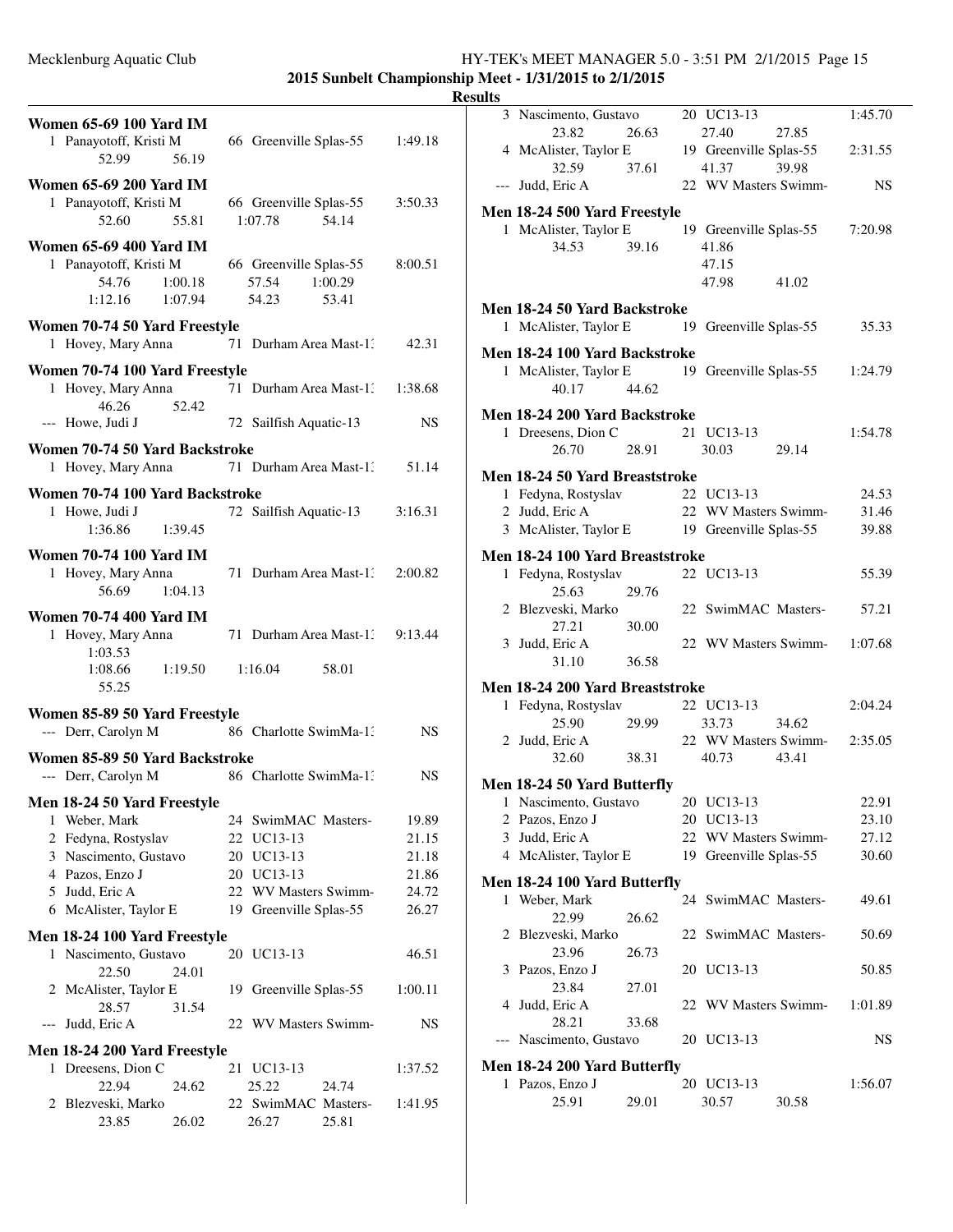**2015 Sunbelt Championship Meet - 1/31/2015 to 2/1/2015**

**Results**

### Women 65-69 100 Yard IM

1 Panayotoff, Kristi M — 66 Greenville Splas-55 — 1:49.18
52.99 56.19

### Women 65-69 200 Yard IM

1 Panayotoff, Kristi M — 66 Greenville Splas-55 — 3:50.33
52.60 55.81 1:07.78 54.14

### Women 65-69 400 Yard IM

1 Panayotoff, Kristi M — 66 Greenville Splas-55 — 8:00.51
54.76 1:00.18 57.54 1:00.29
1:12.16 1:07.94 54.23 53.41

### Women 70-74 50 Yard Freestyle

1 Hovey, Mary Anna — 71 Durham Area Mast-13 — 42.31

### Women 70-74 100 Yard Freestyle

1 Hovey, Mary Anna — 71 Durham Area Mast-13 — 1:38.68
46.26 52.42
--- Howe, Judi J — 72 Sailfish Aquatic-13 — NS

### Women 70-74 50 Yard Backstroke

1 Hovey, Mary Anna — 71 Durham Area Mast-13 — 51.14

### Women 70-74 100 Yard Backstroke

1 Howe, Judi J — 72 Sailfish Aquatic-13 — 3:16.31
1:36.86 1:39.45

### Women 70-74 100 Yard IM

1 Hovey, Mary Anna — 71 Durham Area Mast-13 — 2:00.82
56.69 1:04.13

### Women 70-74 400 Yard IM

1 Hovey, Mary Anna — 71 Durham Area Mast-13 — 9:13.44
1:03.53
1:08.66 1:19.50 1:16.04 58.01
55.25

### Women 85-89 50 Yard Freestyle

--- Derr, Carolyn M — 86 Charlotte SwimMa-13 — NS

### Women 85-89 50 Yard Backstroke

--- Derr, Carolyn M — 86 Charlotte SwimMa-13 — NS

### Men 18-24 50 Yard Freestyle

1 Weber, Mark — 24 SwimMAC Masters- — 19.89
2 Fedyna, Rostyslav — 22 UC13-13 — 21.15
3 Nascimento, Gustavo — 20 UC13-13 — 21.18
4 Pazos, Enzo J — 20 UC13-13 — 21.86
5 Judd, Eric A — 22 WV Masters Swimm- — 24.72
6 McAlister, Taylor E — 19 Greenville Splas-55 — 26.27

### Men 18-24 100 Yard Freestyle

1 Nascimento, Gustavo — 20 UC13-13 — 46.51
22.50 24.01
2 McAlister, Taylor E — 19 Greenville Splas-55 — 1:00.11
28.57 31.54
--- Judd, Eric A — 22 WV Masters Swimm- — NS

### Men 18-24 200 Yard Freestyle

1 Dreesens, Dion C — 21 UC13-13 — 1:37.52
22.94 24.62 25.22 24.74
2 Blezveski, Marko — 22 SwimMAC Masters- — 1:41.95
23.85 26.02 26.27 25.81
3 Nascimento, Gustavo — 20 UC13-13 — 1:45.70
23.82 26.63 27.40 27.85
4 McAlister, Taylor E — 19 Greenville Splas-55 — 2:31.55
32.59 37.61 41.37 39.98
--- Judd, Eric A — 22 WV Masters Swimm- — NS

### Men 18-24 500 Yard Freestyle

1 McAlister, Taylor E — 19 Greenville Splas-55 — 7:20.98
34.53 39.16 41.86
47.15
47.98 41.02

### Men 18-24 50 Yard Backstroke

1 McAlister, Taylor E — 19 Greenville Splas-55 — 35.33

### Men 18-24 100 Yard Backstroke

1 McAlister, Taylor E — 19 Greenville Splas-55 — 1:24.79
40.17 44.62

### Men 18-24 200 Yard Backstroke

1 Dreesens, Dion C — 21 UC13-13 — 1:54.78
26.70 28.91 30.03 29.14

### Men 18-24 50 Yard Breaststroke

1 Fedyna, Rostyslav — 22 UC13-13 — 24.53
2 Judd, Eric A — 22 WV Masters Swimm- — 31.46
3 McAlister, Taylor E — 19 Greenville Splas-55 — 39.88

### Men 18-24 100 Yard Breaststroke

1 Fedyna, Rostyslav — 22 UC13-13 — 55.39
25.63 29.76
2 Blezveski, Marko — 22 SwimMAC Masters- — 57.21
27.21 30.00
3 Judd, Eric A — 22 WV Masters Swimm- — 1:07.68
31.10 36.58

### Men 18-24 200 Yard Breaststroke

1 Fedyna, Rostyslav — 22 UC13-13 — 2:04.24
25.90 29.99 33.73 34.62
2 Judd, Eric A — 22 WV Masters Swimm- — 2:35.05
32.60 38.31 40.73 43.41

### Men 18-24 50 Yard Butterfly

1 Nascimento, Gustavo — 20 UC13-13 — 22.91
2 Pazos, Enzo J — 20 UC13-13 — 23.10
3 Judd, Eric A — 22 WV Masters Swimm- — 27.12
4 McAlister, Taylor E — 19 Greenville Splas-55 — 30.60

### Men 18-24 100 Yard Butterfly

1 Weber, Mark — 24 SwimMAC Masters- — 49.61
22.99 26.62
2 Blezveski, Marko — 22 SwimMAC Masters- — 50.69
23.96 26.73
3 Pazos, Enzo J — 20 UC13-13 — 50.85
23.84 27.01
4 Judd, Eric A — 22 WV Masters Swimm- — 1:01.89
28.21 33.68
--- Nascimento, Gustavo — 20 UC13-13 — NS

### Men 18-24 200 Yard Butterfly

1 Pazos, Enzo J — 20 UC13-13 — 1:56.07
25.91 29.01 30.57 30.58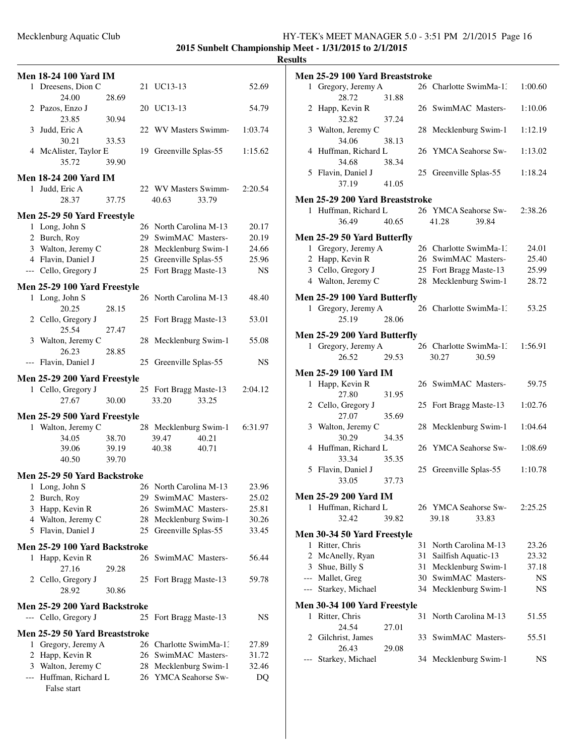**2015 Sunbelt Championship Meet - 1/31/2015 to 2/1/2015**

**Results**

### Men 18-24 100 Yard IM

| Place | Name | Age | Team | Time |
|---|---|---|---|---|
| 1 | Dreesens, Dion C | 21 | UC13-13 | 52.69 |
| | 24.00 28.69 | | | |
| 2 | Pazos, Enzo J | 20 | UC13-13 | 54.79 |
| | 23.85 30.94 | | | |
| 3 | Judd, Eric A | 22 | WV Masters Swimm- | 1:03.74 |
| | 30.21 33.53 | | | |
| 4 | McAlister, Taylor E | 19 | Greenville Splas-55 | 1:15.62 |
| | 35.72 39.90 | | | |

### Men 18-24 200 Yard IM

| Place | Name | Age | Team | Time |
|---|---|---|---|---|
| 1 | Judd, Eric A | 22 | WV Masters Swimm- | 2:20.54 |
| | 28.37 37.75 40.63 33.79 | | | |

### Men 25-29 50 Yard Freestyle

| Place | Name | Age | Team | Time |
|---|---|---|---|---|
| 1 | Long, John S | 26 | North Carolina M-13 | 20.17 |
| 2 | Burch, Roy | 29 | SwimMAC Masters- | 20.19 |
| 3 | Walton, Jeremy C | 28 | Mecklenburg Swim-1 | 24.66 |
| 4 | Flavin, Daniel J | 25 | Greenville Splas-55 | 25.96 |
| --- | Cello, Gregory J | 25 | Fort Bragg Maste-13 | NS |

### Men 25-29 100 Yard Freestyle

| Place | Name | Age | Team | Time |
|---|---|---|---|---|
| 1 | Long, John S | 26 | North Carolina M-13 | 48.40 |
| | 20.25 28.15 | | | |
| 2 | Cello, Gregory J | 25 | Fort Bragg Maste-13 | 53.01 |
| | 25.54 27.47 | | | |
| 3 | Walton, Jeremy C | 28 | Mecklenburg Swim-1 | 55.08 |
| | 26.23 28.85 | | | |
| --- | Flavin, Daniel J | 25 | Greenville Splas-55 | NS |

### Men 25-29 200 Yard Freestyle

| Place | Name | Age | Team | Time |
|---|---|---|---|---|
| 1 | Cello, Gregory J | 25 | Fort Bragg Maste-13 | 2:04.12 |
| | 27.67 30.00 33.20 33.25 | | | |

### Men 25-29 500 Yard Freestyle

| Place | Name | Age | Team | Time |
|---|---|---|---|---|
| 1 | Walton, Jeremy C | 28 | Mecklenburg Swim-1 | 6:31.97 |
| | 34.05 38.70 39.47 40.21 | | | |
| | 39.06 39.19 40.38 40.71 | | | |
| | 40.50 39.70 | | | |

### Men 25-29 50 Yard Backstroke

| Place | Name | Age | Team | Time |
|---|---|---|---|---|
| 1 | Long, John S | 26 | North Carolina M-13 | 23.96 |
| 2 | Burch, Roy | 29 | SwimMAC Masters- | 25.02 |
| 3 | Happ, Kevin R | 26 | SwimMAC Masters- | 25.81 |
| 4 | Walton, Jeremy C | 28 | Mecklenburg Swim-1 | 30.26 |
| 5 | Flavin, Daniel J | 25 | Greenville Splas-55 | 33.45 |

### Men 25-29 100 Yard Backstroke

| Place | Name | Age | Team | Time |
|---|---|---|---|---|
| 1 | Happ, Kevin R | 26 | SwimMAC Masters- | 56.44 |
| | 27.16 29.28 | | | |
| 2 | Cello, Gregory J | 25 | Fort Bragg Maste-13 | 59.78 |
| | 28.92 30.86 | | | |

### Men 25-29 200 Yard Backstroke

| Place | Name | Age | Team | Time |
|---|---|---|---|---|
| --- | Cello, Gregory J | 25 | Fort Bragg Maste-13 | NS |

### Men 25-29 50 Yard Breaststroke

| Place | Name | Age | Team | Time |
|---|---|---|---|---|
| 1 | Gregory, Jeremy A | 26 | Charlotte SwimMa-13 | 27.89 |
| 2 | Happ, Kevin R | 26 | SwimMAC Masters- | 31.72 |
| 3 | Walton, Jeremy C | 28 | Mecklenburg Swim-1 | 32.46 |
| --- | Huffman, Richard L | 26 | YMCA Seahorse Sw- | DQ |
| | False start | | | |

### Men 25-29 100 Yard Breaststroke

| Place | Name | Age | Team | Time |
|---|---|---|---|---|
| 1 | Gregory, Jeremy A | 26 | Charlotte SwimMa-13 | 1:00.60 |
| | 28.72 31.88 | | | |
| 2 | Happ, Kevin R | 26 | SwimMAC Masters- | 1:10.06 |
| | 32.82 37.24 | | | |
| 3 | Walton, Jeremy C | 28 | Mecklenburg Swim-1 | 1:12.19 |
| | 34.06 38.13 | | | |
| 4 | Huffman, Richard L | 26 | YMCA Seahorse Sw- | 1:13.02 |
| | 34.68 38.34 | | | |
| 5 | Flavin, Daniel J | 25 | Greenville Splas-55 | 1:18.24 |
| | 37.19 41.05 | | | |

### Men 25-29 200 Yard Breaststroke

| Place | Name | Age | Team | Time |
|---|---|---|---|---|
| 1 | Huffman, Richard L | 26 | YMCA Seahorse Sw- | 2:38.26 |
| | 36.49 40.65 41.28 39.84 | | | |

### Men 25-29 50 Yard Butterfly

| Place | Name | Age | Team | Time |
|---|---|---|---|---|
| 1 | Gregory, Jeremy A | 26 | Charlotte SwimMa-13 | 24.01 |
| 2 | Happ, Kevin R | 26 | SwimMAC Masters- | 25.40 |
| 3 | Cello, Gregory J | 25 | Fort Bragg Maste-13 | 25.99 |
| 4 | Walton, Jeremy C | 28 | Mecklenburg Swim-1 | 28.72 |

### Men 25-29 100 Yard Butterfly

| Place | Name | Age | Team | Time |
|---|---|---|---|---|
| 1 | Gregory, Jeremy A | 26 | Charlotte SwimMa-13 | 53.25 |
| | 25.19 28.06 | | | |

### Men 25-29 200 Yard Butterfly

| Place | Name | Age | Team | Time |
|---|---|---|---|---|
| 1 | Gregory, Jeremy A | 26 | Charlotte SwimMa-13 | 1:56.91 |
| | 26.52 29.53 30.27 30.59 | | | |

### Men 25-29 100 Yard IM

| Place | Name | Age | Team | Time |
|---|---|---|---|---|
| 1 | Happ, Kevin R | 26 | SwimMAC Masters- | 59.75 |
| | 27.80 31.95 | | | |
| 2 | Cello, Gregory J | 25 | Fort Bragg Maste-13 | 1:02.76 |
| | 27.07 35.69 | | | |
| 3 | Walton, Jeremy C | 28 | Mecklenburg Swim-1 | 1:04.64 |
| | 30.29 34.35 | | | |
| 4 | Huffman, Richard L | 26 | YMCA Seahorse Sw- | 1:08.69 |
| | 33.34 35.35 | | | |
| 5 | Flavin, Daniel J | 25 | Greenville Splas-55 | 1:10.78 |
| | 33.05 37.73 | | | |

### Men 25-29 200 Yard IM

| Place | Name | Age | Team | Time |
|---|---|---|---|---|
| 1 | Huffman, Richard L | 26 | YMCA Seahorse Sw- | 2:25.25 |
| | 32.42 39.82 39.18 33.83 | | | |

### Men 30-34 50 Yard Freestyle

| Place | Name | Age | Team | Time |
|---|---|---|---|---|
| 1 | Ritter, Chris | 31 | North Carolina M-13 | 23.26 |
| 2 | McAnelly, Ryan | 31 | Sailfish Aquatic-13 | 23.32 |
| 3 | Shue, Billy S | 31 | Mecklenburg Swim-1 | 37.18 |
| --- | Mallet, Greg | 30 | SwimMAC Masters- | NS |
| --- | Starkey, Michael | 34 | Mecklenburg Swim-1 | NS |

### Men 30-34 100 Yard Freestyle

| Place | Name | Age | Team | Time |
|---|---|---|---|---|
| 1 | Ritter, Chris | 31 | North Carolina M-13 | 51.55 |
| | 24.54 27.01 | | | |
| 2 | Gilchrist, James | 33 | SwimMAC Masters- | 55.51 |
| | 26.43 29.08 | | | |
| --- | Starkey, Michael | 34 | Mecklenburg Swim-1 | NS |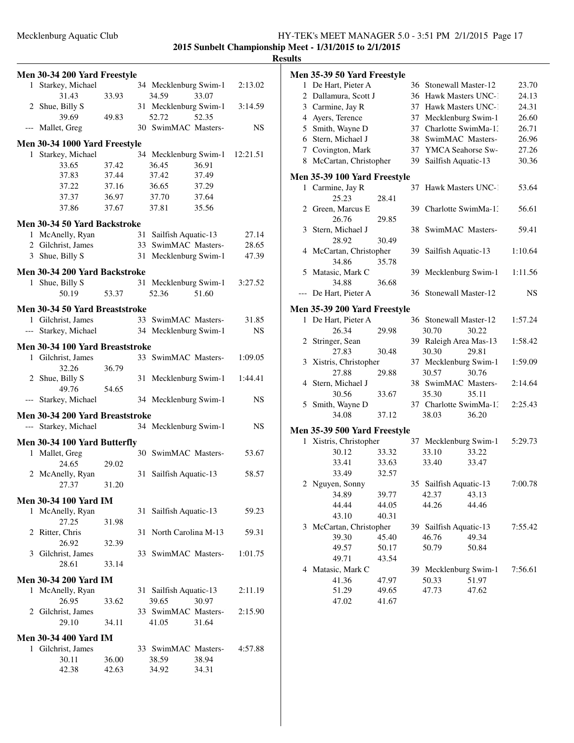**2015 Sunbelt Championship Meet - 1/31/2015 to 2/1/2015**

**Results**

### Men 30-34 200 Yard Freestyle

| Place | Name | Age | Team | Time |
|---|---|---|---|---|
| 1 | Starkey, Michael | 34 | Mecklenburg Swim-1 | 2:13.02 |
| | 31.43 33.93 34.59 33.07 | | | |
| 2 | Shue, Billy S | 31 | Mecklenburg Swim-1 | 3:14.59 |
| | 39.69 49.83 52.72 52.35 | | | |
| --- | Mallet, Greg | 30 | SwimMAC Masters- | NS |

### Men 30-34 1000 Yard Freestyle

| Place | Name | Age | Team | Time |
|---|---|---|---|---|
| 1 | Starkey, Michael | 34 | Mecklenburg Swim-1 | 12:21.51 |
| | 33.65 37.42 36.45 36.91 | | | |
| | 37.83 37.44 37.42 37.49 | | | |
| | 37.22 37.16 36.65 37.29 | | | |
| | 37.37 36.97 37.70 37.64 | | | |
| | 37.86 37.67 37.81 35.56 | | | |

### Men 30-34 50 Yard Backstroke

| Place | Name | Age | Team | Time |
|---|---|---|---|---|
| 1 | McAnelly, Ryan | 31 | Sailfish Aquatic-13 | 27.14 |
| 2 | Gilchrist, James | 33 | SwimMAC Masters- | 28.65 |
| 3 | Shue, Billy S | 31 | Mecklenburg Swim-1 | 47.39 |

### Men 30-34 200 Yard Backstroke

| Place | Name | Age | Team | Time |
|---|---|---|---|---|
| 1 | Shue, Billy S | 31 | Mecklenburg Swim-1 | 3:27.52 |
| | 50.19 53.37 52.36 51.60 | | | |

### Men 30-34 50 Yard Breaststroke

| Place | Name | Age | Team | Time |
|---|---|---|---|---|
| 1 | Gilchrist, James | 33 | SwimMAC Masters- | 31.85 |
| --- | Starkey, Michael | 34 | Mecklenburg Swim-1 | NS |

### Men 30-34 100 Yard Breaststroke

| Place | Name | Age | Team | Time |
|---|---|---|---|---|
| 1 | Gilchrist, James | 33 | SwimMAC Masters- | 1:09.05 |
| | 32.26 36.79 | | | |
| 2 | Shue, Billy S | 31 | Mecklenburg Swim-1 | 1:44.41 |
| | 49.76 54.65 | | | |
| --- | Starkey, Michael | 34 | Mecklenburg Swim-1 | NS |

### Men 30-34 200 Yard Breaststroke

| Place | Name | Age | Team | Time |
|---|---|---|---|---|
| --- | Starkey, Michael | 34 | Mecklenburg Swim-1 | NS |

### Men 30-34 100 Yard Butterfly

| Place | Name | Age | Team | Time |
|---|---|---|---|---|
| 1 | Mallet, Greg | 30 | SwimMAC Masters- | 53.67 |
| | 24.65 29.02 | | | |
| 2 | McAnelly, Ryan | 31 | Sailfish Aquatic-13 | 58.57 |
| | 27.37 31.20 | | | |

### Men 30-34 100 Yard IM

| Place | Name | Age | Team | Time |
|---|---|---|---|---|
| 1 | McAnelly, Ryan | 31 | Sailfish Aquatic-13 | 59.23 |
| | 27.25 31.98 | | | |
| 2 | Ritter, Chris | 31 | North Carolina M-13 | 59.31 |
| | 26.92 32.39 | | | |
| 3 | Gilchrist, James | 33 | SwimMAC Masters- | 1:01.75 |
| | 28.61 33.14 | | | |

### Men 30-34 200 Yard IM

| Place | Name | Age | Team | Time |
|---|---|---|---|---|
| 1 | McAnelly, Ryan | 31 | Sailfish Aquatic-13 | 2:11.19 |
| | 26.95 33.62 39.65 30.97 | | | |
| 2 | Gilchrist, James | 33 | SwimMAC Masters- | 2:15.90 |
| | 29.10 34.11 41.05 31.64 | | | |

### Men 30-34 400 Yard IM

| Place | Name | Age | Team | Time |
|---|---|---|---|---|
| 1 | Gilchrist, James | 33 | SwimMAC Masters- | 4:57.88 |
| | 30.11 36.00 38.59 38.94 | | | |
| | 42.38 42.63 34.92 34.31 | | | |

### Men 35-39 50 Yard Freestyle

| Place | Name | Age | Team | Time |
|---|---|---|---|---|
| 1 | De Hart, Pieter A | 36 | Stonewall Master-12 | 23.70 |
| 2 | Dallamura, Scott J | 36 | Hawk Masters UNC-1 | 24.13 |
| 3 | Carmine, Jay R | 37 | Hawk Masters UNC-1 | 24.31 |
| 4 | Ayers, Terence | 37 | Mecklenburg Swim-1 | 26.60 |
| 5 | Smith, Wayne D | 37 | Charlotte SwimMa-13 | 26.71 |
| 6 | Stern, Michael J | 38 | SwimMAC Masters- | 26.96 |
| 7 | Covington, Mark | 37 | YMCA Seahorse Sw- | 27.26 |
| 8 | McCartan, Christopher | 39 | Sailfish Aquatic-13 | 30.36 |

### Men 35-39 100 Yard Freestyle

| Place | Name | Age | Team | Time |
|---|---|---|---|---|
| 1 | Carmine, Jay R | 37 | Hawk Masters UNC-1 | 53.64 |
| | 25.23 28.41 | | | |
| 2 | Green, Marcus E | 39 | Charlotte SwimMa-13 | 56.61 |
| | 26.76 29.85 | | | |
| 3 | Stern, Michael J | 38 | SwimMAC Masters- | 59.41 |
| | 28.92 30.49 | | | |
| 4 | McCartan, Christopher | 39 | Sailfish Aquatic-13 | 1:10.64 |
| | 34.86 35.78 | | | |
| 5 | Matasic, Mark C | 39 | Mecklenburg Swim-1 | 1:11.56 |
| | 34.88 36.68 | | | |
| --- | De Hart, Pieter A | 36 | Stonewall Master-12 | NS |

### Men 35-39 200 Yard Freestyle

| Place | Name | Age | Team | Time |
|---|---|---|---|---|
| 1 | De Hart, Pieter A | 36 | Stonewall Master-12 | 1:57.24 |
| | 26.34 29.98 30.70 30.22 | | | |
| 2 | Stringer, Sean | 39 | Raleigh Area Mas-13 | 1:58.42 |
| | 27.83 30.48 30.30 29.81 | | | |
| 3 | Xistris, Christopher | 37 | Mecklenburg Swim-1 | 1:59.09 |
| | 27.88 29.88 30.57 30.76 | | | |
| 4 | Stern, Michael J | 38 | SwimMAC Masters- | 2:14.64 |
| | 30.56 33.67 35.30 35.11 | | | |
| 5 | Smith, Wayne D | 37 | Charlotte SwimMa-13 | 2:25.43 |
| | 34.08 37.12 38.03 36.20 | | | |

### Men 35-39 500 Yard Freestyle

| Place | Name | Age | Team | Time |
|---|---|---|---|---|
| 1 | Xistris, Christopher | 37 | Mecklenburg Swim-1 | 5:29.73 |
| | 30.12 33.32 33.10 33.22 | | | |
| | 33.41 33.63 33.40 33.47 | | | |
| | 33.49 32.57 | | | |
| 2 | Nguyen, Sonny | 35 | Sailfish Aquatic-13 | 7:00.78 |
| | 34.89 39.77 42.37 43.13 | | | |
| | 44.44 44.05 44.26 44.46 | | | |
| | 43.10 40.31 | | | |
| 3 | McCartan, Christopher | 39 | Sailfish Aquatic-13 | 7:55.42 |
| | 39.30 45.40 46.76 49.34 | | | |
| | 49.57 50.17 50.79 50.84 | | | |
| | 49.71 43.54 | | | |
| 4 | Matasic, Mark C | 39 | Mecklenburg Swim-1 | 7:56.61 |
| | 41.36 47.97 50.33 51.97 | | | |
| | 51.29 49.65 47.73 47.62 | | | |
| | 47.02 41.67 | | | |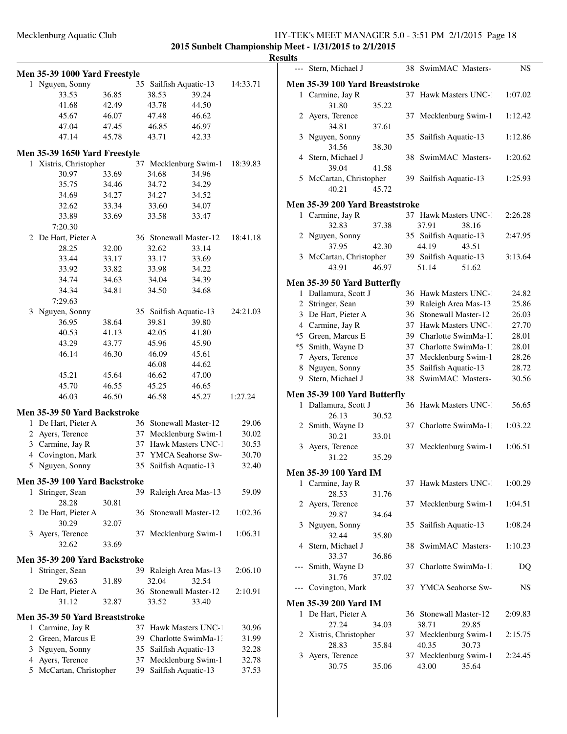## 2015 Sunbelt Championship Meet - 1/31/2015 to 2/1/2015

### Results

#### Men 35-39 1000 Yard Freestyle

| Place | Name | Age | Team | Time |
|---|---|---|---|---|
| 1 | Nguyen, Sonny | 35 | Sailfish Aquatic-13 | 14:33.71 |

Splits: 33.53, 36.85, 38.53, 39.24, 41.68, 42.49, 43.78, 44.50, 45.67, 46.07, 47.48, 46.62, 47.04, 47.45, 46.85, 46.97, 47.14, 45.78, 43.71, 42.33

#### Men 35-39 1650 Yard Freestyle

| Place | Name | Age | Team | Time |
|---|---|---|---|---|
| 1 | Xistris, Christopher | 37 | Mecklenburg Swim-1 | 18:39.83 |
| 2 | De Hart, Pieter A | 36 | Stonewall Master-12 | 18:41.18 |
| 3 | Nguyen, Sonny | 35 | Sailfish Aquatic-13 | 24:21.03 |

1 Xistris, Christopher splits: 30.97, 33.69, 34.68, 34.96, 35.75, 34.46, 34.72, 34.29, 34.69, 34.27, 34.27, 34.52, 32.62, 33.34, 33.60, 34.07, 33.89, 33.69, 33.58, 33.47, 7:20.30

2 De Hart, Pieter A splits: 28.25, 32.00, 32.62, 33.14, 33.44, 33.17, 33.17, 33.69, 33.92, 33.82, 33.98, 34.22, 34.74, 34.63, 34.04, 34.39, 34.34, 34.81, 34.50, 34.68, 7:29.63

3 Nguyen, Sonny splits: 36.95, 38.64, 39.81, 39.80, 40.53, 41.13, 42.05, 41.80, 43.29, 43.77, 45.96, 45.90, 46.14, 46.30, 46.09, 45.61, 46.08, 44.62, 45.21, 45.64, 46.62, 47.00, 45.70, 46.55, 45.25, 46.65, 46.03, 46.50, 46.58, 45.27, 1:27.24

#### Men 35-39 50 Yard Backstroke

| Place | Name | Age | Team | Time |
|---|---|---|---|---|
| 1 | De Hart, Pieter A | 36 | Stonewall Master-12 | 29.06 |
| 2 | Ayers, Terence | 37 | Mecklenburg Swim-1 | 30.02 |
| 3 | Carmine, Jay R | 37 | Hawk Masters UNC-1 | 30.53 |
| 4 | Covington, Mark | 37 | YMCA Seahorse Sw- | 30.70 |
| 5 | Nguyen, Sonny | 35 | Sailfish Aquatic-13 | 32.40 |

#### Men 35-39 100 Yard Backstroke

| Place | Name | Age | Team | Time | Splits |
|---|---|---|---|---|---|
| 1 | Stringer, Sean | 39 | Raleigh Area Mas-13 | 59.09 | 28.28, 30.81 |
| 2 | De Hart, Pieter A | 36 | Stonewall Master-12 | 1:02.36 | 30.29, 32.07 |
| 3 | Ayers, Terence | 37 | Mecklenburg Swim-1 | 1:06.31 | 32.62, 33.69 |

#### Men 35-39 200 Yard Backstroke

| Place | Name | Age | Team | Time | Splits |
|---|---|---|---|---|---|
| 1 | Stringer, Sean | 39 | Raleigh Area Mas-13 | 2:06.10 | 29.63, 31.89, 32.04, 32.54 |
| 2 | De Hart, Pieter A | 36 | Stonewall Master-12 | 2:10.91 | 31.12, 32.87, 33.52, 33.40 |

#### Men 35-39 50 Yard Breaststroke

| Place | Name | Age | Team | Time |
|---|---|---|---|---|
| 1 | Carmine, Jay R | 37 | Hawk Masters UNC-1 | 30.96 |
| 2 | Green, Marcus E | 39 | Charlotte SwimMa-13 | 31.99 |
| 3 | Nguyen, Sonny | 35 | Sailfish Aquatic-13 | 32.28 |
| 4 | Ayers, Terence | 37 | Mecklenburg Swim-1 | 32.78 |
| 5 | McCartan, Christopher | 39 | Sailfish Aquatic-13 | 37.53 |
| --- | Stern, Michael J | 38 | SwimMAC Masters- | NS |

#### Men 35-39 100 Yard Breaststroke

| Place | Name | Age | Team | Time | Splits |
|---|---|---|---|---|---|
| 1 | Carmine, Jay R | 37 | Hawk Masters UNC-1 | 1:07.02 | 31.80, 35.22 |
| 2 | Ayers, Terence | 37 | Mecklenburg Swim-1 | 1:12.42 | 34.81, 37.61 |
| 3 | Nguyen, Sonny | 35 | Sailfish Aquatic-13 | 1:12.86 | 34.56, 38.30 |
| 4 | Stern, Michael J | 38 | SwimMAC Masters- | 1:20.62 | 39.04, 41.58 |
| 5 | McCartan, Christopher | 39 | Sailfish Aquatic-13 | 1:25.93 | 40.21, 45.72 |

#### Men 35-39 200 Yard Breaststroke

| Place | Name | Age | Team | Time | Splits |
|---|---|---|---|---|---|
| 1 | Carmine, Jay R | 37 | Hawk Masters UNC-1 | 2:26.28 | 32.83, 37.38, 37.91, 38.16 |
| 2 | Nguyen, Sonny | 35 | Sailfish Aquatic-13 | 2:47.95 | 37.95, 42.30, 44.19, 43.51 |
| 3 | McCartan, Christopher | 39 | Sailfish Aquatic-13 | 3:13.64 | 43.91, 46.97, 51.14, 51.62 |

#### Men 35-39 50 Yard Butterfly

| Place | Name | Age | Team | Time |
|---|---|---|---|---|
| 1 | Dallamura, Scott J | 36 | Hawk Masters UNC-1 | 24.82 |
| 2 | Stringer, Sean | 39 | Raleigh Area Mas-13 | 25.86 |
| 3 | De Hart, Pieter A | 36 | Stonewall Master-12 | 26.03 |
| 4 | Carmine, Jay R | 37 | Hawk Masters UNC-1 | 27.70 |
| *5 | Green, Marcus E | 39 | Charlotte SwimMa-13 | 28.01 |
| *5 | Smith, Wayne D | 37 | Charlotte SwimMa-13 | 28.01 |
| 7 | Ayers, Terence | 37 | Mecklenburg Swim-1 | 28.26 |
| 8 | Nguyen, Sonny | 35 | Sailfish Aquatic-13 | 28.72 |
| 9 | Stern, Michael J | 38 | SwimMAC Masters- | 30.56 |

#### Men 35-39 100 Yard Butterfly

| Place | Name | Age | Team | Time | Splits |
|---|---|---|---|---|---|
| 1 | Dallamura, Scott J | 36 | Hawk Masters UNC-1 | 56.65 | 26.13, 30.52 |
| 2 | Smith, Wayne D | 37 | Charlotte SwimMa-13 | 1:03.22 | 30.21, 33.01 |
| 3 | Ayers, Terence | 37 | Mecklenburg Swim-1 | 1:06.51 | 31.22, 35.29 |

#### Men 35-39 100 Yard IM

| Place | Name | Age | Team | Time | Splits |
|---|---|---|---|---|---|
| 1 | Carmine, Jay R | 37 | Hawk Masters UNC-1 | 1:00.29 | 28.53, 31.76 |
| 2 | Ayers, Terence | 37 | Mecklenburg Swim-1 | 1:04.51 | 29.87, 34.64 |
| 3 | Nguyen, Sonny | 35 | Sailfish Aquatic-13 | 1:08.24 | 32.44, 35.80 |
| 4 | Stern, Michael J | 38 | SwimMAC Masters- | 1:10.23 | 33.37, 36.86 |
| --- | Smith, Wayne D | 37 | Charlotte SwimMa-13 | DQ | 31.76, 37.02 |
| --- | Covington, Mark | 37 | YMCA Seahorse Sw- | NS | |

#### Men 35-39 200 Yard IM

| Place | Name | Age | Team | Time | Splits |
|---|---|---|---|---|---|
| 1 | De Hart, Pieter A | 36 | Stonewall Master-12 | 2:09.83 | 27.24, 34.03, 38.71, 29.85 |
| 2 | Xistris, Christopher | 37 | Mecklenburg Swim-1 | 2:15.75 | 28.83, 35.84, 40.35, 30.73 |
| 3 | Ayers, Terence | 37 | Mecklenburg Swim-1 | 2:24.45 | 30.75, 35.06, 43.00, 35.64 |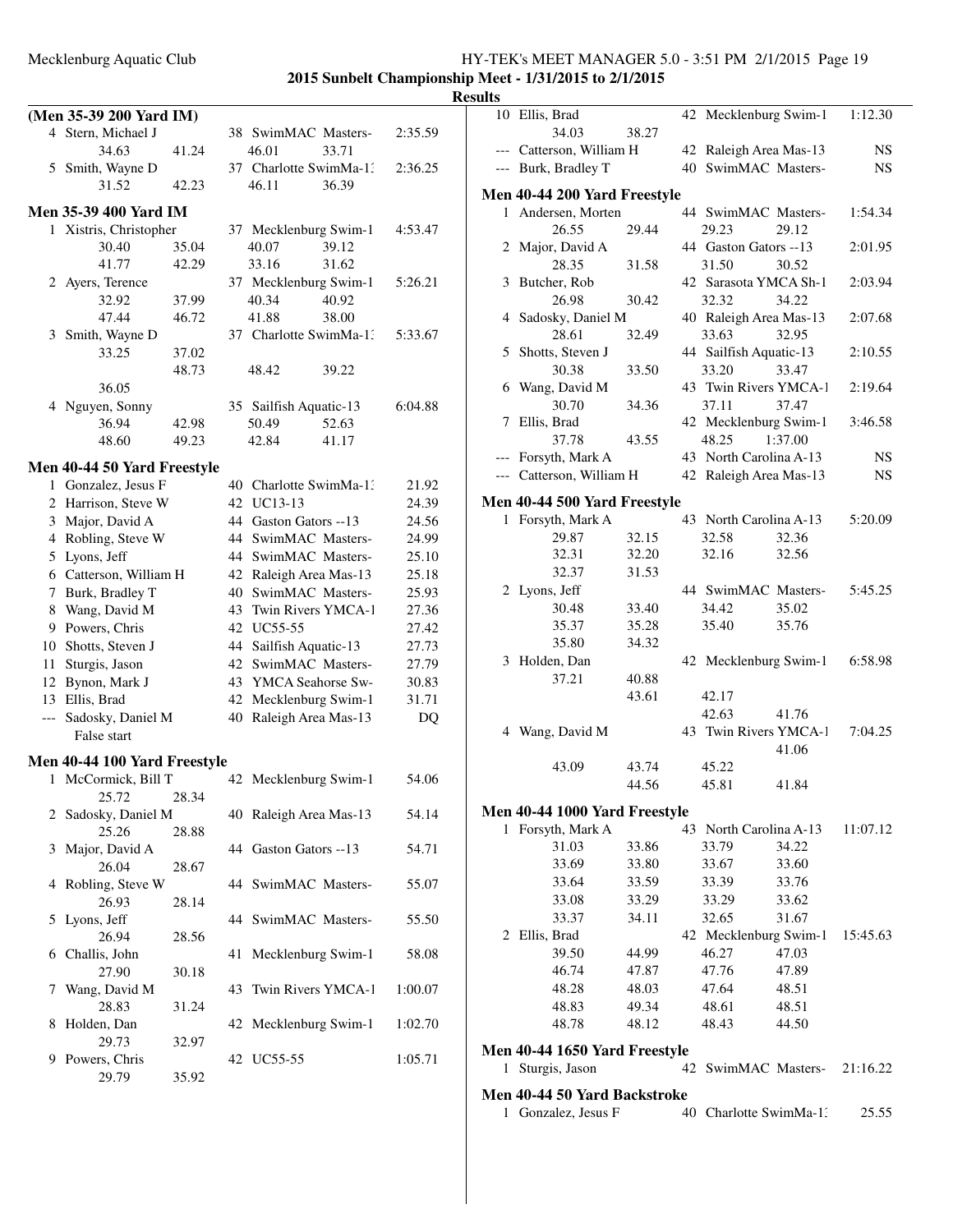**2015 Sunbelt Championship Meet - 1/31/2015 to 2/1/2015**

**Results**

### (Men 35-39 200 Yard IM)

| | Name | Age | Team | Time |
|---|---|---|---|---|
| 4 | Stern, Michael J | 38 | SwimMAC Masters- | 2:35.59 |
| | 34.63 41.24 46.01 33.71 | | | |
| 5 | Smith, Wayne D | 37 | Charlotte SwimMa-13 | 2:36.25 |
| | 31.52 42.23 46.11 36.39 | | | |

### Men 35-39 400 Yard IM

| | Name | Age | Team | Time |
|---|---|---|---|---|
| 1 | Xistris, Christopher | 37 | Mecklenburg Swim-1 | 4:53.47 |
| | 30.40 35.04 40.07 39.12 | | | |
| | 41.77 42.29 33.16 31.62 | | | |
| 2 | Ayers, Terence | 37 | Mecklenburg Swim-1 | 5:26.21 |
| | 32.92 37.99 40.34 40.92 | | | |
| | 47.44 46.72 41.88 38.00 | | | |
| 3 | Smith, Wayne D | 37 | Charlotte SwimMa-13 | 5:33.67 |
| | 33.25 37.02 | | | |
| | 48.73 48.42 39.22 | | | |
| | 36.05 | | | |
| 4 | Nguyen, Sonny | 35 | Sailfish Aquatic-13 | 6:04.88 |
| | 36.94 42.98 50.49 52.63 | | | |
| | 48.60 49.23 42.84 41.17 | | | |

### Men 40-44 50 Yard Freestyle

| | Name | Age | Team | Time |
|---|---|---|---|---|
| 1 | Gonzalez, Jesus F | 40 | Charlotte SwimMa-13 | 21.92 |
| 2 | Harrison, Steve W | 42 | UC13-13 | 24.39 |
| 3 | Major, David A | 44 | Gaston Gators --13 | 24.56 |
| 4 | Robling, Steve W | 44 | SwimMAC Masters- | 24.99 |
| 5 | Lyons, Jeff | 44 | SwimMAC Masters- | 25.10 |
| 6 | Catterson, William H | 42 | Raleigh Area Mas-13 | 25.18 |
| 7 | Burk, Bradley T | 40 | SwimMAC Masters- | 25.93 |
| 8 | Wang, David M | 43 | Twin Rivers YMCA-1 | 27.36 |
| 9 | Powers, Chris | 42 | UC55-55 | 27.42 |
| 10 | Shotts, Steven J | 44 | Sailfish Aquatic-13 | 27.73 |
| 11 | Sturgis, Jason | 42 | SwimMAC Masters- | 27.79 |
| 12 | Bynon, Mark J | 43 | YMCA Seahorse Sw- | 30.83 |
| 13 | Ellis, Brad | 42 | Mecklenburg Swim-1 | 31.71 |
| --- | Sadosky, Daniel M | 40 | Raleigh Area Mas-13 | DQ |
| | False start | | | |

### Men 40-44 100 Yard Freestyle

| | Name | Age | Team | Time |
|---|---|---|---|---|
| 1 | McCormick, Bill T | 42 | Mecklenburg Swim-1 | 54.06 |
| | 25.72 28.34 | | | |
| 2 | Sadosky, Daniel M | 40 | Raleigh Area Mas-13 | 54.14 |
| | 25.26 28.88 | | | |
| 3 | Major, David A | 44 | Gaston Gators --13 | 54.71 |
| | 26.04 28.67 | | | |
| 4 | Robling, Steve W | 44 | SwimMAC Masters- | 55.07 |
| | 26.93 28.14 | | | |
| 5 | Lyons, Jeff | 44 | SwimMAC Masters- | 55.50 |
| | 26.94 28.56 | | | |
| 6 | Challis, John | 41 | Mecklenburg Swim-1 | 58.08 |
| | 27.90 30.18 | | | |
| 7 | Wang, David M | 43 | Twin Rivers YMCA-1 | 1:00.07 |
| | 28.83 31.24 | | | |
| 8 | Holden, Dan | 42 | Mecklenburg Swim-1 | 1:02.70 |
| | 29.73 32.97 | | | |
| 9 | Powers, Chris | 42 | UC55-55 | 1:05.71 |
| | 29.79 35.92 | | | |
| 10 | Ellis, Brad | 42 | Mecklenburg Swim-1 | 1:12.30 |
| | 34.03 38.27 | | | |
| --- | Catterson, William H | 42 | Raleigh Area Mas-13 | NS |
| --- | Burk, Bradley T | 40 | SwimMAC Masters- | NS |

### Men 40-44 200 Yard Freestyle

| | Name | Age | Team | Time |
|---|---|---|---|---|
| 1 | Andersen, Morten | 44 | SwimMAC Masters- | 1:54.34 |
| | 26.55 29.44 29.23 29.12 | | | |
| 2 | Major, David A | 44 | Gaston Gators --13 | 2:01.95 |
| | 28.35 31.58 31.50 30.52 | | | |
| 3 | Butcher, Rob | 42 | Sarasota YMCA Sh-1 | 2:03.94 |
| | 26.98 30.42 32.32 34.22 | | | |
| 4 | Sadosky, Daniel M | 40 | Raleigh Area Mas-13 | 2:07.68 |
| | 28.61 32.49 33.63 32.95 | | | |
| 5 | Shotts, Steven J | 44 | Sailfish Aquatic-13 | 2:10.55 |
| | 30.38 33.50 33.20 33.47 | | | |
| 6 | Wang, David M | 43 | Twin Rivers YMCA-1 | 2:19.64 |
| | 30.70 34.36 37.11 37.47 | | | |
| 7 | Ellis, Brad | 42 | Mecklenburg Swim-1 | 3:46.58 |
| | 37.78 43.55 48.25 1:37.00 | | | |
| --- | Forsyth, Mark A | 43 | North Carolina A-13 | NS |
| --- | Catterson, William H | 42 | Raleigh Area Mas-13 | NS |

### Men 40-44 500 Yard Freestyle

| | Name | Age | Team | Time |
|---|---|---|---|---|
| 1 | Forsyth, Mark A | 43 | North Carolina A-13 | 5:20.09 |
| | 29.87 32.15 32.58 32.36 | | | |
| | 32.31 32.20 32.16 32.56 | | | |
| | 32.37 31.53 | | | |
| 2 | Lyons, Jeff | 44 | SwimMAC Masters- | 5:45.25 |
| | 30.48 33.40 34.42 35.02 | | | |
| | 35.37 35.28 35.40 35.76 | | | |
| | 35.80 34.32 | | | |
| 3 | Holden, Dan | 42 | Mecklenburg Swim-1 | 6:58.98 |
| | 37.21 40.88 | | | |
| | 43.61 42.17 | | | |
| | 42.63 41.76 | | | |
| 4 | Wang, David M | 43 | Twin Rivers YMCA-1 | 7:04.25 |
| | 41.06 | | | |
| | 43.09 43.74 45.22 | | | |
| | 44.56 45.81 41.84 | | | |

### Men 40-44 1000 Yard Freestyle

| | Name | Age | Team | Time |
|---|---|---|---|---|
| 1 | Forsyth, Mark A | 43 | North Carolina A-13 | 11:07.12 |
| | 31.03 33.86 33.79 34.22 | | | |
| | 33.69 33.80 33.67 33.60 | | | |
| | 33.64 33.59 33.39 33.76 | | | |
| | 33.08 33.29 33.29 33.62 | | | |
| | 33.37 34.11 32.65 31.67 | | | |
| 2 | Ellis, Brad | 42 | Mecklenburg Swim-1 | 15:45.63 |
| | 39.50 44.99 46.27 47.03 | | | |
| | 46.74 47.87 47.76 47.89 | | | |
| | 48.28 48.03 47.64 48.51 | | | |
| | 48.83 49.34 48.61 48.51 | | | |
| | 48.78 48.12 48.43 44.50 | | | |

### Men 40-44 1650 Yard Freestyle

| | Name | Age | Team | Time |
|---|---|---|---|---|
| 1 | Sturgis, Jason | 42 | SwimMAC Masters- | 21:16.22 |

### Men 40-44 50 Yard Backstroke

| | Name | Age | Team | Time |
|---|---|---|---|---|
| 1 | Gonzalez, Jesus F | 40 | Charlotte SwimMa-13 | 25.55 |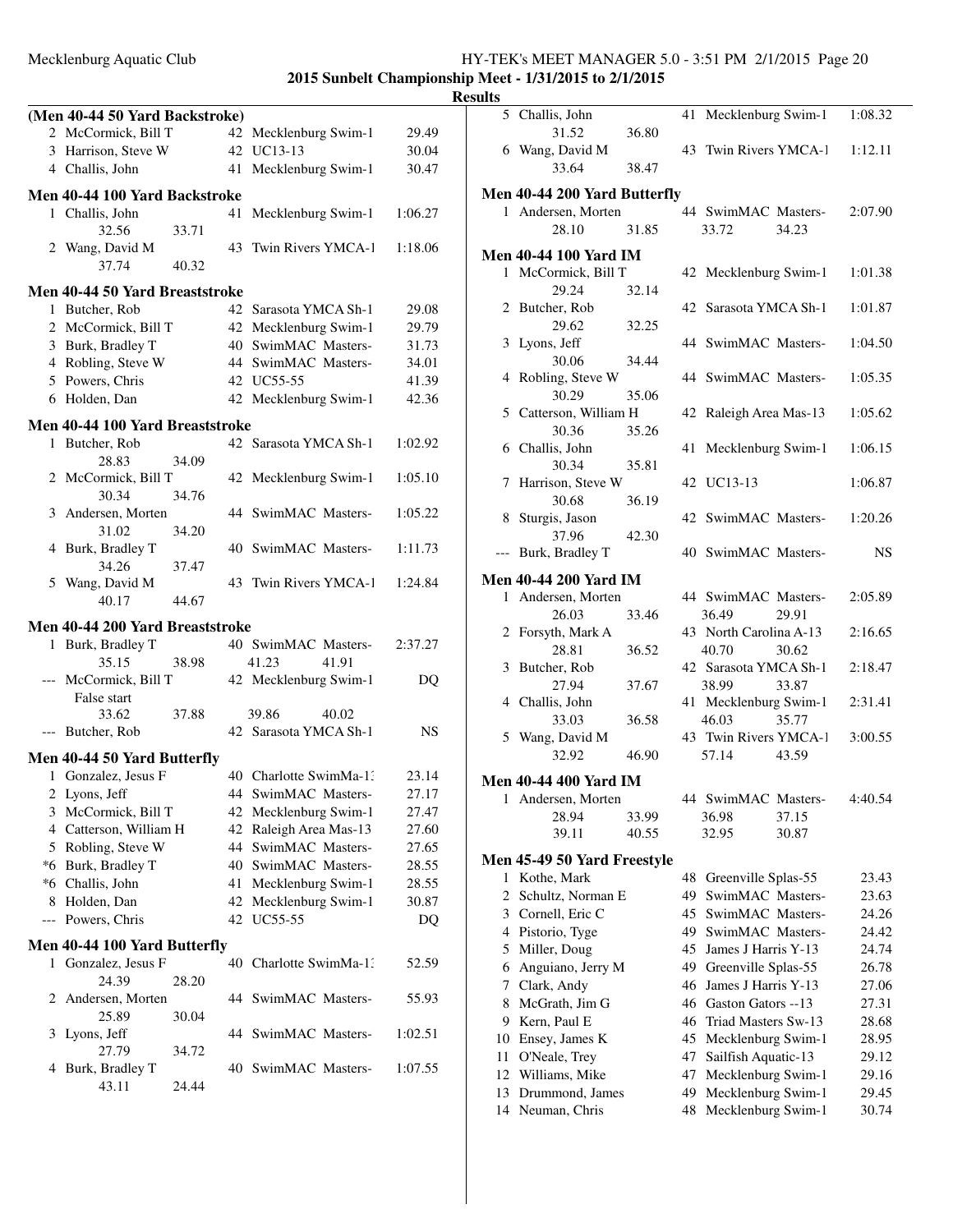## 2015 Sunbelt Championship Meet - 1/31/2015 to 2/1/2015

### Results

**(Men 40-44 50 Yard Backstroke)**

| Place | Name | Age | Team | Time |
|---|---|---|---|---|
| 2 | McCormick, Bill T | 42 | Mecklenburg Swim-1 | 29.49 |
| 3 | Harrison, Steve W | 42 | UC13-13 | 30.04 |
| 4 | Challis, John | 41 | Mecklenburg Swim-1 | 30.47 |

**Men 40-44 100 Yard Backstroke**

| Place | Name | Age | Team | Time |
|---|---|---|---|---|
| 1 | Challis, John | 41 | Mecklenburg Swim-1 | 1:06.27 |
| | 32.56 33.71 | | | |
| 2 | Wang, David M | 43 | Twin Rivers YMCA-1 | 1:18.06 |
| | 37.74 40.32 | | | |

**Men 40-44 50 Yard Breaststroke**

| Place | Name | Age | Team | Time |
|---|---|---|---|---|
| 1 | Butcher, Rob | 42 | Sarasota YMCA Sh-1 | 29.08 |
| 2 | McCormick, Bill T | 42 | Mecklenburg Swim-1 | 29.79 |
| 3 | Burk, Bradley T | 40 | SwimMAC Masters- | 31.73 |
| 4 | Robling, Steve W | 44 | SwimMAC Masters- | 34.01 |
| 5 | Powers, Chris | 42 | UC55-55 | 41.39 |
| 6 | Holden, Dan | 42 | Mecklenburg Swim-1 | 42.36 |

**Men 40-44 100 Yard Breaststroke**

| Place | Name | Age | Team | Time |
|---|---|---|---|---|
| 1 | Butcher, Rob | 42 | Sarasota YMCA Sh-1 | 1:02.92 |
| | 28.83 34.09 | | | |
| 2 | McCormick, Bill T | 42 | Mecklenburg Swim-1 | 1:05.10 |
| | 30.34 34.76 | | | |
| 3 | Andersen, Morten | 44 | SwimMAC Masters- | 1:05.22 |
| | 31.02 34.20 | | | |
| 4 | Burk, Bradley T | 40 | SwimMAC Masters- | 1:11.73 |
| | 34.26 37.47 | | | |
| 5 | Wang, David M | 43 | Twin Rivers YMCA-1 | 1:24.84 |
| | 40.17 44.67 | | | |

**Men 40-44 200 Yard Breaststroke**

| Place | Name | Age | Team | Time |
|---|---|---|---|---|
| 1 | Burk, Bradley T | 40 | SwimMAC Masters- | 2:37.27 |
| | 35.15 38.98 41.23 41.91 | | | |
| --- | McCormick, Bill T | 42 | Mecklenburg Swim-1 | DQ |
| | False start | | | |
| | 33.62 37.88 39.86 40.02 | | | |
| --- | Butcher, Rob | 42 | Sarasota YMCA Sh-1 | NS |

**Men 40-44 50 Yard Butterfly**

| Place | Name | Age | Team | Time |
|---|---|---|---|---|
| 1 | Gonzalez, Jesus F | 40 | Charlotte SwimMa-13 | 23.14 |
| 2 | Lyons, Jeff | 44 | SwimMAC Masters- | 27.17 |
| 3 | McCormick, Bill T | 42 | Mecklenburg Swim-1 | 27.47 |
| 4 | Catterson, William H | 42 | Raleigh Area Mas-13 | 27.60 |
| 5 | Robling, Steve W | 44 | SwimMAC Masters- | 27.65 |
| *6 | Burk, Bradley T | 40 | SwimMAC Masters- | 28.55 |
| *6 | Challis, John | 41 | Mecklenburg Swim-1 | 28.55 |
| 8 | Holden, Dan | 42 | Mecklenburg Swim-1 | 30.87 |
| --- | Powers, Chris | 42 | UC55-55 | DQ |

**Men 40-44 100 Yard Butterfly**

| Place | Name | Age | Team | Time |
|---|---|---|---|---|
| 1 | Gonzalez, Jesus F | 40 | Charlotte SwimMa-13 | 52.59 |
| | 24.39 28.20 | | | |
| 2 | Andersen, Morten | 44 | SwimMAC Masters- | 55.93 |
| | 25.89 30.04 | | | |
| 3 | Lyons, Jeff | 44 | SwimMAC Masters- | 1:02.51 |
| | 27.79 34.72 | | | |
| 4 | Burk, Bradley T | 40 | SwimMAC Masters- | 1:07.55 |
| | 43.11 24.44 | | | |
| 5 | Challis, John | 41 | Mecklenburg Swim-1 | 1:08.32 |
| | 31.52 36.80 | | | |
| 6 | Wang, David M | 43 | Twin Rivers YMCA-1 | 1:12.11 |
| | 33.64 38.47 | | | |

**Men 40-44 200 Yard Butterfly**

| Place | Name | Age | Team | Time |
|---|---|---|---|---|
| 1 | Andersen, Morten | 44 | SwimMAC Masters- | 2:07.90 |
| | 28.10 31.85 33.72 34.23 | | | |

**Men 40-44 100 Yard IM**

| Place | Name | Age | Team | Time |
|---|---|---|---|---|
| 1 | McCormick, Bill T | 42 | Mecklenburg Swim-1 | 1:01.38 |
| | 29.24 32.14 | | | |
| 2 | Butcher, Rob | 42 | Sarasota YMCA Sh-1 | 1:01.87 |
| | 29.62 32.25 | | | |
| 3 | Lyons, Jeff | 44 | SwimMAC Masters- | 1:04.50 |
| | 30.06 34.44 | | | |
| 4 | Robling, Steve W | 44 | SwimMAC Masters- | 1:05.35 |
| | 30.29 35.06 | | | |
| 5 | Catterson, William H | 42 | Raleigh Area Mas-13 | 1:05.62 |
| | 30.36 35.26 | | | |
| 6 | Challis, John | 41 | Mecklenburg Swim-1 | 1:06.15 |
| | 30.34 35.81 | | | |
| 7 | Harrison, Steve W | 42 | UC13-13 | 1:06.87 |
| | 30.68 36.19 | | | |
| 8 | Sturgis, Jason | 42 | SwimMAC Masters- | 1:20.26 |
| | 37.96 42.30 | | | |
| --- | Burk, Bradley T | 40 | SwimMAC Masters- | NS |

**Men 40-44 200 Yard IM**

| Place | Name | Age | Team | Time |
|---|---|---|---|---|
| 1 | Andersen, Morten | 44 | SwimMAC Masters- | 2:05.89 |
| | 26.03 33.46 36.49 29.91 | | | |
| 2 | Forsyth, Mark A | 43 | North Carolina A-13 | 2:16.65 |
| | 28.81 36.52 40.70 30.62 | | | |
| 3 | Butcher, Rob | 42 | Sarasota YMCA Sh-1 | 2:18.47 |
| | 27.94 37.67 38.99 33.87 | | | |
| 4 | Challis, John | 41 | Mecklenburg Swim-1 | 2:31.41 |
| | 33.03 36.58 46.03 35.77 | | | |
| 5 | Wang, David M | 43 | Twin Rivers YMCA-1 | 3:00.55 |
| | 32.92 46.90 57.14 43.59 | | | |

**Men 40-44 400 Yard IM**

| Place | Name | Age | Team | Time |
|---|---|---|---|---|
| 1 | Andersen, Morten | 44 | SwimMAC Masters- | 4:40.54 |
| | 28.94 33.99 36.98 37.15 | | | |
| | 39.11 40.55 32.95 30.87 | | | |

**Men 45-49 50 Yard Freestyle**

| Place | Name | Age | Team | Time |
|---|---|---|---|---|
| 1 | Kothe, Mark | 48 | Greenville Splas-55 | 23.43 |
| 2 | Schultz, Norman E | 49 | SwimMAC Masters- | 23.63 |
| 3 | Cornell, Eric C | 45 | SwimMAC Masters- | 24.26 |
| 4 | Pistorio, Tyge | 49 | SwimMAC Masters- | 24.42 |
| 5 | Miller, Doug | 45 | James J Harris Y-13 | 24.74 |
| 6 | Anguiano, Jerry M | 49 | Greenville Splas-55 | 26.78 |
| 7 | Clark, Andy | 46 | James J Harris Y-13 | 27.06 |
| 8 | McGrath, Jim G | 46 | Gaston Gators --13 | 27.31 |
| 9 | Kern, Paul E | 46 | Triad Masters Sw-13 | 28.68 |
| 10 | Ensey, James K | 45 | Mecklenburg Swim-1 | 28.95 |
| 11 | O'Neale, Trey | 47 | Sailfish Aquatic-13 | 29.12 |
| 12 | Williams, Mike | 47 | Mecklenburg Swim-1 | 29.16 |
| 13 | Drummond, James | 49 | Mecklenburg Swim-1 | 29.45 |
| 14 | Neuman, Chris | 48 | Mecklenburg Swim-1 | 30.74 |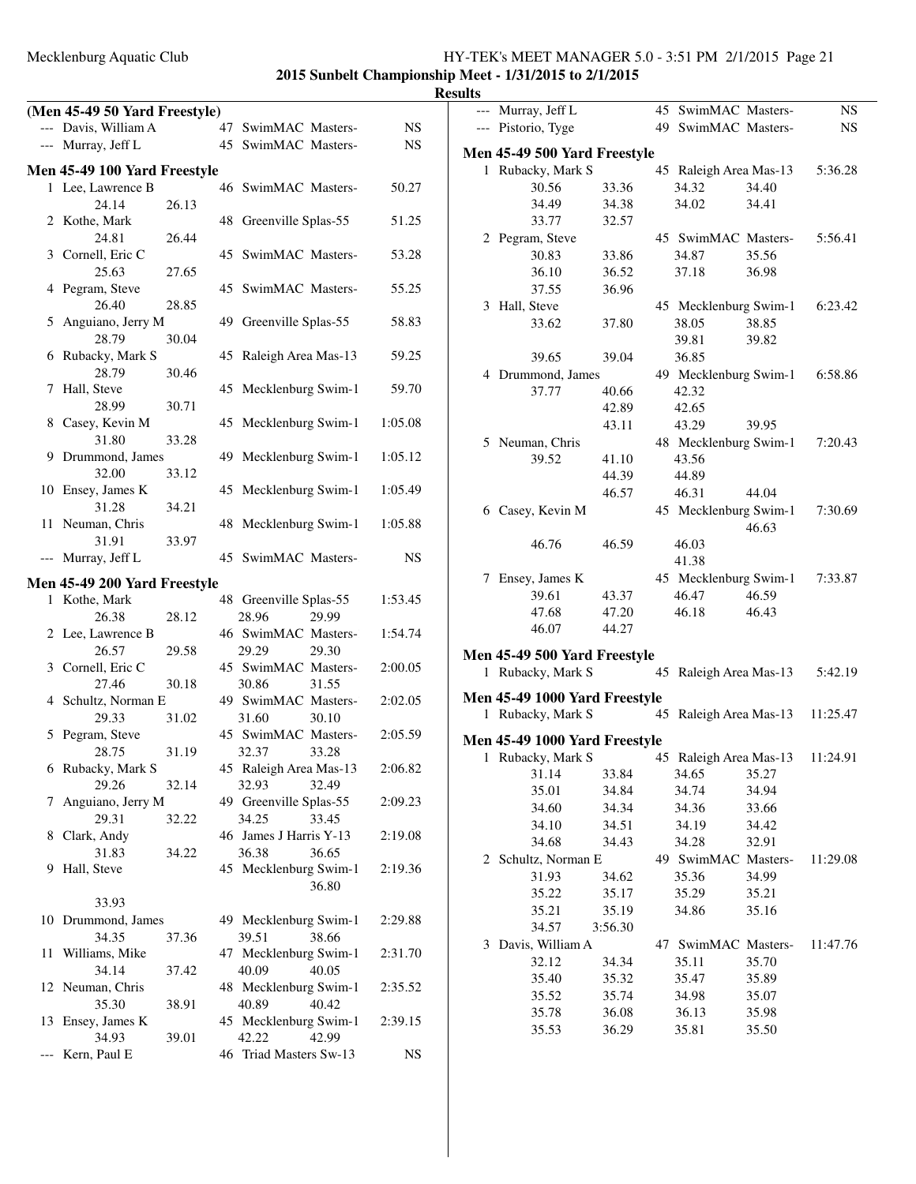2015 Sunbelt Championship Meet - 1/31/2015 to 2/1/2015

**Results**

### (Men 45-49 50 Yard Freestyle)

| | Name | Age | Team | Time |
|---|---|---|---|---|
| --- | Davis, William A | 47 | SwimMAC Masters- | NS |
| --- | Murray, Jeff L | 45 | SwimMAC Masters- | NS |

### Men 45-49 100 Yard Freestyle

| | Name | Age | Team | Time |
|---|---|---|---|---|
| 1 | Lee, Lawrence B | 46 | SwimMAC Masters- | 50.27 |
| | 24.14 26.13 | | | |
| 2 | Kothe, Mark | 48 | Greenville Splas-55 | 51.25 |
| | 24.81 26.44 | | | |
| 3 | Cornell, Eric C | 45 | SwimMAC Masters- | 53.28 |
| | 25.63 27.65 | | | |
| 4 | Pegram, Steve | 45 | SwimMAC Masters- | 55.25 |
| | 26.40 28.85 | | | |
| 5 | Anguiano, Jerry M | 49 | Greenville Splas-55 | 58.83 |
| | 28.79 30.04 | | | |
| 6 | Rubacky, Mark S | 45 | Raleigh Area Mas-13 | 59.25 |
| | 28.79 30.46 | | | |
| 7 | Hall, Steve | 45 | Mecklenburg Swim-1 | 59.70 |
| | 28.99 30.71 | | | |
| 8 | Casey, Kevin M | 45 | Mecklenburg Swim-1 | 1:05.08 |
| | 31.80 33.28 | | | |
| 9 | Drummond, James | 49 | Mecklenburg Swim-1 | 1:05.12 |
| | 32.00 33.12 | | | |
| 10 | Ensey, James K | 45 | Mecklenburg Swim-1 | 1:05.49 |
| | 31.28 34.21 | | | |
| 11 | Neuman, Chris | 48 | Mecklenburg Swim-1 | 1:05.88 |
| | 31.91 33.97 | | | |
| --- | Murray, Jeff L | 45 | SwimMAC Masters- | NS |

### Men 45-49 200 Yard Freestyle

| | Name | Age | Team | Time |
|---|---|---|---|---|
| 1 | Kothe, Mark | 48 | Greenville Splas-55 | 1:53.45 |
| | 26.38 28.12 28.96 29.99 | | | |
| 2 | Lee, Lawrence B | 46 | SwimMAC Masters- | 1:54.74 |
| | 26.57 29.58 29.29 29.30 | | | |
| 3 | Cornell, Eric C | 45 | SwimMAC Masters- | 2:00.05 |
| | 27.46 30.18 30.86 31.55 | | | |
| 4 | Schultz, Norman E | 49 | SwimMAC Masters- | 2:02.05 |
| | 29.33 31.02 31.60 30.10 | | | |
| 5 | Pegram, Steve | 45 | SwimMAC Masters- | 2:05.59 |
| | 28.75 31.19 32.37 33.28 | | | |
| 6 | Rubacky, Mark S | 45 | Raleigh Area Mas-13 | 2:06.82 |
| | 29.26 32.14 32.93 32.49 | | | |
| 7 | Anguiano, Jerry M | 49 | Greenville Splas-55 | 2:09.23 |
| | 29.31 32.22 34.25 33.45 | | | |
| 8 | Clark, Andy | 46 | James J Harris Y-13 | 2:19.08 |
| | 31.83 34.22 36.38 36.65 | | | |
| 9 | Hall, Steve | 45 | Mecklenburg Swim-1 | 2:19.36 |
| | 36.80 33.93 | | | |
| 10 | Drummond, James | 49 | Mecklenburg Swim-1 | 2:29.88 |
| | 34.35 37.36 39.51 38.66 | | | |
| 11 | Williams, Mike | 47 | Mecklenburg Swim-1 | 2:31.70 |
| | 34.14 37.42 40.09 40.05 | | | |
| 12 | Neuman, Chris | 48 | Mecklenburg Swim-1 | 2:35.52 |
| | 35.30 38.91 40.89 40.42 | | | |
| 13 | Ensey, James K | 45 | Mecklenburg Swim-1 | 2:39.15 |
| | 34.93 39.01 42.22 42.99 | | | |
| --- | Kern, Paul E | 46 | Triad Masters Sw-13 | NS |
| --- | Murray, Jeff L | 45 | SwimMAC Masters- | NS |
| --- | Pistorio, Tyge | 49 | SwimMAC Masters- | NS |

### Men 45-49 500 Yard Freestyle

| | Name | Age | Team | Time |
|---|---|---|---|---|
| 1 | Rubacky, Mark S | 45 | Raleigh Area Mas-13 | 5:36.28 |
| | 30.56 33.36 34.32 34.40 | | | |
| | 34.49 34.38 34.02 34.41 | | | |
| | 33.77 32.57 | | | |
| 2 | Pegram, Steve | 45 | SwimMAC Masters- | 5:56.41 |
| | 30.83 33.86 34.87 35.56 | | | |
| | 36.10 36.52 37.18 36.98 | | | |
| | 37.55 36.96 | | | |
| 3 | Hall, Steve | 45 | Mecklenburg Swim-1 | 6:23.42 |
| | 33.62 37.80 38.05 38.85 | | | |
| | 39.81 39.82 | | | |
| | 39.65 39.04 36.85 | | | |
| 4 | Drummond, James | 49 | Mecklenburg Swim-1 | 6:58.86 |
| | 37.77 40.66 42.32 | | | |
| | 42.89 42.65 | | | |
| | 43.11 43.29 39.95 | | | |
| 5 | Neuman, Chris | 48 | Mecklenburg Swim-1 | 7:20.43 |
| | 39.52 41.10 43.56 | | | |
| | 44.39 44.89 | | | |
| | 46.57 46.31 44.04 | | | |
| 6 | Casey, Kevin M | 45 | Mecklenburg Swim-1 | 7:30.69 |
| | 46.63 | | | |
| | 46.76 46.59 46.03 | | | |
| | 41.38 | | | |
| 7 | Ensey, James K | 45 | Mecklenburg Swim-1 | 7:33.87 |
| | 39.61 43.37 46.47 46.59 | | | |
| | 47.68 47.20 46.18 46.43 | | | |
| | 46.07 44.27 | | | |

### Men 45-49 500 Yard Freestyle

| | Name | Age | Team | Time |
|---|---|---|---|---|
| 1 | Rubacky, Mark S | 45 | Raleigh Area Mas-13 | 5:42.19 |

### Men 45-49 1000 Yard Freestyle

| | Name | Age | Team | Time |
|---|---|---|---|---|
| 1 | Rubacky, Mark S | 45 | Raleigh Area Mas-13 | 11:25.47 |

### Men 45-49 1000 Yard Freestyle

| | Name | Age | Team | Time |
|---|---|---|---|---|
| 1 | Rubacky, Mark S | 45 | Raleigh Area Mas-13 | 11:24.91 |
| | 31.14 33.84 34.65 35.27 | | | |
| | 35.01 34.84 34.74 34.94 | | | |
| | 34.60 34.34 34.36 33.66 | | | |
| | 34.10 34.51 34.19 34.42 | | | |
| | 34.68 34.43 34.28 32.91 | | | |
| 2 | Schultz, Norman E | 49 | SwimMAC Masters- | 11:29.08 |
| | 31.93 34.62 35.36 34.99 | | | |
| | 35.22 35.17 35.29 35.21 | | | |
| | 35.21 35.19 34.86 35.16 | | | |
| | 34.57 3:56.30 | | | |
| 3 | Davis, William A | 47 | SwimMAC Masters- | 11:47.76 |
| | 32.12 34.34 35.11 35.70 | | | |
| | 35.40 35.32 35.47 35.89 | | | |
| | 35.52 35.74 34.98 35.07 | | | |
| | 35.78 36.08 36.13 35.98 | | | |
| | 35.53 36.29 35.81 35.50 | | | |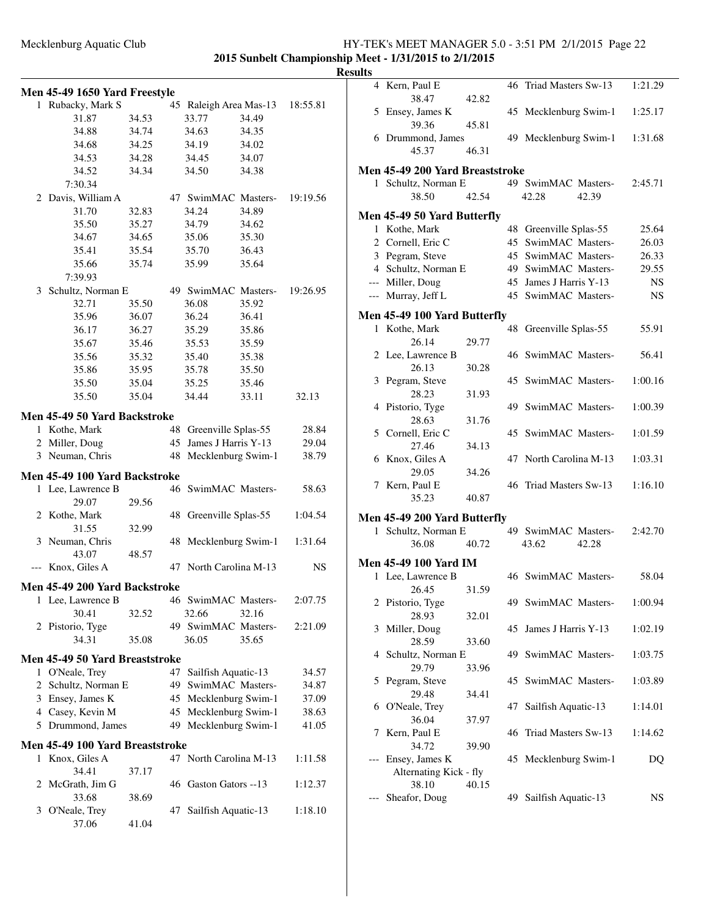**2015 Sunbelt Championship Meet - 1/31/2015 to 2/1/2015**

**Results**

### Men 45-49 1650 Yard Freestyle

| Place | Name | Age | Team | Time |
|---|---|---|---|---|
| 1 | Rubacky, Mark S | 45 | Raleigh Area Mas-13 | 18:55.81 |
| | 31.87 34.53 33.77 34.49 | | | |
| | 34.88 34.74 34.63 34.35 | | | |
| | 34.68 34.25 34.19 34.02 | | | |
| | 34.53 34.28 34.45 34.07 | | | |
| | 34.52 34.34 34.50 34.38 | | | |
| | 7:30.34 | | | |
| 2 | Davis, William A | 47 | SwimMAC Masters- | 19:19.56 |
| | 31.70 32.83 34.24 34.89 | | | |
| | 35.50 35.27 34.79 34.62 | | | |
| | 34.67 34.65 35.06 35.30 | | | |
| | 35.41 35.54 35.70 36.43 | | | |
| | 35.66 35.74 35.99 35.64 | | | |
| | 7:39.93 | | | |
| 3 | Schultz, Norman E | 49 | SwimMAC Masters- | 19:26.95 |
| | 32.71 35.50 36.08 35.92 | | | |
| | 35.96 36.07 36.24 36.41 | | | |
| | 36.17 36.27 35.29 35.86 | | | |
| | 35.67 35.46 35.53 35.59 | | | |
| | 35.56 35.32 35.40 35.38 | | | |
| | 35.86 35.95 35.78 35.50 | | | |
| | 35.50 35.04 35.25 35.46 | | | |
| | 35.50 35.04 34.44 33.11 32.13 | | | |

### Men 45-49 50 Yard Backstroke

| Place | Name | Age | Team | Time |
|---|---|---|---|---|
| 1 | Kothe, Mark | 48 | Greenville Splas-55 | 28.84 |
| 2 | Miller, Doug | 45 | James J Harris Y-13 | 29.04 |
| 3 | Neuman, Chris | 48 | Mecklenburg Swim-1 | 38.79 |

### Men 45-49 100 Yard Backstroke

| Place | Name | Age | Team | Time |
|---|---|---|---|---|
| 1 | Lee, Lawrence B | 46 | SwimMAC Masters- | 58.63 |
| | 29.07 29.56 | | | |
| 2 | Kothe, Mark | 48 | Greenville Splas-55 | 1:04.54 |
| | 31.55 32.99 | | | |
| 3 | Neuman, Chris | 48 | Mecklenburg Swim-1 | 1:31.64 |
| | 43.07 48.57 | | | |
| --- | Knox, Giles A | 47 | North Carolina M-13 | NS |

### Men 45-49 200 Yard Backstroke

| Place | Name | Age | Team | Time |
|---|---|---|---|---|
| 1 | Lee, Lawrence B | 46 | SwimMAC Masters- | 2:07.75 |
| | 30.41 32.52 32.66 32.16 | | | |
| 2 | Pistorio, Tyge | 49 | SwimMAC Masters- | 2:21.09 |
| | 34.31 35.08 36.05 35.65 | | | |

### Men 45-49 50 Yard Breaststroke

| Place | Name | Age | Team | Time |
|---|---|---|---|---|
| 1 | O'Neale, Trey | 47 | Sailfish Aquatic-13 | 34.57 |
| 2 | Schultz, Norman E | 49 | SwimMAC Masters- | 34.87 |
| 3 | Ensey, James K | 45 | Mecklenburg Swim-1 | 37.09 |
| 4 | Casey, Kevin M | 45 | Mecklenburg Swim-1 | 38.63 |
| 5 | Drummond, James | 49 | Mecklenburg Swim-1 | 41.05 |

### Men 45-49 100 Yard Breaststroke

| Place | Name | Age | Team | Time |
|---|---|---|---|---|
| 1 | Knox, Giles A | 47 | North Carolina M-13 | 1:11.58 |
| | 34.41 37.17 | | | |
| 2 | McGrath, Jim G | 46 | Gaston Gators --13 | 1:12.37 |
| | 33.68 38.69 | | | |
| 3 | O'Neale, Trey | 47 | Sailfish Aquatic-13 | 1:18.10 |
| | 37.06 41.04 | | | |
| 4 | Kern, Paul E | 46 | Triad Masters Sw-13 | 1:21.29 |
| | 38.47 42.82 | | | |
| 5 | Ensey, James K | 45 | Mecklenburg Swim-1 | 1:25.17 |
| | 39.36 45.81 | | | |
| 6 | Drummond, James | 49 | Mecklenburg Swim-1 | 1:31.68 |
| | 45.37 46.31 | | | |

### Men 45-49 200 Yard Breaststroke

| Place | Name | Age | Team | Time |
|---|---|---|---|---|
| 1 | Schultz, Norman E | 49 | SwimMAC Masters- | 2:45.71 |
| | 38.50 42.54 42.28 42.39 | | | |

### Men 45-49 50 Yard Butterfly

| Place | Name | Age | Team | Time |
|---|---|---|---|---|
| 1 | Kothe, Mark | 48 | Greenville Splas-55 | 25.64 |
| 2 | Cornell, Eric C | 45 | SwimMAC Masters- | 26.03 |
| 3 | Pegram, Steve | 45 | SwimMAC Masters- | 26.33 |
| 4 | Schultz, Norman E | 49 | SwimMAC Masters- | 29.55 |
| --- | Miller, Doug | 45 | James J Harris Y-13 | NS |
| --- | Murray, Jeff L | 45 | SwimMAC Masters- | NS |

### Men 45-49 100 Yard Butterfly

| Place | Name | Age | Team | Time |
|---|---|---|---|---|
| 1 | Kothe, Mark | 48 | Greenville Splas-55 | 55.91 |
| | 26.14 29.77 | | | |
| 2 | Lee, Lawrence B | 46 | SwimMAC Masters- | 56.41 |
| | 26.13 30.28 | | | |
| 3 | Pegram, Steve | 45 | SwimMAC Masters- | 1:00.16 |
| | 28.23 31.93 | | | |
| 4 | Pistorio, Tyge | 49 | SwimMAC Masters- | 1:00.39 |
| | 28.63 31.76 | | | |
| 5 | Cornell, Eric C | 45 | SwimMAC Masters- | 1:01.59 |
| | 27.46 34.13 | | | |
| 6 | Knox, Giles A | 47 | North Carolina M-13 | 1:03.31 |
| | 29.05 34.26 | | | |
| 7 | Kern, Paul E | 46 | Triad Masters Sw-13 | 1:16.10 |
| | 35.23 40.87 | | | |

### Men 45-49 200 Yard Butterfly

| Place | Name | Age | Team | Time |
|---|---|---|---|---|
| 1 | Schultz, Norman E | 49 | SwimMAC Masters- | 2:42.70 |
| | 36.08 40.72 43.62 42.28 | | | |

### Men 45-49 100 Yard IM

| Place | Name | Age | Team | Time |
|---|---|---|---|---|
| 1 | Lee, Lawrence B | 46 | SwimMAC Masters- | 58.04 |
| | 26.45 31.59 | | | |
| 2 | Pistorio, Tyge | 49 | SwimMAC Masters- | 1:00.94 |
| | 28.93 32.01 | | | |
| 3 | Miller, Doug | 45 | James J Harris Y-13 | 1:02.19 |
| | 28.59 33.60 | | | |
| 4 | Schultz, Norman E | 49 | SwimMAC Masters- | 1:03.75 |
| | 29.79 33.96 | | | |
| 5 | Pegram, Steve | 45 | SwimMAC Masters- | 1:03.89 |
| | 29.48 34.41 | | | |
| 6 | O'Neale, Trey | 47 | Sailfish Aquatic-13 | 1:14.01 |
| | 36.04 37.97 | | | |
| 7 | Kern, Paul E | 46 | Triad Masters Sw-13 | 1:14.62 |
| | 34.72 39.90 | | | |
| --- | Ensey, James K | 45 | Mecklenburg Swim-1 | DQ |
| | Alternating Kick - fly | | | |
| | 38.10 40.15 | | | |
| --- | Sheafor, Doug | 49 | Sailfish Aquatic-13 | NS |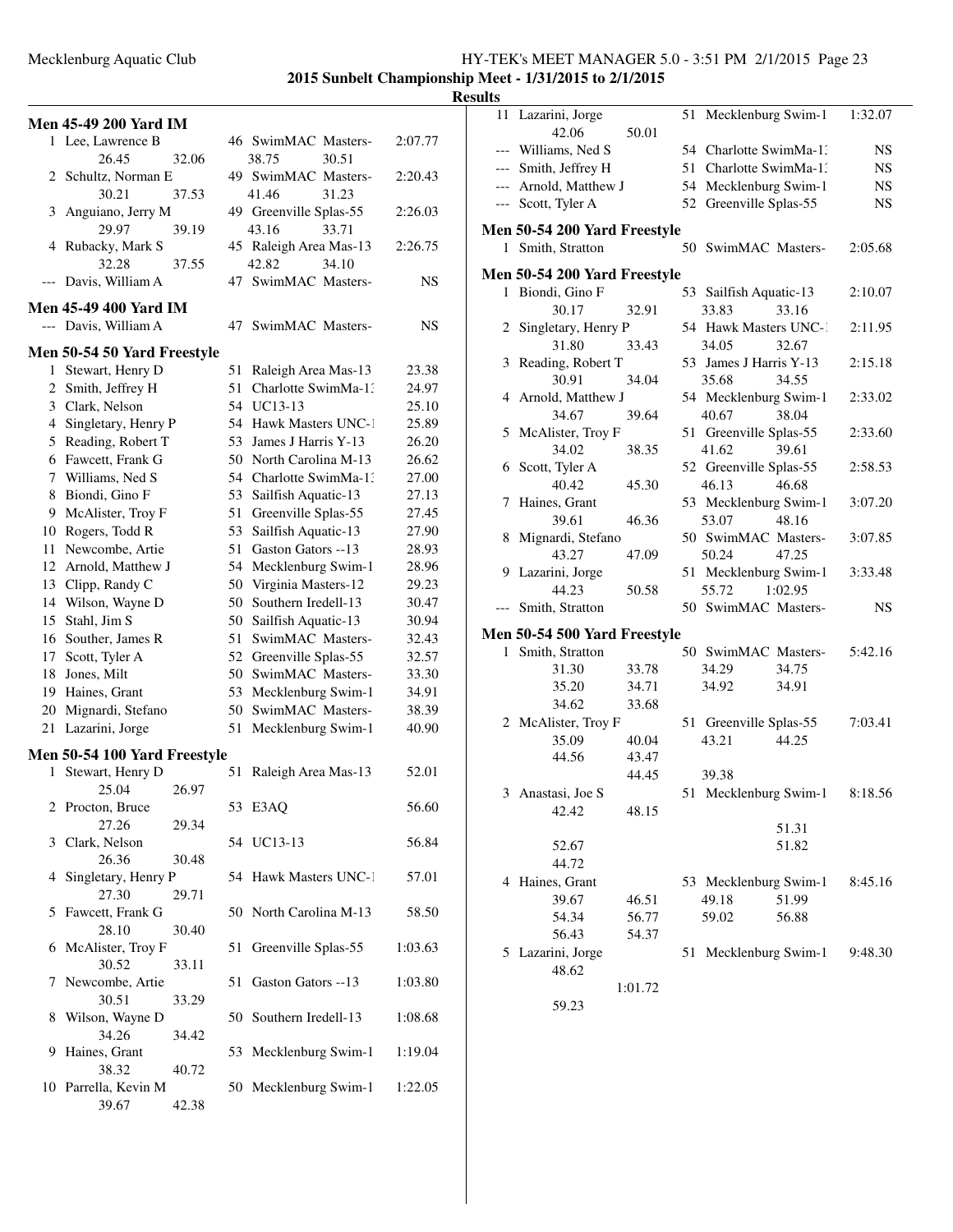**2015 Sunbelt Championship Meet - 1/31/2015 to 2/1/2015**

**Results**

### Men 45-49 200 Yard IM

| Place | Name | Age | Team | Time |
|---|---|---|---|---|
| 1 | Lee, Lawrence B | 46 | SwimMAC Masters- | 2:07.77 |
| | 26.45 32.06 38.75 30.51 | | | |
| 2 | Schultz, Norman E | 49 | SwimMAC Masters- | 2:20.43 |
| | 30.21 37.53 41.46 31.23 | | | |
| 3 | Anguiano, Jerry M | 49 | Greenville Splas-55 | 2:26.03 |
| | 29.97 39.19 43.16 33.71 | | | |
| 4 | Rubacky, Mark S | 45 | Raleigh Area Mas-13 | 2:26.75 |
| | 32.28 37.55 42.82 34.10 | | | |
| --- | Davis, William A | 47 | SwimMAC Masters- | NS |

### Men 45-49 400 Yard IM

| Place | Name | Age | Team | Time |
|---|---|---|---|---|
| --- | Davis, William A | 47 | SwimMAC Masters- | NS |

### Men 50-54 50 Yard Freestyle

| Place | Name | Age | Team | Time |
|---|---|---|---|---|
| 1 | Stewart, Henry D | 51 | Raleigh Area Mas-13 | 23.38 |
| 2 | Smith, Jeffrey H | 51 | Charlotte SwimMa-13 | 24.97 |
| 3 | Clark, Nelson | 54 | UC13-13 | 25.10 |
| 4 | Singletary, Henry P | 54 | Hawk Masters UNC-1 | 25.89 |
| 5 | Reading, Robert T | 53 | James J Harris Y-13 | 26.20 |
| 6 | Fawcett, Frank G | 50 | North Carolina M-13 | 26.62 |
| 7 | Williams, Ned S | 54 | Charlotte SwimMa-13 | 27.00 |
| 8 | Biondi, Gino F | 53 | Sailfish Aquatic-13 | 27.13 |
| 9 | McAlister, Troy F | 51 | Greenville Splas-55 | 27.45 |
| 10 | Rogers, Todd R | 53 | Sailfish Aquatic-13 | 27.90 |
| 11 | Newcombe, Artie | 51 | Gaston Gators --13 | 28.93 |
| 12 | Arnold, Matthew J | 54 | Mecklenburg Swim-1 | 28.96 |
| 13 | Clipp, Randy C | 50 | Virginia Masters-12 | 29.23 |
| 14 | Wilson, Wayne D | 50 | Southern Iredell-13 | 30.47 |
| 15 | Stahl, Jim S | 50 | Sailfish Aquatic-13 | 30.94 |
| 16 | Souther, James R | 51 | SwimMAC Masters- | 32.43 |
| 17 | Scott, Tyler A | 52 | Greenville Splas-55 | 32.57 |
| 18 | Jones, Milt | 50 | SwimMAC Masters- | 33.30 |
| 19 | Haines, Grant | 53 | Mecklenburg Swim-1 | 34.91 |
| 20 | Mignardi, Stefano | 50 | SwimMAC Masters- | 38.39 |
| 21 | Lazarini, Jorge | 51 | Mecklenburg Swim-1 | 40.90 |

### Men 50-54 100 Yard Freestyle

| Place | Name | Age | Team | Time |
|---|---|---|---|---|
| 1 | Stewart, Henry D | 51 | Raleigh Area Mas-13 | 52.01 |
| | 25.04 26.97 | | | |
| 2 | Procton, Bruce | 53 | E3AQ | 56.60 |
| | 27.26 29.34 | | | |
| 3 | Clark, Nelson | 54 | UC13-13 | 56.84 |
| | 26.36 30.48 | | | |
| 4 | Singletary, Henry P | 54 | Hawk Masters UNC-1 | 57.01 |
| | 27.30 29.71 | | | |
| 5 | Fawcett, Frank G | 50 | North Carolina M-13 | 58.50 |
| | 28.10 30.40 | | | |
| 6 | McAlister, Troy F | 51 | Greenville Splas-55 | 1:03.63 |
| | 30.52 33.11 | | | |
| 7 | Newcombe, Artie | 51 | Gaston Gators --13 | 1:03.80 |
| | 30.51 33.29 | | | |
| 8 | Wilson, Wayne D | 50 | Southern Iredell-13 | 1:08.68 |
| | 34.26 34.42 | | | |
| 9 | Haines, Grant | 53 | Mecklenburg Swim-1 | 1:19.04 |
| | 38.32 40.72 | | | |
| 10 | Parrella, Kevin M | 50 | Mecklenburg Swim-1 | 1:22.05 |
| | 39.67 42.38 | | | |
| 11 | Lazarini, Jorge | 51 | Mecklenburg Swim-1 | 1:32.07 |
| | 42.06 50.01 | | | |
| --- | Williams, Ned S | 54 | Charlotte SwimMa-13 | NS |
| --- | Smith, Jeffrey H | 51 | Charlotte SwimMa-13 | NS |
| --- | Arnold, Matthew J | 54 | Mecklenburg Swim-1 | NS |
| --- | Scott, Tyler A | 52 | Greenville Splas-55 | NS |

### Men 50-54 200 Yard Freestyle

| Place | Name | Age | Team | Time |
|---|---|---|---|---|
| 1 | Smith, Stratton | 50 | SwimMAC Masters- | 2:05.68 |

### Men 50-54 200 Yard Freestyle

| Place | Name | Age | Team | Time |
|---|---|---|---|---|
| 1 | Biondi, Gino F | 53 | Sailfish Aquatic-13 | 2:10.07 |
| | 30.17 32.91 33.83 33.16 | | | |
| 2 | Singletary, Henry P | 54 | Hawk Masters UNC-1 | 2:11.95 |
| | 31.80 33.43 34.05 32.67 | | | |
| 3 | Reading, Robert T | 53 | James J Harris Y-13 | 2:15.18 |
| | 30.91 34.04 35.68 34.55 | | | |
| 4 | Arnold, Matthew J | 54 | Mecklenburg Swim-1 | 2:33.02 |
| | 34.67 39.64 40.67 38.04 | | | |
| 5 | McAlister, Troy F | 51 | Greenville Splas-55 | 2:33.60 |
| | 34.02 38.35 41.62 39.61 | | | |
| 6 | Scott, Tyler A | 52 | Greenville Splas-55 | 2:58.53 |
| | 40.42 45.30 46.13 46.68 | | | |
| 7 | Haines, Grant | 53 | Mecklenburg Swim-1 | 3:07.20 |
| | 39.61 46.36 53.07 48.16 | | | |
| 8 | Mignardi, Stefano | 50 | SwimMAC Masters- | 3:07.85 |
| | 43.27 47.09 50.24 47.25 | | | |
| 9 | Lazarini, Jorge | 51 | Mecklenburg Swim-1 | 3:33.48 |
| | 44.23 50.58 55.72 1:02.95 | | | |
| --- | Smith, Stratton | 50 | SwimMAC Masters- | NS |

### Men 50-54 500 Yard Freestyle

| Place | Name | Age | Team | Time |
|---|---|---|---|---|
| 1 | Smith, Stratton | 50 | SwimMAC Masters- | 5:42.16 |
| | 31.30 33.78 34.29 34.75 | | | |
| | 35.20 34.71 34.92 34.91 | | | |
| | 34.62 33.68 | | | |
| 2 | McAlister, Troy F | 51 | Greenville Splas-55 | 7:03.41 |
| | 35.09 40.04 43.21 44.25 | | | |
| | 44.56 43.47 | | | |
| | 44.45 39.38 | | | |
| 3 | Anastasi, Joe S | 51 | Mecklenburg Swim-1 | 8:18.56 |
| | 42.42 48.15 | | | |
| | 51.31 | | | |
| | 52.67 51.82 | | | |
| | 44.72 | | | |
| 4 | Haines, Grant | 53 | Mecklenburg Swim-1 | 8:45.16 |
| | 39.67 46.51 49.18 51.99 | | | |
| | 54.34 56.77 59.02 56.88 | | | |
| | 56.43 54.37 | | | |
| 5 | Lazarini, Jorge | 51 | Mecklenburg Swim-1 | 9:48.30 |
| | 48.62 | | | |
| | 1:01.72 | | | |
| | 59.23 | | | |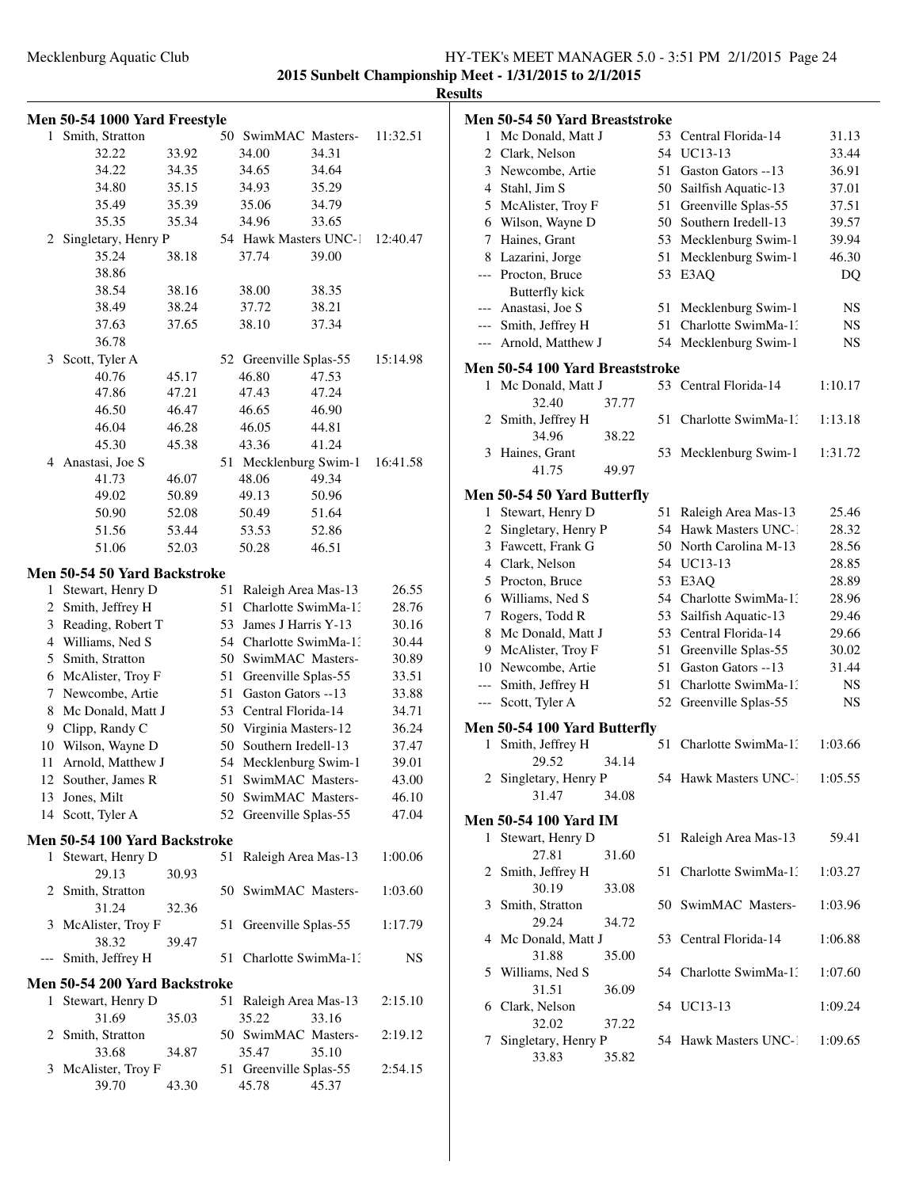**2015 Sunbelt Championship Meet - 1/31/2015 to 2/1/2015**

**Results**

### Men 50-54 1000 Yard Freestyle

| Place | Name | Age | Team | Time |
|---|---|---|---|---|
| 1 | Smith, Stratton | 50 | SwimMAC Masters- | 11:32.51 |
| | 32.22 33.92 34.00 34.31 | | | |
| | 34.22 34.35 34.65 34.64 | | | |
| | 34.80 35.15 34.93 35.29 | | | |
| | 35.49 35.39 35.06 34.79 | | | |
| | 35.35 35.34 34.96 33.65 | | | |
| 2 | Singletary, Henry P | 54 | Hawk Masters UNC-1 | 12:40.47 |
| | 35.24 38.18 37.74 39.00 | | | |
| | 38.86 | | | |
| | 38.54 38.16 38.00 38.35 | | | |
| | 38.49 38.24 37.72 38.21 | | | |
| | 37.63 37.65 38.10 37.34 | | | |
| | 36.78 | | | |
| 3 | Scott, Tyler A | 52 | Greenville Splas-55 | 15:14.98 |
| | 40.76 45.17 46.80 47.53 | | | |
| | 47.86 47.21 47.43 47.24 | | | |
| | 46.50 46.47 46.65 46.90 | | | |
| | 46.04 46.28 46.05 44.81 | | | |
| | 45.30 45.38 43.36 41.24 | | | |
| 4 | Anastasi, Joe S | 51 | Mecklenburg Swim-1 | 16:41.58 |
| | 41.73 46.07 48.06 49.34 | | | |
| | 49.02 50.89 49.13 50.96 | | | |
| | 50.90 52.08 50.49 51.64 | | | |
| | 51.56 53.44 53.53 52.86 | | | |
| | 51.06 52.03 50.28 46.51 | | | |

### Men 50-54 50 Yard Backstroke

| Place | Name | Age | Team | Time |
|---|---|---|---|---|
| 1 | Stewart, Henry D | 51 | Raleigh Area Mas-13 | 26.55 |
| 2 | Smith, Jeffrey H | 51 | Charlotte SwimMa-13 | 28.76 |
| 3 | Reading, Robert T | 53 | James J Harris Y-13 | 30.16 |
| 4 | Williams, Ned S | 54 | Charlotte SwimMa-13 | 30.44 |
| 5 | Smith, Stratton | 50 | SwimMAC Masters- | 30.89 |
| 6 | McAlister, Troy F | 51 | Greenville Splas-55 | 33.51 |
| 7 | Newcombe, Artie | 51 | Gaston Gators --13 | 33.88 |
| 8 | Mc Donald, Matt J | 53 | Central Florida-14 | 34.71 |
| 9 | Clipp, Randy C | 50 | Virginia Masters-12 | 36.24 |
| 10 | Wilson, Wayne D | 50 | Southern Iredell-13 | 37.47 |
| 11 | Arnold, Matthew J | 54 | Mecklenburg Swim-1 | 39.01 |
| 12 | Souther, James R | 51 | SwimMAC Masters- | 43.00 |
| 13 | Jones, Milt | 50 | SwimMAC Masters- | 46.10 |
| 14 | Scott, Tyler A | 52 | Greenville Splas-55 | 47.04 |

### Men 50-54 100 Yard Backstroke

| Place | Name | Age | Team | Time |
|---|---|---|---|---|
| 1 | Stewart, Henry D | 51 | Raleigh Area Mas-13 | 1:00.06 |
| | 29.13 30.93 | | | |
| 2 | Smith, Stratton | 50 | SwimMAC Masters- | 1:03.60 |
| | 31.24 32.36 | | | |
| 3 | McAlister, Troy F | 51 | Greenville Splas-55 | 1:17.79 |
| | 38.32 39.47 | | | |
| --- | Smith, Jeffrey H | 51 | Charlotte SwimMa-13 | NS |

### Men 50-54 200 Yard Backstroke

| Place | Name | Age | Team | Time |
|---|---|---|---|---|
| 1 | Stewart, Henry D | 51 | Raleigh Area Mas-13 | 2:15.10 |
| | 31.69 35.03 35.22 33.16 | | | |
| 2 | Smith, Stratton | 50 | SwimMAC Masters- | 2:19.12 |
| | 33.68 34.87 35.47 35.10 | | | |
| 3 | McAlister, Troy F | 51 | Greenville Splas-55 | 2:54.15 |
| | 39.70 43.30 45.78 45.37 | | | |

### Men 50-54 50 Yard Breaststroke

| Place | Name | Age | Team | Time |
|---|---|---|---|---|
| 1 | Mc Donald, Matt J | 53 | Central Florida-14 | 31.13 |
| 2 | Clark, Nelson | 54 | UC13-13 | 33.44 |
| 3 | Newcombe, Artie | 51 | Gaston Gators --13 | 36.91 |
| 4 | Stahl, Jim S | 50 | Sailfish Aquatic-13 | 37.01 |
| 5 | McAlister, Troy F | 51 | Greenville Splas-55 | 37.51 |
| 6 | Wilson, Wayne D | 50 | Southern Iredell-13 | 39.57 |
| 7 | Haines, Grant | 53 | Mecklenburg Swim-1 | 39.94 |
| 8 | Lazarini, Jorge | 51 | Mecklenburg Swim-1 | 46.30 |
| --- | Procton, Bruce | 53 | E3AQ | DQ |
| | Butterfly kick | | | |
| --- | Anastasi, Joe S | 51 | Mecklenburg Swim-1 | NS |
| --- | Smith, Jeffrey H | 51 | Charlotte SwimMa-13 | NS |
| --- | Arnold, Matthew J | 54 | Mecklenburg Swim-1 | NS |

### Men 50-54 100 Yard Breaststroke

| Place | Name | Age | Team | Time |
|---|---|---|---|---|
| 1 | Mc Donald, Matt J | 53 | Central Florida-14 | 1:10.17 |
| | 32.40 37.77 | | | |
| 2 | Smith, Jeffrey H | 51 | Charlotte SwimMa-13 | 1:13.18 |
| | 34.96 38.22 | | | |
| 3 | Haines, Grant | 53 | Mecklenburg Swim-1 | 1:31.72 |
| | 41.75 49.97 | | | |

### Men 50-54 50 Yard Butterfly

| Place | Name | Age | Team | Time |
|---|---|---|---|---|
| 1 | Stewart, Henry D | 51 | Raleigh Area Mas-13 | 25.46 |
| 2 | Singletary, Henry P | 54 | Hawk Masters UNC-1 | 28.32 |
| 3 | Fawcett, Frank G | 50 | North Carolina M-13 | 28.56 |
| 4 | Clark, Nelson | 54 | UC13-13 | 28.85 |
| 5 | Procton, Bruce | 53 | E3AQ | 28.89 |
| 6 | Williams, Ned S | 54 | Charlotte SwimMa-13 | 28.96 |
| 7 | Rogers, Todd R | 53 | Sailfish Aquatic-13 | 29.46 |
| 8 | Mc Donald, Matt J | 53 | Central Florida-14 | 29.66 |
| 9 | McAlister, Troy F | 51 | Greenville Splas-55 | 30.02 |
| 10 | Newcombe, Artie | 51 | Gaston Gators --13 | 31.44 |
| --- | Smith, Jeffrey H | 51 | Charlotte SwimMa-13 | NS |
| --- | Scott, Tyler A | 52 | Greenville Splas-55 | NS |

### Men 50-54 100 Yard Butterfly

| Place | Name | Age | Team | Time |
|---|---|---|---|---|
| 1 | Smith, Jeffrey H | 51 | Charlotte SwimMa-13 | 1:03.66 |
| | 29.52 34.14 | | | |
| 2 | Singletary, Henry P | 54 | Hawk Masters UNC-1 | 1:05.55 |
| | 31.47 34.08 | | | |

### Men 50-54 100 Yard IM

| Place | Name | Age | Team | Time |
|---|---|---|---|---|
| 1 | Stewart, Henry D | 51 | Raleigh Area Mas-13 | 59.41 |
| | 27.81 31.60 | | | |
| 2 | Smith, Jeffrey H | 51 | Charlotte SwimMa-13 | 1:03.27 |
| | 30.19 33.08 | | | |
| 3 | Smith, Stratton | 50 | SwimMAC Masters- | 1:03.96 |
| | 29.24 34.72 | | | |
| 4 | Mc Donald, Matt J | 53 | Central Florida-14 | 1:06.88 |
| | 31.88 35.00 | | | |
| 5 | Williams, Ned S | 54 | Charlotte SwimMa-13 | 1:07.60 |
| | 31.51 36.09 | | | |
| 6 | Clark, Nelson | 54 | UC13-13 | 1:09.24 |
| | 32.02 37.22 | | | |
| 7 | Singletary, Henry P | 54 | Hawk Masters UNC-1 | 1:09.65 |
| | 33.83 35.82 | | | |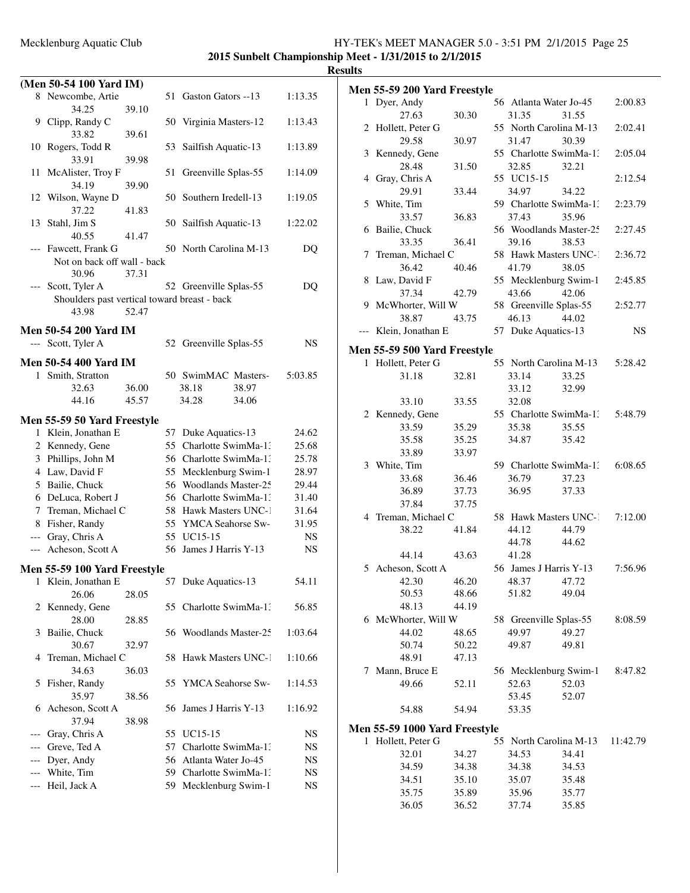## Results

### (Men 50-54 100 Yard IM)

| Place | Name | Age | Team | Time |
|---|---|---|---|---|
| 8 | Newcombe, Artie | 51 | Gaston Gators --13 | 1:13.35 |
| | 34.25 39.10 | | | |
| 9 | Clipp, Randy C | 50 | Virginia Masters-12 | 1:13.43 |
| | 33.82 39.61 | | | |
| 10 | Rogers, Todd R | 53 | Sailfish Aquatic-13 | 1:13.89 |
| | 33.91 39.98 | | | |
| 11 | McAlister, Troy F | 51 | Greenville Splas-55 | 1:14.09 |
| | 34.19 39.90 | | | |
| 12 | Wilson, Wayne D | 50 | Southern Iredell-13 | 1:19.05 |
| | 37.22 41.83 | | | |
| 13 | Stahl, Jim S | 50 | Sailfish Aquatic-13 | 1:22.02 |
| | 40.55 41.47 | | | |
| --- | Fawcett, Frank G | 50 | North Carolina M-13 | DQ |
| | Not on back off wall - back | | | |
| | 30.96 37.31 | | | |
| --- | Scott, Tyler A | 52 | Greenville Splas-55 | DQ |
| | Shoulders past vertical toward breast - back | | | |
| | 43.98 52.47 | | | |

### Men 50-54 200 Yard IM

| Place | Name | Age | Team | Time |
|---|---|---|---|---|
| --- | Scott, Tyler A | 52 | Greenville Splas-55 | NS |

### Men 50-54 400 Yard IM

| Place | Name | Age | Team | Time |
|---|---|---|---|---|
| 1 | Smith, Stratton | 50 | SwimMAC Masters- | 5:03.85 |
| | 32.63 36.00 38.18 38.97 | | | |
| | 44.16 45.57 34.28 34.06 | | | |

### Men 55-59 50 Yard Freestyle

| Place | Name | Age | Team | Time |
|---|---|---|---|---|
| 1 | Klein, Jonathan E | 57 | Duke Aquatics-13 | 24.62 |
| 2 | Kennedy, Gene | 55 | Charlotte SwimMa-13 | 25.68 |
| 3 | Phillips, John M | 56 | Charlotte SwimMa-13 | 25.78 |
| 4 | Law, David F | 55 | Mecklenburg Swim-1 | 28.97 |
| 5 | Bailie, Chuck | 56 | Woodlands Master-25 | 29.44 |
| 6 | DeLuca, Robert J | 56 | Charlotte SwimMa-13 | 31.40 |
| 7 | Treman, Michael C | 58 | Hawk Masters UNC-1 | 31.64 |
| 8 | Fisher, Randy | 55 | YMCA Seahorse Sw- | 31.95 |
| --- | Gray, Chris A | 55 | UC15-15 | NS |
| --- | Acheson, Scott A | 56 | James J Harris Y-13 | NS |

### Men 55-59 100 Yard Freestyle

| Place | Name | Age | Team | Time |
|---|---|---|---|---|
| 1 | Klein, Jonathan E | 57 | Duke Aquatics-13 | 54.11 |
| | 26.06 28.05 | | | |
| 2 | Kennedy, Gene | 55 | Charlotte SwimMa-13 | 56.85 |
| | 28.00 28.85 | | | |
| 3 | Bailie, Chuck | 56 | Woodlands Master-25 | 1:03.64 |
| | 30.67 32.97 | | | |
| 4 | Treman, Michael C | 58 | Hawk Masters UNC-1 | 1:10.66 |
| | 34.63 36.03 | | | |
| 5 | Fisher, Randy | 55 | YMCA Seahorse Sw- | 1:14.53 |
| | 35.97 38.56 | | | |
| 6 | Acheson, Scott A | 56 | James J Harris Y-13 | 1:16.92 |
| | 37.94 38.98 | | | |
| --- | Gray, Chris A | 55 | UC15-15 | NS |
| --- | Greve, Ted A | 57 | Charlotte SwimMa-13 | NS |
| --- | Dyer, Andy | 56 | Atlanta Water Jo-45 | NS |
| --- | White, Tim | 59 | Charlotte SwimMa-13 | NS |
| --- | Heil, Jack A | 59 | Mecklenburg Swim-1 | NS |

### Men 55-59 200 Yard Freestyle

| Place | Name | Age | Team | Time |
|---|---|---|---|---|
| 1 | Dyer, Andy | 56 | Atlanta Water Jo-45 | 2:00.83 |
| | 27.63 30.30 31.35 31.55 | | | |
| 2 | Hollett, Peter G | 55 | North Carolina M-13 | 2:02.41 |
| | 29.58 30.97 31.47 30.39 | | | |
| 3 | Kennedy, Gene | 55 | Charlotte SwimMa-13 | 2:05.04 |
| | 28.48 31.50 32.85 32.21 | | | |
| 4 | Gray, Chris A | 55 | UC15-15 | 2:12.54 |
| | 29.91 33.44 34.97 34.22 | | | |
| 5 | White, Tim | 59 | Charlotte SwimMa-13 | 2:23.79 |
| | 33.57 36.83 37.43 35.96 | | | |
| 6 | Bailie, Chuck | 56 | Woodlands Master-25 | 2:27.45 |
| | 33.35 36.41 39.16 38.53 | | | |
| 7 | Treman, Michael C | 58 | Hawk Masters UNC-1 | 2:36.72 |
| | 36.42 40.46 41.79 38.05 | | | |
| 8 | Law, David F | 55 | Mecklenburg Swim-1 | 2:45.85 |
| | 37.34 42.79 43.66 42.06 | | | |
| 9 | McWhorter, Will W | 58 | Greenville Splas-55 | 2:52.77 |
| | 38.87 43.75 46.13 44.02 | | | |
| --- | Klein, Jonathan E | 57 | Duke Aquatics-13 | NS |

### Men 55-59 500 Yard Freestyle

| Place | Name | Age | Team | Time |
|---|---|---|---|---|
| 1 | Hollett, Peter G | 55 | North Carolina M-13 | 5:28.42 |
| | 31.18 32.81 33.14 33.25 | | | |
| | 33.12 32.99 | | | |
| | 33.10 33.55 32.08 | | | |
| 2 | Kennedy, Gene | 55 | Charlotte SwimMa-13 | 5:48.79 |
| | 33.59 35.29 35.38 35.55 | | | |
| | 35.58 35.25 34.87 35.42 | | | |
| | 33.89 33.97 | | | |
| 3 | White, Tim | 59 | Charlotte SwimMa-13 | 6:08.65 |
| | 33.68 36.46 36.79 37.23 | | | |
| | 36.89 37.73 36.95 37.33 | | | |
| | 37.84 37.75 | | | |
| 4 | Treman, Michael C | 58 | Hawk Masters UNC-1 | 7:12.00 |
| | 38.22 41.84 44.12 44.79 | | | |
| | 44.78 44.62 | | | |
| | 44.14 43.63 41.28 | | | |
| 5 | Acheson, Scott A | 56 | James J Harris Y-13 | 7:56.96 |
| | 42.30 46.20 48.37 47.72 | | | |
| | 50.53 48.66 51.82 49.04 | | | |
| | 48.13 44.19 | | | |
| 6 | McWhorter, Will W | 58 | Greenville Splas-55 | 8:08.59 |
| | 44.02 48.65 49.97 49.27 | | | |
| | 50.74 50.22 49.87 49.81 | | | |
| | 48.91 47.13 | | | |
| 7 | Mann, Bruce E | 56 | Mecklenburg Swim-1 | 8:47.82 |
| | 49.66 52.11 52.63 52.03 | | | |
| | 53.45 52.07 | | | |
| | 54.88 54.94 53.35 | | | |

### Men 55-59 1000 Yard Freestyle

| Place | Name | Age | Team | Time |
|---|---|---|---|---|
| 1 | Hollett, Peter G | 55 | North Carolina M-13 | 11:42.79 |
| | 32.01 34.27 34.53 34.41 | | | |
| | 34.59 34.38 34.38 34.53 | | | |
| | 34.51 35.10 35.07 35.48 | | | |
| | 35.75 35.89 35.96 35.77 | | | |
| | 36.05 36.52 37.74 35.85 | | | |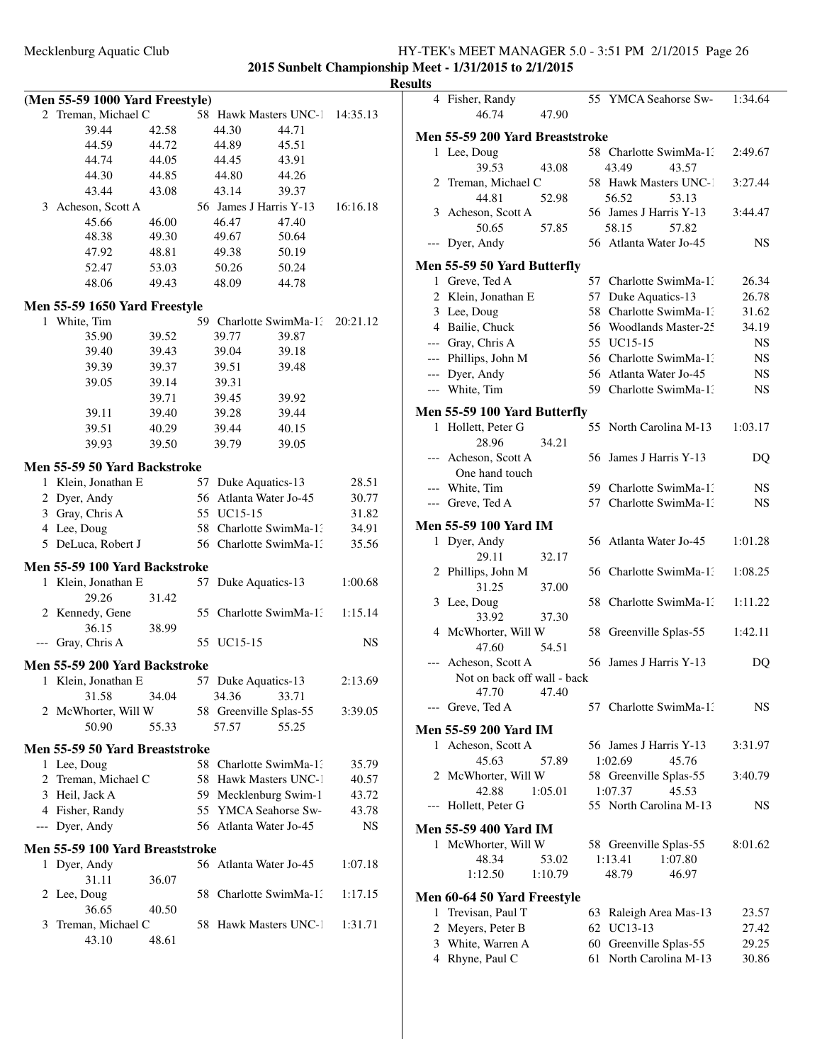**2015 Sunbelt Championship Meet - 1/31/2015 to 2/1/2015**

**Results**

### (Men 55-59 1000 Yard Freestyle)

```
  2 Treman, Michael C            58 Hawk Masters UNC-1   14:35.13
        39.44      42.58       44.30      44.71
        44.59      44.72       44.89      45.51
        44.74      44.05       44.45      43.91
        44.30      44.85       44.80      44.26
        43.44      43.08       43.14      39.37
  3 Acheson, Scott A             56 James J Harris Y-13  16:16.18
        45.66      46.00       46.47      47.40
        48.38      49.30       49.67      50.64
        47.92      48.81       49.38      50.19
        52.47      53.03       50.26      50.24
        48.06      49.43       48.09      44.78
```

### Men 55-59 1650 Yard Freestyle

```
  1 White, Tim                   59 Charlotte SwimMa-13  20:21.12
        35.90      39.52       39.77      39.87
        39.40      39.43       39.04      39.18
        39.39      39.37       39.51      39.48
        39.05      39.14       39.31
                   39.71       39.45      39.92
        39.11      39.40       39.28      39.44
        39.51      40.29       39.44      40.15
        39.93      39.50       39.79      39.05
```

### Men 55-59 50 Yard Backstroke

```
  1 Klein, Jonathan E            57 Duke Aquatics-13        28.51
  2 Dyer, Andy                   56 Atlanta Water Jo-45     30.77
  3 Gray, Chris A                55 UC15-15                 31.82
  4 Lee, Doug                    58 Charlotte SwimMa-13     34.91
  5 DeLuca, Robert J             56 Charlotte SwimMa-13     35.56
```

### Men 55-59 100 Yard Backstroke

```
  1 Klein, Jonathan E            57 Duke Aquatics-13      1:00.68
        29.26      31.42
  2 Kennedy, Gene                55 Charlotte SwimMa-13   1:15.14
        36.15      38.99
--- Gray, Chris A                55 UC15-15                    NS
```

### Men 55-59 200 Yard Backstroke

```
  1 Klein, Jonathan E            57 Duke Aquatics-13      2:13.69
        31.58      34.04       34.36      33.71
  2 McWhorter, Will W            58 Greenville Splas-55   3:39.05
        50.90      55.33       57.57      55.25
```

### Men 55-59 50 Yard Breaststroke

```
  1 Lee, Doug                    58 Charlotte SwimMa-13     35.79
  2 Treman, Michael C            58 Hawk Masters UNC-1      40.57
  3 Heil, Jack A                 59 Mecklenburg Swim-1      43.72
  4 Fisher, Randy                55 YMCA Seahorse Sw-       43.78
--- Dyer, Andy                   56 Atlanta Water Jo-45        NS
```

### Men 55-59 100 Yard Breaststroke

```
  1 Dyer, Andy                   56 Atlanta Water Jo-45   1:07.18
        31.11      36.07
  2 Lee, Doug                    58 Charlotte SwimMa-13   1:17.15
        36.65      40.50
  3 Treman, Michael C            58 Hawk Masters UNC-1    1:31.71
        43.10      48.61
  4 Fisher, Randy                55 YMCA Seahorse Sw-     1:34.64
        46.74      47.90
```

### Men 55-59 200 Yard Breaststroke

```
  1 Lee, Doug                    58 Charlotte SwimMa-13   2:49.67
        39.53      43.08       43.49      43.57
  2 Treman, Michael C            58 Hawk Masters UNC-1    3:27.44
        44.81      52.98       56.52      53.13
  3 Acheson, Scott A             56 James J Harris Y-13   3:44.47
        50.65      57.85       58.15      57.82
--- Dyer, Andy                   56 Atlanta Water Jo-45        NS
```

### Men 55-59 50 Yard Butterfly

```
  1 Greve, Ted A                 57 Charlotte SwimMa-13     26.34
  2 Klein, Jonathan E            57 Duke Aquatics-13        26.78
  3 Lee, Doug                    58 Charlotte SwimMa-13     31.62
  4 Bailie, Chuck                56 Woodlands Master-25     34.19
--- Gray, Chris A                55 UC15-15                    NS
--- Phillips, John M             56 Charlotte SwimMa-13        NS
--- Dyer, Andy                   56 Atlanta Water Jo-45        NS
--- White, Tim                   59 Charlotte SwimMa-13        NS
```

### Men 55-59 100 Yard Butterfly

```
  1 Hollett, Peter G             55 North Carolina M-13   1:03.17
        28.96      34.21
--- Acheson, Scott A             56 James J Harris Y-13        DQ
      One hand touch
--- White, Tim                   59 Charlotte SwimMa-13        NS
--- Greve, Ted A                 57 Charlotte SwimMa-13        NS
```

### Men 55-59 100 Yard IM

```
  1 Dyer, Andy                   56 Atlanta Water Jo-45   1:01.28
        29.11      32.17
  2 Phillips, John M             56 Charlotte SwimMa-13   1:08.25
        31.25      37.00
  3 Lee, Doug                    58 Charlotte SwimMa-13   1:11.22
        33.92      37.30
  4 McWhorter, Will W            58 Greenville Splas-55   1:42.11
        47.60      54.51
--- Acheson, Scott A             56 James J Harris Y-13        DQ
      Not on back off wall - back
        47.70      47.40
--- Greve, Ted A                 57 Charlotte SwimMa-13        NS
```

### Men 55-59 200 Yard IM

```
  1 Acheson, Scott A             56 James J Harris Y-13   3:31.97
        45.63      57.89     1:02.69      45.76
  2 McWhorter, Will W            58 Greenville Splas-55   3:40.79
        42.88    1:05.01     1:07.37      45.53
--- Hollett, Peter G             55 North Carolina M-13        NS
```

### Men 55-59 400 Yard IM

```
  1 McWhorter, Will W            58 Greenville Splas-55   8:01.62
        48.34      53.02     1:13.41    1:07.80
      1:12.50    1:10.79       48.79      46.97
```

### Men 60-64 50 Yard Freestyle

```
  1 Trevisan, Paul T             63 Raleigh Area Mas-13     23.57
  2 Meyers, Peter B              62 UC13-13                 27.42
  3 White, Warren A              60 Greenville Splas-55     29.25
  4 Rhyne, Paul C                61 North Carolina M-13     30.86
```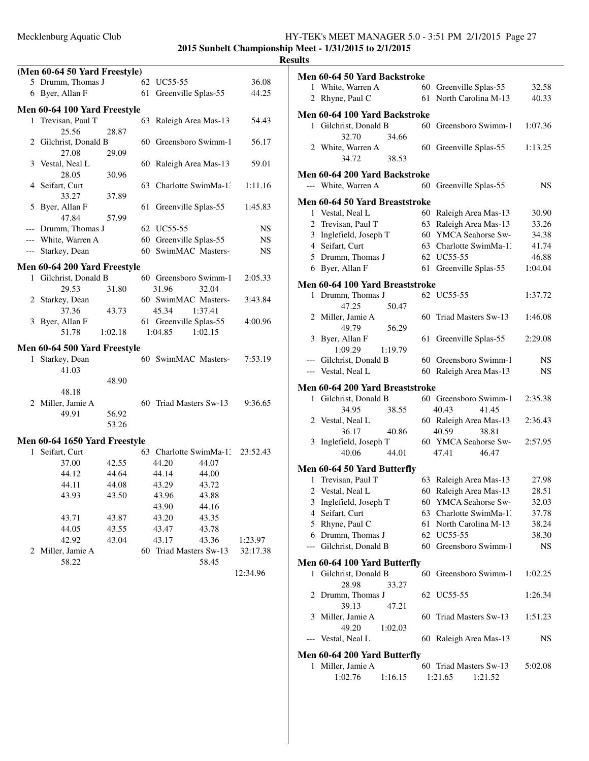**2015 Sunbelt Championship Meet - 1/31/2015 to 2/1/2015**

**Results**

### (Men 60-64 50 Yard Freestyle)

| Place | Name | Age | Team | Time |
|---|---|---|---|---|
| 5 | Drumm, Thomas J | 62 | UC55-55 | 36.08 |
| 6 | Byer, Allan F | 61 | Greenville Splas-55 | 44.25 |

### Men 60-64 100 Yard Freestyle

| Place | Name | Age | Team | Time |
|---|---|---|---|---|
| 1 | Trevisan, Paul T | 63 | Raleigh Area Mas-13 | 54.43 |
| | 25.56 28.87 | | | |
| 2 | Gilchrist, Donald B | 60 | Greensboro Swimm-1 | 56.17 |
| | 27.08 29.09 | | | |
| 3 | Vestal, Neal L | 60 | Raleigh Area Mas-13 | 59.01 |
| | 28.05 30.96 | | | |
| 4 | Seifart, Curt | 63 | Charlotte SwimMa-1: | 1:11.16 |
| | 33.27 37.89 | | | |
| 5 | Byer, Allan F | 61 | Greenville Splas-55 | 1:45.83 |
| | 47.84 57.99 | | | |
| --- | Drumm, Thomas J | 62 | UC55-55 | NS |
| --- | White, Warren A | 60 | Greenville Splas-55 | NS |
| --- | Starkey, Dean | 60 | SwimMAC Masters- | NS |

### Men 60-64 200 Yard Freestyle

| Place | Name | Age | Team | Time |
|---|---|---|---|---|
| 1 | Gilchrist, Donald B | 60 | Greensboro Swimm-1 | 2:05.33 |
| | 29.53 31.80 31.96 32.04 | | | |
| 2 | Starkey, Dean | 60 | SwimMAC Masters- | 3:43.84 |
| | 37.36 43.73 45.34 1:37.41 | | | |
| 3 | Byer, Allan F | 61 | Greenville Splas-55 | 4:00.96 |
| | 51.78 1:02.18 1:04.85 1:02.15 | | | |

### Men 60-64 500 Yard Freestyle

| Place | Name | Age | Team | Time |
|---|---|---|---|---|
| 1 | Starkey, Dean | 60 | SwimMAC Masters- | 7:53.19 |
| | 41.03 | | | |
| | 48.90 | | | |
| | 48.18 | | | |
| 2 | Miller, Jamie A | 60 | Triad Masters Sw-13 | 9:36.65 |
| | 49.91 56.92 | | | |
| | 53.26 | | | |

### Men 60-64 1650 Yard Freestyle

| Place | Name | Age | Team | Time |
|---|---|---|---|---|
| 1 | Seifart, Curt | 63 | Charlotte SwimMa-1: | 23:52.43 |
| | 37.00 42.55 44.20 44.07 | | | |
| | 44.12 44.64 44.14 44.00 | | | |
| | 44.11 44.08 43.29 43.72 | | | |
| | 43.93 43.50 43.96 43.88 | | | |
| | 43.90 44.16 | | | |
| | 43.71 43.87 43.20 43.35 | | | |
| | 44.05 43.55 43.47 43.78 | | | |
| | 42.92 43.04 43.17 43.36 | | | 1:23.97 |
| 2 | Miller, Jamie A | 60 | Triad Masters Sw-13 | 32:17.38 |
| | 58.22 58.45 | | | |
| | | | | 12:34.96 |

### Men 60-64 50 Yard Backstroke

| Place | Name | Age | Team | Time |
|---|---|---|---|---|
| 1 | White, Warren A | 60 | Greenville Splas-55 | 32.58 |
| 2 | Rhyne, Paul C | 61 | North Carolina M-13 | 40.33 |

### Men 60-64 100 Yard Backstroke

| Place | Name | Age | Team | Time |
|---|---|---|---|---|
| 1 | Gilchrist, Donald B | 60 | Greensboro Swimm-1 | 1:07.36 |
| | 32.70 34.66 | | | |
| 2 | White, Warren A | 60 | Greenville Splas-55 | 1:13.25 |
| | 34.72 38.53 | | | |

### Men 60-64 200 Yard Backstroke

| Place | Name | Age | Team | Time |
|---|---|---|---|---|
| --- | White, Warren A | 60 | Greenville Splas-55 | NS |

### Men 60-64 50 Yard Breaststroke

| Place | Name | Age | Team | Time |
|---|---|---|---|---|
| 1 | Vestal, Neal L | 60 | Raleigh Area Mas-13 | 30.90 |
| 2 | Trevisan, Paul T | 63 | Raleigh Area Mas-13 | 33.26 |
| 3 | Inglefield, Joseph T | 60 | YMCA Seahorse Sw- | 34.38 |
| 4 | Seifart, Curt | 63 | Charlotte SwimMa-1: | 41.74 |
| 5 | Drumm, Thomas J | 62 | UC55-55 | 46.88 |
| 6 | Byer, Allan F | 61 | Greenville Splas-55 | 1:04.04 |

### Men 60-64 100 Yard Breaststroke

| Place | Name | Age | Team | Time |
|---|---|---|---|---|
| 1 | Drumm, Thomas J | 62 | UC55-55 | 1:37.72 |
| | 47.25 50.47 | | | |
| 2 | Miller, Jamie A | 60 | Triad Masters Sw-13 | 1:46.08 |
| | 49.79 56.29 | | | |
| 3 | Byer, Allan F | 61 | Greenville Splas-55 | 2:29.08 |
| | 1:09.29 1:19.79 | | | |
| --- | Gilchrist, Donald B | 60 | Greensboro Swimm-1 | NS |
| --- | Vestal, Neal L | 60 | Raleigh Area Mas-13 | NS |

### Men 60-64 200 Yard Breaststroke

| Place | Name | Age | Team | Time |
|---|---|---|---|---|
| 1 | Gilchrist, Donald B | 60 | Greensboro Swimm-1 | 2:35.38 |
| | 34.95 38.55 40.43 41.45 | | | |
| 2 | Vestal, Neal L | 60 | Raleigh Area Mas-13 | 2:36.43 |
| | 36.17 40.86 40.59 38.81 | | | |
| 3 | Inglefield, Joseph T | 60 | YMCA Seahorse Sw- | 2:57.95 |
| | 40.06 44.01 47.41 46.47 | | | |

### Men 60-64 50 Yard Butterfly

| Place | Name | Age | Team | Time |
|---|---|---|---|---|
| 1 | Trevisan, Paul T | 63 | Raleigh Area Mas-13 | 27.98 |
| 2 | Vestal, Neal L | 60 | Raleigh Area Mas-13 | 28.51 |
| 3 | Inglefield, Joseph T | 60 | YMCA Seahorse Sw- | 32.03 |
| 4 | Seifart, Curt | 63 | Charlotte SwimMa-1: | 37.78 |
| 5 | Rhyne, Paul C | 61 | North Carolina M-13 | 38.24 |
| 6 | Drumm, Thomas J | 62 | UC55-55 | 38.30 |
| --- | Gilchrist, Donald B | 60 | Greensboro Swimm-1 | NS |

### Men 60-64 100 Yard Butterfly

| Place | Name | Age | Team | Time |
|---|---|---|---|---|
| 1 | Gilchrist, Donald B | 60 | Greensboro Swimm-1 | 1:02.25 |
| | 28.98 33.27 | | | |
| 2 | Drumm, Thomas J | 62 | UC55-55 | 1:26.34 |
| | 39.13 47.21 | | | |
| 3 | Miller, Jamie A | 60 | Triad Masters Sw-13 | 1:51.23 |
| | 49.20 1:02.03 | | | |
| --- | Vestal, Neal L | 60 | Raleigh Area Mas-13 | NS |

### Men 60-64 200 Yard Butterfly

| Place | Name | Age | Team | Time |
|---|---|---|---|---|
| 1 | Miller, Jamie A | 60 | Triad Masters Sw-13 | 5:02.08 |
| | 1:02.76 1:16.15 1:21.65 1:21.52 | | | |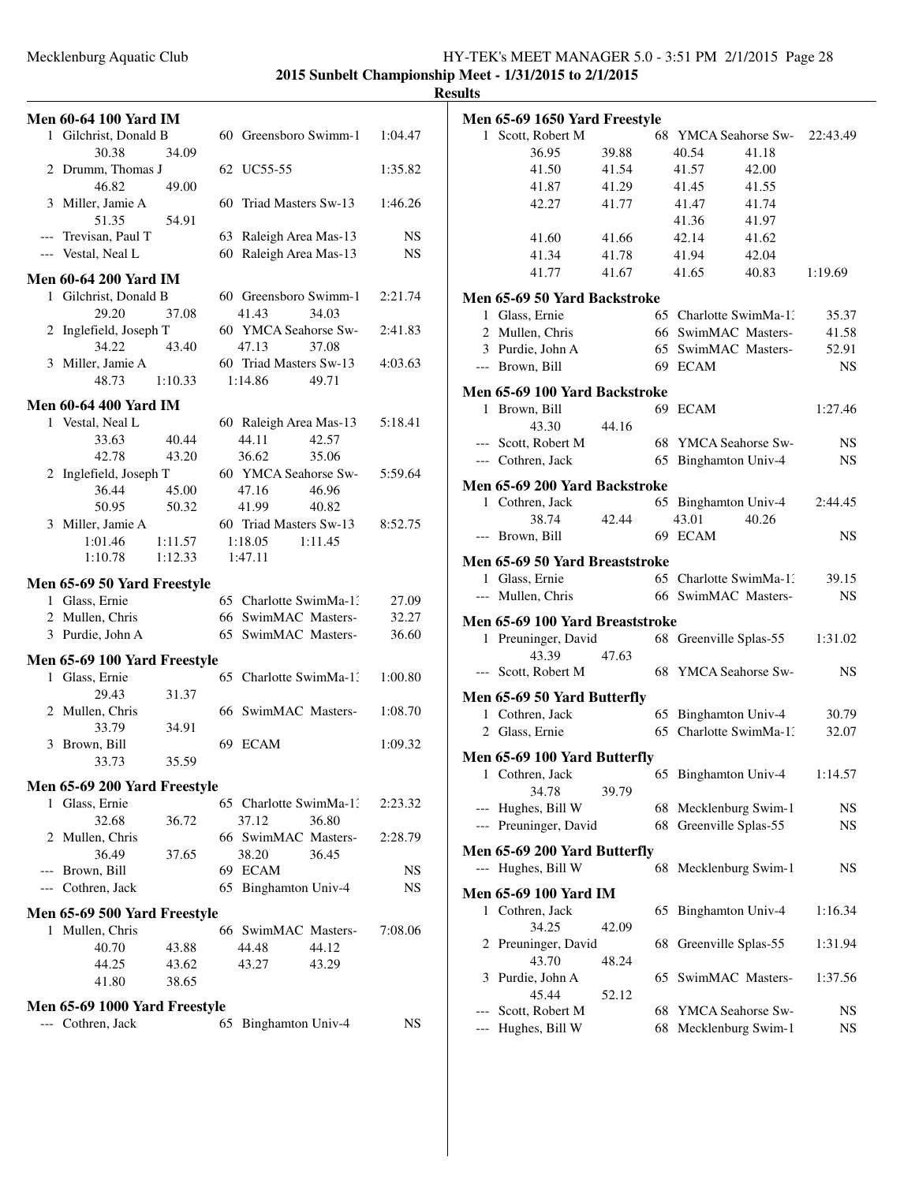## 2015 Sunbelt Championship Meet - 1/31/2015 to 2/1/2015

### Results

**Men 60-64 100 Yard IM**

| Place | Name | Age | Team | Time |
|---|---|---|---|---|
| 1 | Gilchrist, Donald B | 60 | Greensboro Swimm-1 | 1:04.47 |
| | 30.38 34.09 | | | |
| 2 | Drumm, Thomas J | 62 | UC55-55 | 1:35.82 |
| | 46.82 49.00 | | | |
| 3 | Miller, Jamie A | 60 | Triad Masters Sw-13 | 1:46.26 |
| | 51.35 54.91 | | | |
| --- | Trevisan, Paul T | 63 | Raleigh Area Mas-13 | NS |
| --- | Vestal, Neal L | 60 | Raleigh Area Mas-13 | NS |

**Men 60-64 200 Yard IM**

| Place | Name | Age | Team | Time |
|---|---|---|---|---|
| 1 | Gilchrist, Donald B | 60 | Greensboro Swimm-1 | 2:21.74 |
| | 29.20 37.08 41.43 34.03 | | | |
| 2 | Inglefield, Joseph T | 60 | YMCA Seahorse Sw- | 2:41.83 |
| | 34.22 43.40 47.13 37.08 | | | |
| 3 | Miller, Jamie A | 60 | Triad Masters Sw-13 | 4:03.63 |
| | 48.73 1:10.33 1:14.86 49.71 | | | |

**Men 60-64 400 Yard IM**

| Place | Name | Age | Team | Time |
|---|---|---|---|---|
| 1 | Vestal, Neal L | 60 | Raleigh Area Mas-13 | 5:18.41 |
| | 33.63 40.44 44.11 42.57 | | | |
| | 42.78 43.20 36.62 35.06 | | | |
| 2 | Inglefield, Joseph T | 60 | YMCA Seahorse Sw- | 5:59.64 |
| | 36.44 45.00 47.16 46.96 | | | |
| | 50.95 50.32 41.99 40.82 | | | |
| 3 | Miller, Jamie A | 60 | Triad Masters Sw-13 | 8:52.75 |
| | 1:01.46 1:11.57 1:18.05 1:11.45 | | | |
| | 1:10.78 1:12.33 1:47.11 | | | |

**Men 65-69 50 Yard Freestyle**

| Place | Name | Age | Team | Time |
|---|---|---|---|---|
| 1 | Glass, Ernie | 65 | Charlotte SwimMa-1 | 27.09 |
| 2 | Mullen, Chris | 66 | SwimMAC Masters- | 32.27 |
| 3 | Purdie, John A | 65 | SwimMAC Masters- | 36.60 |

**Men 65-69 100 Yard Freestyle**

| Place | Name | Age | Team | Time |
|---|---|---|---|---|
| 1 | Glass, Ernie | 65 | Charlotte SwimMa-1 | 1:00.80 |
| | 29.43 31.37 | | | |
| 2 | Mullen, Chris | 66 | SwimMAC Masters- | 1:08.70 |
| | 33.79 34.91 | | | |
| 3 | Brown, Bill | 69 | ECAM | 1:09.32 |
| | 33.73 35.59 | | | |

**Men 65-69 200 Yard Freestyle**

| Place | Name | Age | Team | Time |
|---|---|---|---|---|
| 1 | Glass, Ernie | 65 | Charlotte SwimMa-1 | 2:23.32 |
| | 32.68 36.72 37.12 36.80 | | | |
| 2 | Mullen, Chris | 66 | SwimMAC Masters- | 2:28.79 |
| | 36.49 37.65 38.20 36.45 | | | |
| --- | Brown, Bill | 69 | ECAM | NS |
| --- | Cothren, Jack | 65 | Binghamton Univ-4 | NS |

**Men 65-69 500 Yard Freestyle**

| Place | Name | Age | Team | Time |
|---|---|---|---|---|
| 1 | Mullen, Chris | 66 | SwimMAC Masters- | 7:08.06 |
| | 40.70 43.88 44.48 44.12 | | | |
| | 44.25 43.62 43.27 43.29 | | | |
| | 41.80 38.65 | | | |

**Men 65-69 1000 Yard Freestyle**

| Place | Name | Age | Team | Time |
|---|---|---|---|---|
| --- | Cothren, Jack | 65 | Binghamton Univ-4 | NS |

**Men 65-69 1650 Yard Freestyle**

| Place | Name | Age | Team | Time |
|---|---|---|---|---|
| 1 | Scott, Robert M | 68 | YMCA Seahorse Sw- | 22:43.49 |
| | 36.95 39.88 40.54 41.18 | | | |
| | 41.50 41.54 41.57 42.00 | | | |
| | 41.87 41.29 41.45 41.55 | | | |
| | 42.27 41.77 41.47 41.74 | | | |
| | 41.36 41.97 | | | |
| | 41.60 41.66 42.14 41.62 | | | |
| | 41.34 41.78 41.94 42.04 | | | |
| | 41.77 41.67 41.65 40.83 1:19.69 | | | |

**Men 65-69 50 Yard Backstroke**

| Place | Name | Age | Team | Time |
|---|---|---|---|---|
| 1 | Glass, Ernie | 65 | Charlotte SwimMa-1 | 35.37 |
| 2 | Mullen, Chris | 66 | SwimMAC Masters- | 41.58 |
| 3 | Purdie, John A | 65 | SwimMAC Masters- | 52.91 |
| --- | Brown, Bill | 69 | ECAM | NS |

**Men 65-69 100 Yard Backstroke**

| Place | Name | Age | Team | Time |
|---|---|---|---|---|
| 1 | Brown, Bill | 69 | ECAM | 1:27.46 |
| | 43.30 44.16 | | | |
| --- | Scott, Robert M | 68 | YMCA Seahorse Sw- | NS |
| --- | Cothren, Jack | 65 | Binghamton Univ-4 | NS |

**Men 65-69 200 Yard Backstroke**

| Place | Name | Age | Team | Time |
|---|---|---|---|---|
| 1 | Cothren, Jack | 65 | Binghamton Univ-4 | 2:44.45 |
| | 38.74 42.44 43.01 40.26 | | | |
| --- | Brown, Bill | 69 | ECAM | NS |

**Men 65-69 50 Yard Breaststroke**

| Place | Name | Age | Team | Time |
|---|---|---|---|---|
| 1 | Glass, Ernie | 65 | Charlotte SwimMa-1 | 39.15 |
| --- | Mullen, Chris | 66 | SwimMAC Masters- | NS |

**Men 65-69 100 Yard Breaststroke**

| Place | Name | Age | Team | Time |
|---|---|---|---|---|
| 1 | Preuninger, David | 68 | Greenville Splas-55 | 1:31.02 |
| | 43.39 47.63 | | | |
| --- | Scott, Robert M | 68 | YMCA Seahorse Sw- | NS |

**Men 65-69 50 Yard Butterfly**

| Place | Name | Age | Team | Time |
|---|---|---|---|---|
| 1 | Cothren, Jack | 65 | Binghamton Univ-4 | 30.79 |
| 2 | Glass, Ernie | 65 | Charlotte SwimMa-1 | 32.07 |

**Men 65-69 100 Yard Butterfly**

| Place | Name | Age | Team | Time |
|---|---|---|---|---|
| 1 | Cothren, Jack | 65 | Binghamton Univ-4 | 1:14.57 |
| | 34.78 39.79 | | | |
| --- | Hughes, Bill W | 68 | Mecklenburg Swim-1 | NS |
| --- | Preuninger, David | 68 | Greenville Splas-55 | NS |

**Men 65-69 200 Yard Butterfly**

| Place | Name | Age | Team | Time |
|---|---|---|---|---|
| --- | Hughes, Bill W | 68 | Mecklenburg Swim-1 | NS |

**Men 65-69 100 Yard IM**

| Place | Name | Age | Team | Time |
|---|---|---|---|---|
| 1 | Cothren, Jack | 65 | Binghamton Univ-4 | 1:16.34 |
| | 34.25 42.09 | | | |
| 2 | Preuninger, David | 68 | Greenville Splas-55 | 1:31.94 |
| | 43.70 48.24 | | | |
| 3 | Purdie, John A | 65 | SwimMAC Masters- | 1:37.56 |
| | 45.44 52.12 | | | |
| --- | Scott, Robert M | 68 | YMCA Seahorse Sw- | NS |
| --- | Hughes, Bill W | 68 | Mecklenburg Swim-1 | NS |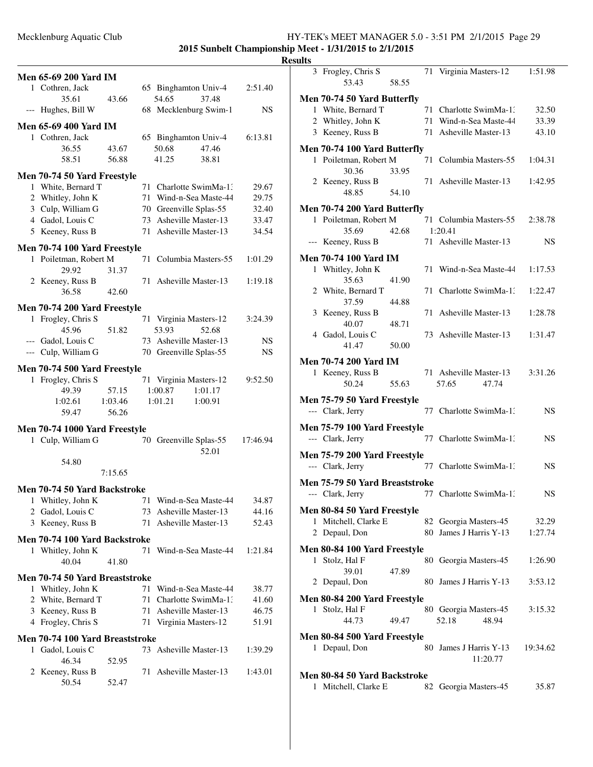**2015 Sunbelt Championship Meet - 1/31/2015 to 2/1/2015**

**Results**

### Men 65-69 200 Yard IM

1 Cothren, Jack — 65 Binghamton Univ-4 — 2:51.40
  35.61  43.66  54.65  37.48

--- Hughes, Bill W — 68 Mecklenburg Swim-1 — NS

### Men 65-69 400 Yard IM

1 Cothren, Jack — 65 Binghamton Univ-4 — 6:13.81
  36.55  43.67  50.68  47.46
  58.51  56.88  41.25  38.81

### Men 70-74 50 Yard Freestyle

1 White, Bernard T — 71 Charlotte SwimMa-13 — 29.67
2 Whitley, John K — 71 Wind-n-Sea Maste-44 — 29.75
3 Culp, William G — 70 Greenville Splas-55 — 32.40
4 Gadol, Louis C — 73 Asheville Master-13 — 33.47
5 Keeney, Russ B — 71 Asheville Master-13 — 34.54

### Men 70-74 100 Yard Freestyle

1 Poiletman, Robert M — 71 Columbia Masters-55 — 1:01.29
  29.92  31.37
2 Keeney, Russ B — 71 Asheville Master-13 — 1:19.18
  36.58  42.60

### Men 70-74 200 Yard Freestyle

1 Frogley, Chris S — 71 Virginia Masters-12 — 3:24.39
  45.96  51.82  53.93  52.68
--- Gadol, Louis C — 73 Asheville Master-13 — NS
--- Culp, William G — 70 Greenville Splas-55 — NS

### Men 70-74 500 Yard Freestyle

1 Frogley, Chris S — 71 Virginia Masters-12 — 9:52.50
  49.39  57.15  1:00.87  1:01.17
  1:02.61  1:03.46  1:01.21  1:00.91
  59.47  56.26

### Men 70-74 1000 Yard Freestyle

1 Culp, William G — 70 Greenville Splas-55 — 17:46.94
  52.01
  54.80
  7:15.65

### Men 70-74 50 Yard Backstroke

1 Whitley, John K — 71 Wind-n-Sea Maste-44 — 34.87
2 Gadol, Louis C — 73 Asheville Master-13 — 44.16
3 Keeney, Russ B — 71 Asheville Master-13 — 52.43

### Men 70-74 100 Yard Backstroke

1 Whitley, John K — 71 Wind-n-Sea Maste-44 — 1:21.84
  40.04  41.80

### Men 70-74 50 Yard Breaststroke

1 Whitley, John K — 71 Wind-n-Sea Maste-44 — 38.77
2 White, Bernard T — 71 Charlotte SwimMa-13 — 41.60
3 Keeney, Russ B — 71 Asheville Master-13 — 46.75
4 Frogley, Chris S — 71 Virginia Masters-12 — 51.91

### Men 70-74 100 Yard Breaststroke

1 Gadol, Louis C — 73 Asheville Master-13 — 1:39.29
  46.34  52.95
2 Keeney, Russ B — 71 Asheville Master-13 — 1:43.01
  50.54  52.47
3 Frogley, Chris S — 71 Virginia Masters-12 — 1:51.98
  53.43  58.55

### Men 70-74 50 Yard Butterfly

1 White, Bernard T — 71 Charlotte SwimMa-13 — 32.50
2 Whitley, John K — 71 Wind-n-Sea Maste-44 — 33.39
3 Keeney, Russ B — 71 Asheville Master-13 — 43.10

### Men 70-74 100 Yard Butterfly

1 Poiletman, Robert M — 71 Columbia Masters-55 — 1:04.31
  30.36  33.95
2 Keeney, Russ B — 71 Asheville Master-13 — 1:42.95
  48.85  54.10

### Men 70-74 200 Yard Butterfly

1 Poiletman, Robert M — 71 Columbia Masters-55 — 2:38.78
  35.69  42.68  1:20.41
--- Keeney, Russ B — 71 Asheville Master-13 — NS

### Men 70-74 100 Yard IM

1 Whitley, John K — 71 Wind-n-Sea Maste-44 — 1:17.53
  35.63  41.90
2 White, Bernard T — 71 Charlotte SwimMa-13 — 1:22.47
  37.59  44.88
3 Keeney, Russ B — 71 Asheville Master-13 — 1:28.78
  40.07  48.71
4 Gadol, Louis C — 73 Asheville Master-13 — 1:31.47
  41.47  50.00

### Men 70-74 200 Yard IM

1 Keeney, Russ B — 71 Asheville Master-13 — 3:31.26
  50.24  55.63  57.65  47.74

### Men 75-79 50 Yard Freestyle

--- Clark, Jerry — 77 Charlotte SwimMa-13 — NS

### Men 75-79 100 Yard Freestyle

--- Clark, Jerry — 77 Charlotte SwimMa-13 — NS

### Men 75-79 200 Yard Freestyle

--- Clark, Jerry — 77 Charlotte SwimMa-13 — NS

### Men 75-79 50 Yard Breaststroke

--- Clark, Jerry — 77 Charlotte SwimMa-13 — NS

### Men 80-84 50 Yard Freestyle

1 Mitchell, Clarke E — 82 Georgia Masters-45 — 32.29
2 Depaul, Don — 80 James J Harris Y-13 — 1:27.74

### Men 80-84 100 Yard Freestyle

1 Stolz, Hal F — 80 Georgia Masters-45 — 1:26.90
  39.01  47.89
2 Depaul, Don — 80 James J Harris Y-13 — 3:53.12

### Men 80-84 200 Yard Freestyle

1 Stolz, Hal F — 80 Georgia Masters-45 — 3:15.32
  44.73  49.47  52.18  48.94

### Men 80-84 500 Yard Freestyle

1 Depaul, Don — 80 James J Harris Y-13 — 19:34.62
  11:20.77

### Men 80-84 50 Yard Backstroke

1 Mitchell, Clarke E — 82 Georgia Masters-45 — 35.87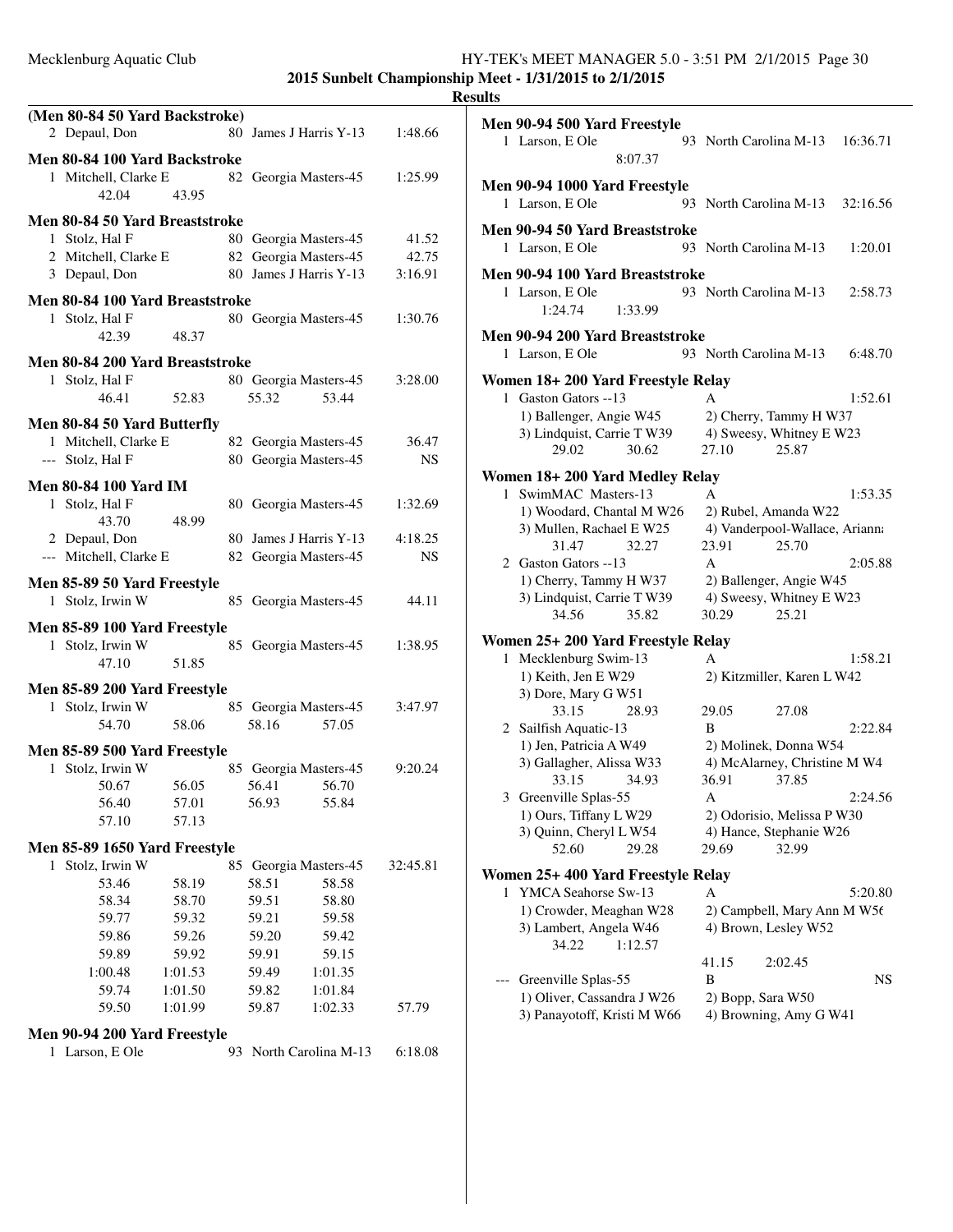## 2015 Sunbelt Championship Meet - 1/31/2015 to 2/1/2015

### Results

**(Men 80-84 50 Yard Backstroke)**

2 Depaul, Don 80 James J Harris Y-13 1:48.66

**Men 80-84 100 Yard Backstroke**

1 Mitchell, Clarke E 82 Georgia Masters-45 1:25.99
42.04 43.95

**Men 80-84 50 Yard Breaststroke**

1 Stolz, Hal F 80 Georgia Masters-45 41.52
2 Mitchell, Clarke E 82 Georgia Masters-45 42.75
3 Depaul, Don 80 James J Harris Y-13 3:16.91

**Men 80-84 100 Yard Breaststroke**

1 Stolz, Hal F 80 Georgia Masters-45 1:30.76
42.39 48.37

**Men 80-84 200 Yard Breaststroke**

1 Stolz, Hal F 80 Georgia Masters-45 3:28.00
46.41 52.83 55.32 53.44

**Men 80-84 50 Yard Butterfly**

1 Mitchell, Clarke E 82 Georgia Masters-45 36.47
--- Stolz, Hal F 80 Georgia Masters-45 NS

**Men 80-84 100 Yard IM**

1 Stolz, Hal F 80 Georgia Masters-45 1:32.69
43.70 48.99
2 Depaul, Don 80 James J Harris Y-13 4:18.25
--- Mitchell, Clarke E 82 Georgia Masters-45 NS

**Men 85-89 50 Yard Freestyle**

1 Stolz, Irwin W 85 Georgia Masters-45 44.11

**Men 85-89 100 Yard Freestyle**

1 Stolz, Irwin W 85 Georgia Masters-45 1:38.95
47.10 51.85

**Men 85-89 200 Yard Freestyle**

1 Stolz, Irwin W 85 Georgia Masters-45 3:47.97
54.70 58.06 58.16 57.05

**Men 85-89 500 Yard Freestyle**

1 Stolz, Irwin W 85 Georgia Masters-45 9:20.24
50.67 56.05 56.41 56.70
56.40 57.01 56.93 55.84
57.10 57.13

**Men 85-89 1650 Yard Freestyle**

1 Stolz, Irwin W 85 Georgia Masters-45 32:45.81
53.46 58.19 58.51 58.58
58.34 58.70 59.51 58.80
59.77 59.32 59.21 59.58
59.86 59.26 59.20 59.42
59.89 59.92 59.91 59.15
1:00.48 1:01.53 59.49 1:01.35
59.74 1:01.50 59.82 1:01.84
59.50 1:01.99 59.87 1:02.33 57.79

**Men 90-94 200 Yard Freestyle**

1 Larson, E Ole 93 North Carolina M-13 6:18.08

**Men 90-94 500 Yard Freestyle**

1 Larson, E Ole 93 North Carolina M-13 16:36.71
8:07.37

**Men 90-94 1000 Yard Freestyle**

1 Larson, E Ole 93 North Carolina M-13 32:16.56

**Men 90-94 50 Yard Breaststroke**

1 Larson, E Ole 93 North Carolina M-13 1:20.01

**Men 90-94 100 Yard Breaststroke**

1 Larson, E Ole 93 North Carolina M-13 2:58.73
1:24.74 1:33.99

**Men 90-94 200 Yard Breaststroke**

1 Larson, E Ole 93 North Carolina M-13 6:48.70

**Women 18+ 200 Yard Freestyle Relay**

1 Gaston Gators --13 A 1:52.61
1) Ballenger, Angie W45 2) Cherry, Tammy H W37
3) Lindquist, Carrie T W39 4) Sweesy, Whitney E W23
29.02 30.62 27.10 25.87

**Women 18+ 200 Yard Medley Relay**

1 SwimMAC Masters-13 A 1:53.35
1) Woodard, Chantal M W26 2) Rubel, Amanda W22
3) Mullen, Rachael E W25 4) Vanderpool-Wallace, Arianna
31.47 32.27 23.91 25.70
2 Gaston Gators --13 A 2:05.88
1) Cherry, Tammy H W37 2) Ballenger, Angie W45
3) Lindquist, Carrie T W39 4) Sweesy, Whitney E W23
34.56 35.82 30.29 25.21

**Women 25+ 200 Yard Freestyle Relay**

1 Mecklenburg Swim-13 A 1:58.21
1) Keith, Jen E W29 2) Kitzmiller, Karen L W42
3) Dore, Mary G W51
33.15 28.93 29.05 27.08
2 Sailfish Aquatic-13 B 2:22.84
1) Jen, Patricia A W49 2) Molinek, Donna W54
3) Gallagher, Alissa W33 4) McAlarney, Christine M W4
33.15 34.93 36.91 37.85
3 Greenville Splas-55 A 2:24.56
1) Ours, Tiffany L W29 2) Odorisio, Melissa P W30
3) Quinn, Cheryl L W54 4) Hance, Stephanie W26
52.60 29.28 29.69 32.99

**Women 25+ 400 Yard Freestyle Relay**

1 YMCA Seahorse Sw-13 A 5:20.80
1) Crowder, Meaghan W28 2) Campbell, Mary Ann M W56
3) Lambert, Angela W46 4) Brown, Lesley W52
34.22 1:12.57 41.15 2:02.45
--- Greenville Splas-55 B NS
1) Oliver, Cassandra J W26 2) Bopp, Sara W50
3) Panayotoff, Kristi M W66 4) Browning, Amy G W41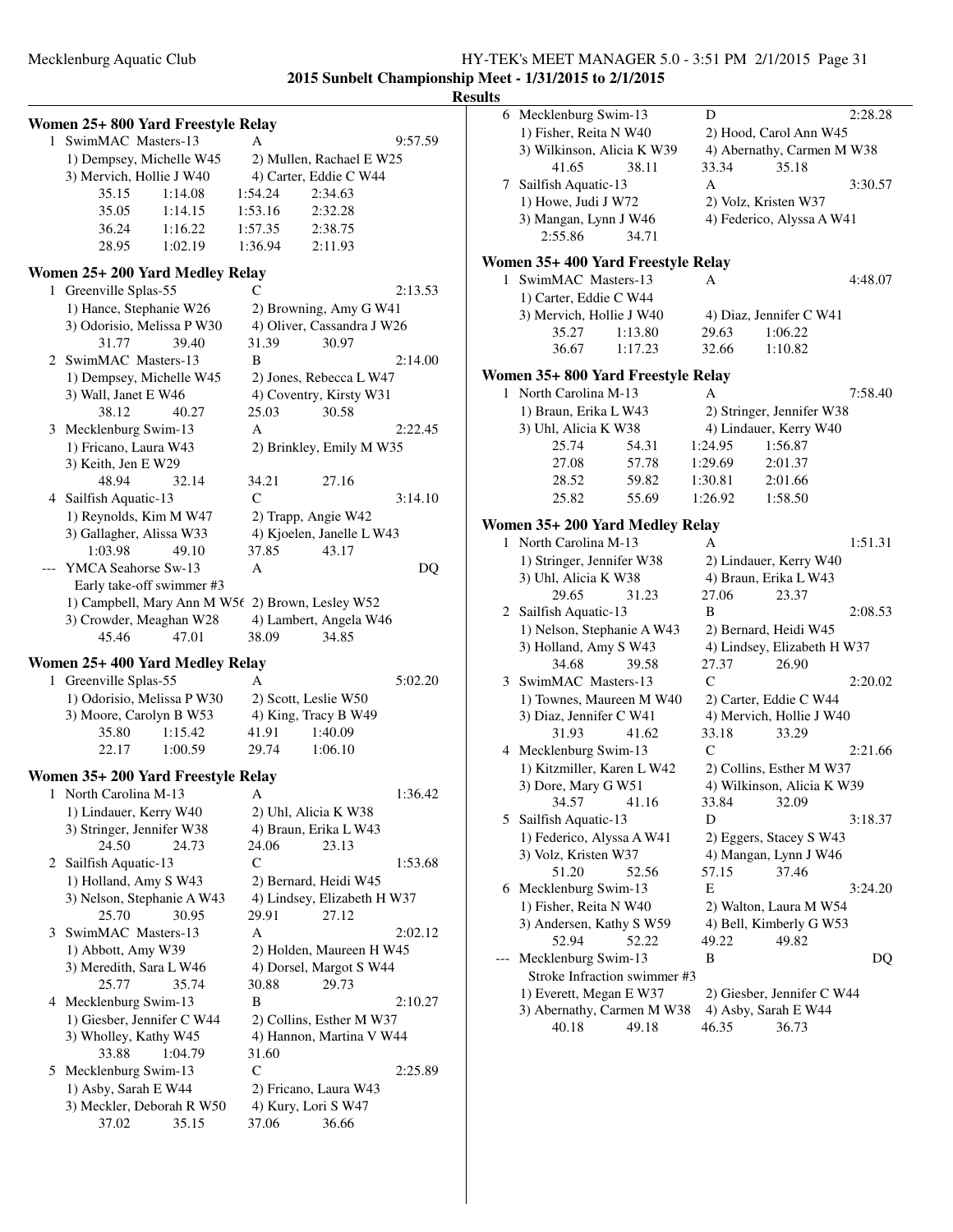**2015 Sunbelt Championship Meet - 1/31/2015 to 2/1/2015**

**Results**

## Women 25+ 800 Yard Freestyle Relay

1 SwimMAC Masters-13 A 9:57.59
1) Dempsey, Michelle W45 2) Mullen, Rachael E W25
3) Mervich, Hollie J W40 4) Carter, Eddie C W44
35.15 1:14.08 1:54.24 2:34.63
35.05 1:14.15 1:53.16 2:32.28
36.24 1:16.22 1:57.35 2:38.75
28.95 1:02.19 1:36.94 2:11.93

## Women 25+ 200 Yard Medley Relay

1 Greenville Splas-55 C 2:13.53
1) Hance, Stephanie W26 2) Browning, Amy G W41
3) Odorisio, Melissa P W30 4) Oliver, Cassandra J W26
31.77 39.40 31.39 30.97

2 SwimMAC Masters-13 B 2:14.00
1) Dempsey, Michelle W45 2) Jones, Rebecca L W47
3) Wall, Janet E W46 4) Coventry, Kirsty W31
38.12 40.27 25.03 30.58

3 Mecklenburg Swim-13 A 2:22.45
1) Fricano, Laura W43 2) Brinkley, Emily M W35
3) Keith, Jen E W29
48.94 32.14 34.21 27.16

4 Sailfish Aquatic-13 C 3:14.10
1) Reynolds, Kim M W47 2) Trapp, Angie W42
3) Gallagher, Alissa W33 4) Kjoelen, Janelle L W43
1:03.98 49.10 37.85 43.17

--- YMCA Seahorse Sw-13 A DQ
Early take-off swimmer #3
1) Campbell, Mary Ann M W5( 2) Brown, Lesley W52
3) Crowder, Meaghan W28 4) Lambert, Angela W46
45.46 47.01 38.09 34.85

## Women 25+ 400 Yard Medley Relay

1 Greenville Splas-55 A 5:02.20
1) Odorisio, Melissa P W30 2) Scott, Leslie W50
3) Moore, Carolyn B W53 4) King, Tracy B W49
35.80 1:15.42 41.91 1:40.09
22.17 1:00.59 29.74 1:06.10

## Women 35+ 200 Yard Freestyle Relay

1 North Carolina M-13 A 1:36.42
1) Lindauer, Kerry W40 2) Uhl, Alicia K W38
3) Stringer, Jennifer W38 4) Braun, Erika L W43
24.50 24.73 24.06 23.13

2 Sailfish Aquatic-13 C 1:53.68
1) Holland, Amy S W43 2) Bernard, Heidi W45
3) Nelson, Stephanie A W43 4) Lindsey, Elizabeth H W37
25.70 30.95 29.91 27.12

3 SwimMAC Masters-13 A 2:02.12
1) Abbott, Amy W39 2) Holden, Maureen H W45
3) Meredith, Sara L W46 4) Dorsel, Margot S W44
25.77 35.74 30.88 29.73

4 Mecklenburg Swim-13 B 2:10.27
1) Giesber, Jennifer C W44 2) Collins, Esther M W37
3) Wholley, Kathy W45 4) Hannon, Martina V W44
33.88 1:04.79 31.60

5 Mecklenburg Swim-13 C 2:25.89
1) Asby, Sarah E W44 2) Fricano, Laura W43
3) Meckler, Deborah R W50 4) Kury, Lori S W47
37.02 35.15 37.06 36.66

6 Mecklenburg Swim-13 D 2:28.28
1) Fisher, Reita N W40 2) Hood, Carol Ann W45
3) Wilkinson, Alicia K W39 4) Abernathy, Carmen M W38
41.65 38.11 33.34 35.18

7 Sailfish Aquatic-13 A 3:30.57
1) Howe, Judi J W72 2) Volz, Kristen W37
3) Mangan, Lynn J W46 4) Federico, Alyssa A W41
2:55.86 34.71

## Women 35+ 400 Yard Freestyle Relay

1 SwimMAC Masters-13 A 4:48.07
1) Carter, Eddie C W44
3) Mervich, Hollie J W40 4) Diaz, Jennifer C W41
35.27 1:13.80 29.63 1:06.22
36.67 1:17.23 32.66 1:10.82

## Women 35+ 800 Yard Freestyle Relay

1 North Carolina M-13 A 7:58.40
1) Braun, Erika L W43 2) Stringer, Jennifer W38
3) Uhl, Alicia K W38 4) Lindauer, Kerry W40
25.74 54.31 1:24.95 1:56.87
27.08 57.78 1:29.69 2:01.37
28.52 59.82 1:30.81 2:01.66
25.82 55.69 1:26.92 1:58.50

## Women 35+ 200 Yard Medley Relay

1 North Carolina M-13 A 1:51.31
1) Stringer, Jennifer W38 2) Lindauer, Kerry W40
3) Uhl, Alicia K W38 4) Braun, Erika L W43
29.65 31.23 27.06 23.37

2 Sailfish Aquatic-13 B 2:08.53
1) Nelson, Stephanie A W43 2) Bernard, Heidi W45
3) Holland, Amy S W43 4) Lindsey, Elizabeth H W37
34.68 39.58 27.37 26.90

3 SwimMAC Masters-13 C 2:20.02
1) Townes, Maureen M W40 2) Carter, Eddie C W44
3) Diaz, Jennifer C W41 4) Mervich, Hollie J W40
31.93 41.62 33.18 33.29

4 Mecklenburg Swim-13 C 2:21.66
1) Kitzmiller, Karen L W42 2) Collins, Esther M W37
3) Dore, Mary G W51 4) Wilkinson, Alicia K W39
34.57 41.16 33.84 32.09

5 Sailfish Aquatic-13 D 3:18.37
1) Federico, Alyssa A W41 2) Eggers, Stacey S W43
3) Volz, Kristen W37 4) Mangan, Lynn J W46
51.20 52.56 57.15 37.46

6 Mecklenburg Swim-13 E 3:24.20
1) Fisher, Reita N W40 2) Walton, Laura M W54
3) Andersen, Kathy S W59 4) Bell, Kimberly G W53
52.94 52.22 49.22 49.82

--- Mecklenburg Swim-13 B DQ
Stroke Infraction swimmer #3
1) Everett, Megan E W37 2) Giesber, Jennifer C W44
3) Abernathy, Carmen M W38 4) Asby, Sarah E W44
40.18 49.18 46.35 36.73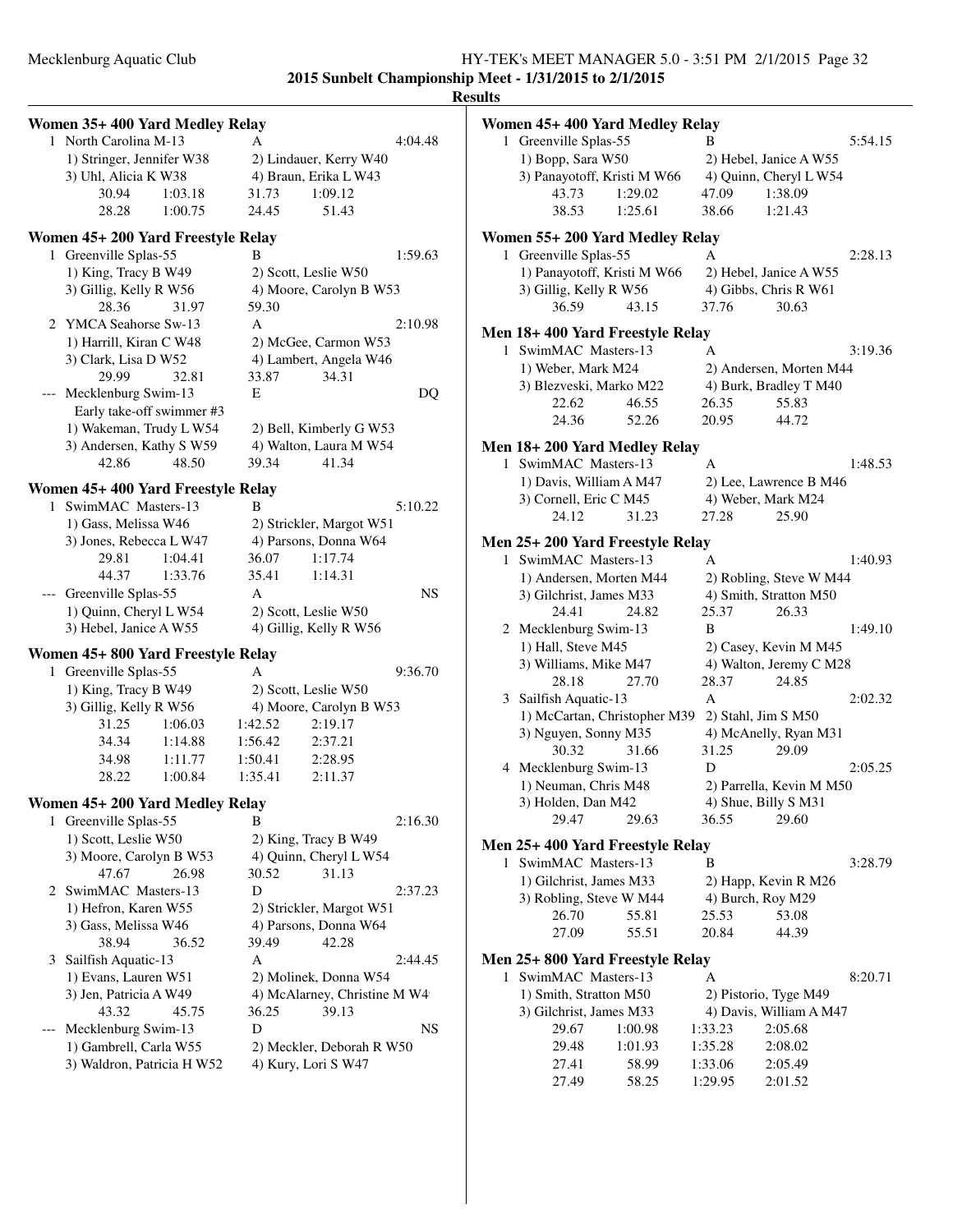**2015 Sunbelt Championship Meet - 1/31/2015 to 2/1/2015**

**Results**

### Women 35+ 400 Yard Medley Relay

1 North Carolina M-13 A 4:04.48
1) Stringer, Jennifer W38 2) Lindauer, Kerry W40
3) Uhl, Alicia K W38 4) Braun, Erika L W43
30.94 1:03.18 31.73 1:09.12
28.28 1:00.75 24.45 51.43

### Women 45+ 200 Yard Freestyle Relay

1 Greenville Splas-55 B 1:59.63
1) King, Tracy B W49 2) Scott, Leslie W50
3) Gillig, Kelly R W56 4) Moore, Carolyn B W53
28.36 31.97 59.30

2 YMCA Seahorse Sw-13 A 2:10.98
1) Harrill, Kiran C W48 2) McGee, Carmon W53
3) Clark, Lisa D W52 4) Lambert, Angela W46
29.99 32.81 33.87 34.31

--- Mecklenburg Swim-13 E DQ
Early take-off swimmer #3
1) Wakeman, Trudy L W54 2) Bell, Kimberly G W53
3) Andersen, Kathy S W59 4) Walton, Laura M W54
42.86 48.50 39.34 41.34

### Women 45+ 400 Yard Freestyle Relay

1 SwimMAC Masters-13 B 5:10.22
1) Gass, Melissa W46 2) Strickler, Margot W51
3) Jones, Rebecca L W47 4) Parsons, Donna W64
29.81 1:04.41 36.07 1:17.74
44.37 1:33.76 35.41 1:14.31

--- Greenville Splas-55 A NS
1) Quinn, Cheryl L W54 2) Scott, Leslie W50
3) Hebel, Janice A W55 4) Gillig, Kelly R W56

### Women 45+ 800 Yard Freestyle Relay

1 Greenville Splas-55 A 9:36.70
1) King, Tracy B W49 2) Scott, Leslie W50
3) Gillig, Kelly R W56 4) Moore, Carolyn B W53
31.25 1:06.03 1:42.52 2:19.17
34.34 1:14.88 1:56.42 2:37.21
34.98 1:11.77 1:50.41 2:28.95
28.22 1:00.84 1:35.41 2:11.37

### Women 45+ 200 Yard Medley Relay

1 Greenville Splas-55 B 2:16.30
1) Scott, Leslie W50 2) King, Tracy B W49
3) Moore, Carolyn B W53 4) Quinn, Cheryl L W54
47.67 26.98 30.52 31.13

2 SwimMAC Masters-13 D 2:37.23
1) Hefron, Karen W55 2) Strickler, Margot W51
3) Gass, Melissa W46 4) Parsons, Donna W64
38.94 36.52 39.49 42.28

3 Sailfish Aquatic-13 A 2:44.45
1) Evans, Lauren W51 2) Molinek, Donna W54
3) Jen, Patricia A W49 4) McAlarney, Christine M W4
43.32 45.75 36.25 39.13

--- Mecklenburg Swim-13 D NS
1) Gambrell, Carla W55 2) Meckler, Deborah R W50
3) Waldron, Patricia H W52 4) Kury, Lori S W47

### Women 45+ 400 Yard Medley Relay

1 Greenville Splas-55 B 5:54.15
1) Bopp, Sara W50 2) Hebel, Janice A W55
3) Panayotoff, Kristi M W66 4) Quinn, Cheryl L W54
43.73 1:29.02 47.09 1:38.09
38.53 1:25.61 38.66 1:21.43

### Women 55+ 200 Yard Medley Relay

1 Greenville Splas-55 A 2:28.13
1) Panayotoff, Kristi M W66 2) Hebel, Janice A W55
3) Gillig, Kelly R W56 4) Gibbs, Chris R W61
36.59 43.15 37.76 30.63

### Men 18+ 400 Yard Freestyle Relay

1 SwimMAC Masters-13 A 3:19.36
1) Weber, Mark M24 2) Andersen, Morten M44
3) Blezveski, Marko M22 4) Burk, Bradley T M40
22.62 46.55 26.35 55.83
24.36 52.26 20.95 44.72

### Men 18+ 200 Yard Medley Relay

1 SwimMAC Masters-13 A 1:48.53
1) Davis, William A M47 2) Lee, Lawrence B M46
3) Cornell, Eric C M45 4) Weber, Mark M24
24.12 31.23 27.28 25.90

### Men 25+ 200 Yard Freestyle Relay

1 SwimMAC Masters-13 A 1:40.93
1) Andersen, Morten M44 2) Robling, Steve W M44
3) Gilchrist, James M33 4) Smith, Stratton M50
24.41 24.82 25.37 26.33

2 Mecklenburg Swim-13 B 1:49.10
1) Hall, Steve M45 2) Casey, Kevin M M45
3) Williams, Mike M47 4) Walton, Jeremy C M28
28.18 27.70 28.37 24.85

3 Sailfish Aquatic-13 A 2:02.32
1) McCartan, Christopher M39 2) Stahl, Jim S M50
3) Nguyen, Sonny M35 4) McAnelly, Ryan M31
30.32 31.66 31.25 29.09

4 Mecklenburg Swim-13 D 2:05.25
1) Neuman, Chris M48 2) Parrella, Kevin M M50
3) Holden, Dan M42 4) Shue, Billy S M31
29.47 29.63 36.55 29.60

### Men 25+ 400 Yard Freestyle Relay

1 SwimMAC Masters-13 B 3:28.79
1) Gilchrist, James M33 2) Happ, Kevin R M26
3) Robling, Steve W M44 4) Burch, Roy M29
26.70 55.81 25.53 53.08
27.09 55.51 20.84 44.39

### Men 25+ 800 Yard Freestyle Relay

1 SwimMAC Masters-13 A 8:20.71
1) Smith, Stratton M50 2) Pistorio, Tyge M49
3) Gilchrist, James M33 4) Davis, William A M47
29.67 1:00.98 1:33.23 2:05.68
29.48 1:01.93 1:35.28 2:08.02
27.41 58.99 1:33.06 2:05.49
27.49 58.25 1:29.95 2:01.52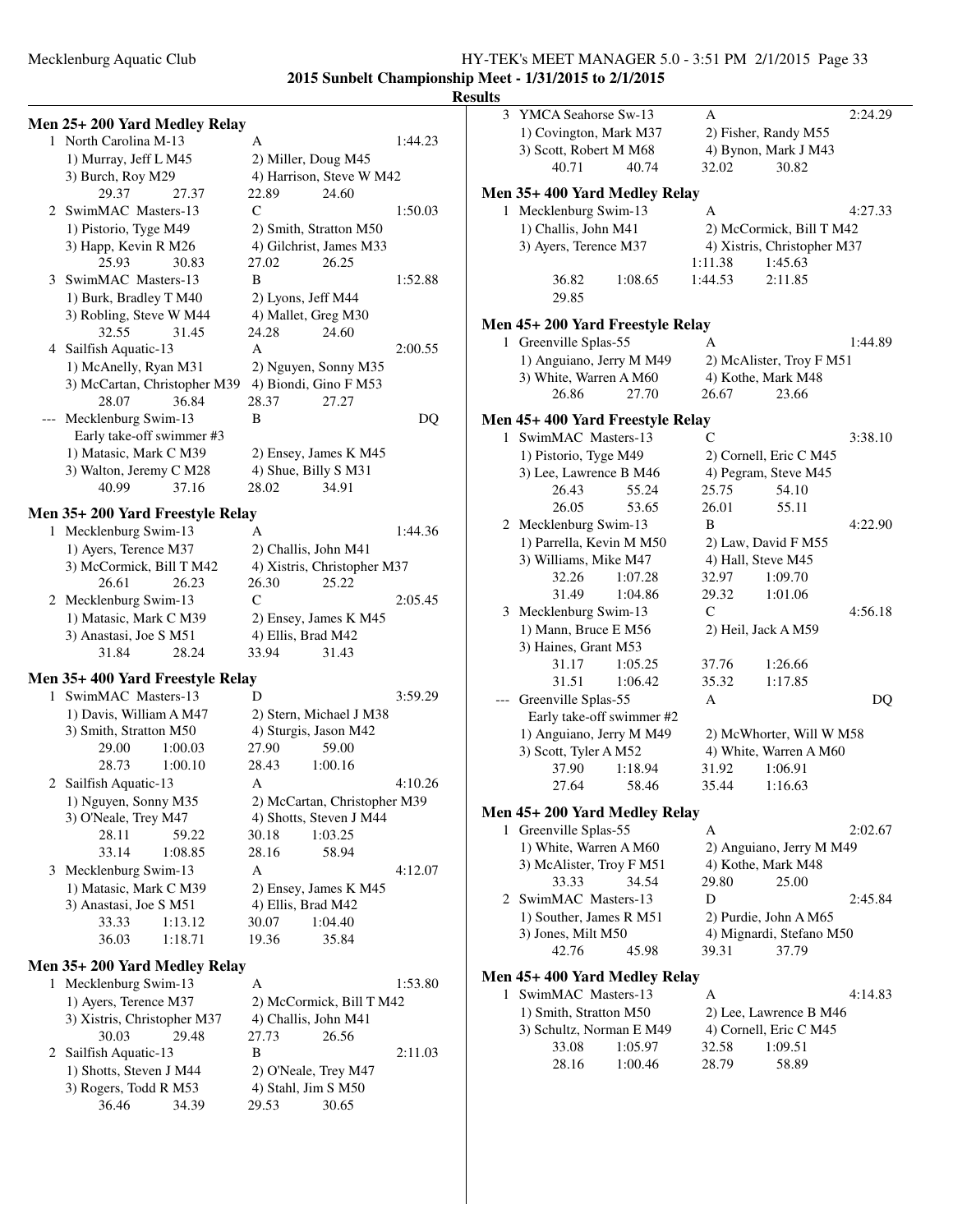**2015 Sunbelt Championship Meet - 1/31/2015 to 2/1/2015**

**Results**

## Men 25+ 200 Yard Medley Relay

1 North Carolina M-13 — A — 1:44.23
1) Murray, Jeff L M45 2) Miller, Doug M45
3) Burch, Roy M29 4) Harrison, Steve W M42
29.37 27.37 22.89 24.60

2 SwimMAC Masters-13 — C — 1:50.03
1) Pistorio, Tyge M49 2) Smith, Stratton M50
3) Happ, Kevin R M26 4) Gilchrist, James M33
25.93 30.83 27.02 26.25

3 SwimMAC Masters-13 — B — 1:52.88
1) Burk, Bradley T M40 2) Lyons, Jeff M44
3) Robling, Steve W M44 4) Mallet, Greg M30
32.55 31.45 24.28 24.60

4 Sailfish Aquatic-13 — A — 2:00.55
1) McAnelly, Ryan M31 2) Nguyen, Sonny M35
3) McCartan, Christopher M39 4) Biondi, Gino F M53
28.07 36.84 28.37 27.27

--- Mecklenburg Swim-13 — B — DQ
Early take-off swimmer #3
1) Matasic, Mark C M39 2) Ensey, James K M45
3) Walton, Jeremy C M28 4) Shue, Billy S M31
40.99 37.16 28.02 34.91

## Men 35+ 200 Yard Freestyle Relay

1 Mecklenburg Swim-13 — A — 1:44.36
1) Ayers, Terence M37 2) Challis, John M41
3) McCormick, Bill T M42 4) Xistris, Christopher M37
26.61 26.23 26.30 25.22

2 Mecklenburg Swim-13 — C — 2:05.45
1) Matasic, Mark C M39 2) Ensey, James K M45
3) Anastasi, Joe S M51 4) Ellis, Brad M42
31.84 28.24 33.94 31.43

## Men 35+ 400 Yard Freestyle Relay

1 SwimMAC Masters-13 — D — 3:59.29
1) Davis, William A M47 2) Stern, Michael J M38
3) Smith, Stratton M50 4) Sturgis, Jason M42
29.00 1:00.03 27.90 59.00
28.73 1:00.10 28.43 1:00.16

2 Sailfish Aquatic-13 — A — 4:10.26
1) Nguyen, Sonny M35 2) McCartan, Christopher M39
3) O'Neale, Trey M47 4) Shotts, Steven J M44
28.11 59.22 30.18 1:03.25
33.14 1:08.85 28.16 58.94

3 Mecklenburg Swim-13 — A — 4:12.07
1) Matasic, Mark C M39 2) Ensey, James K M45
3) Anastasi, Joe S M51 4) Ellis, Brad M42
33.33 1:13.12 30.07 1:04.40
36.03 1:18.71 19.36 35.84

## Men 35+ 200 Yard Medley Relay

1 Mecklenburg Swim-13 — A — 1:53.80
1) Ayers, Terence M37 2) McCormick, Bill T M42
3) Xistris, Christopher M37 4) Challis, John M41
30.03 29.48 27.73 26.56

2 Sailfish Aquatic-13 — B — 2:11.03
1) Shotts, Steven J M44 2) O'Neale, Trey M47
3) Rogers, Todd R M53 4) Stahl, Jim S M50
36.46 34.39 29.53 30.65

3 YMCA Seahorse Sw-13 — A — 2:24.29
1) Covington, Mark M37 2) Fisher, Randy M55
3) Scott, Robert M M68 4) Bynon, Mark J M43
40.71 40.74 32.02 30.82

## Men 35+ 400 Yard Medley Relay

1 Mecklenburg Swim-13 — A — 4:27.33
1) Challis, John M41 2) McCormick, Bill T M42
3) Ayers, Terence M37 4) Xistris, Christopher M37
1:11.38 1:45.63
36.82 1:08.65 1:44.53 2:11.85
29.85

## Men 45+ 200 Yard Freestyle Relay

1 Greenville Splas-55 — A — 1:44.89
1) Anguiano, Jerry M M49 2) McAlister, Troy F M51
3) White, Warren A M60 4) Kothe, Mark M48
26.86 27.70 26.67 23.66

## Men 45+ 400 Yard Freestyle Relay

1 SwimMAC Masters-13 — C — 3:38.10
1) Pistorio, Tyge M49 2) Cornell, Eric C M45
3) Lee, Lawrence B M46 4) Pegram, Steve M45
26.43 55.24 25.75 54.10
26.05 53.65 26.01 55.11

2 Mecklenburg Swim-13 — B — 4:22.90
1) Parrella, Kevin M M50 2) Law, David F M55
3) Williams, Mike M47 4) Hall, Steve M45
32.26 1:07.28 32.97 1:09.70
31.49 1:04.86 29.32 1:01.06

3 Mecklenburg Swim-13 — C — 4:56.18
1) Mann, Bruce E M56 2) Heil, Jack A M59
3) Haines, Grant M53
31.17 1:05.25 37.76 1:26.66
31.51 1:06.42 35.32 1:17.85

--- Greenville Splas-55 — A — DQ
Early take-off swimmer #2
1) Anguiano, Jerry M M49 2) McWhorter, Will W M58
3) Scott, Tyler A M52 4) White, Warren A M60
37.90 1:18.94 31.92 1:06.91
27.64 58.46 35.44 1:16.63

## Men 45+ 200 Yard Medley Relay

1 Greenville Splas-55 — A — 2:02.67
1) White, Warren A M60 2) Anguiano, Jerry M M49
3) McAlister, Troy F M51 4) Kothe, Mark M48
33.33 34.54 29.80 25.00

2 SwimMAC Masters-13 — D — 2:45.84
1) Souther, James R M51 2) Purdie, John A M65
3) Jones, Milt M50 4) Mignardi, Stefano M50
42.76 45.98 39.31 37.79

## Men 45+ 400 Yard Medley Relay

1 SwimMAC Masters-13 — A — 4:14.83
1) Smith, Stratton M50 2) Lee, Lawrence B M46
3) Schultz, Norman E M49 4) Cornell, Eric C M45
33.08 1:05.97 32.58 1:09.51
28.16 1:00.46 28.79 58.89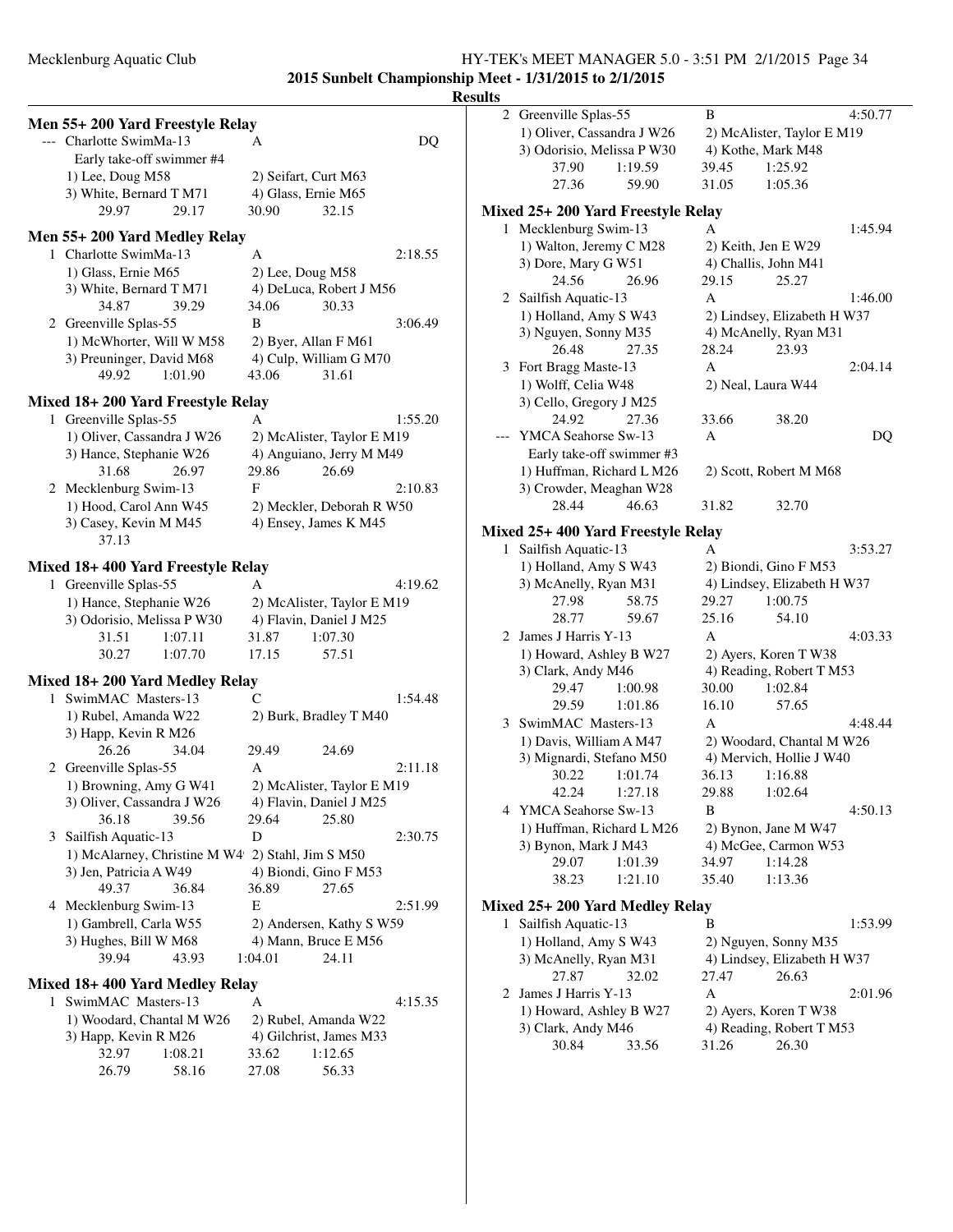**2015 Sunbelt Championship Meet - 1/31/2015 to 2/1/2015**

**Results**

### Men 55+ 200 Yard Freestyle Relay

--- Charlotte SwimMa-13 A DQ
Early take-off swimmer #4
1) Lee, Doug M58 2) Seifart, Curt M63
3) White, Bernard T M71 4) Glass, Ernie M65
29.97 29.17 30.90 32.15

### Men 55+ 200 Yard Medley Relay

1 Charlotte SwimMa-13 A 2:18.55
1) Glass, Ernie M65 2) Lee, Doug M58
3) White, Bernard T M71 4) DeLuca, Robert J M56
34.87 39.29 34.06 30.33

2 Greenville Splas-55 B 3:06.49
1) McWhorter, Will W M58 2) Byer, Allan F M61
3) Preuninger, David M68 4) Culp, William G M70
49.92 1:01.90 43.06 31.61

### Mixed 18+ 200 Yard Freestyle Relay

1 Greenville Splas-55 A 1:55.20
1) Oliver, Cassandra J W26 2) McAlister, Taylor E M19
3) Hance, Stephanie W26 4) Anguiano, Jerry M M49
31.68 26.97 29.86 26.69

2 Mecklenburg Swim-13 F 2:10.83
1) Hood, Carol Ann W45 2) Meckler, Deborah R W50
3) Casey, Kevin M M45 4) Ensey, James K M45
37.13

### Mixed 18+ 400 Yard Freestyle Relay

1 Greenville Splas-55 A 4:19.62
1) Hance, Stephanie W26 2) McAlister, Taylor E M19
3) Odorisio, Melissa P W30 4) Flavin, Daniel J M25
31.51 1:07.11 31.87 1:07.30
30.27 1:07.70 17.15 57.51

### Mixed 18+ 200 Yard Medley Relay

1 SwimMAC Masters-13 C 1:54.48
1) Rubel, Amanda W22 2) Burk, Bradley T M40
3) Happ, Kevin R M26
26.26 34.04 29.49 24.69

2 Greenville Splas-55 A 2:11.18
1) Browning, Amy G W41 2) McAlister, Taylor E M19
3) Oliver, Cassandra J W26 4) Flavin, Daniel J M25
36.18 39.56 29.64 25.80

3 Sailfish Aquatic-13 D 2:30.75
1) McAlarney, Christine M W4 2) Stahl, Jim S M50
3) Jen, Patricia A W49 4) Biondi, Gino F M53
49.37 36.84 36.89 27.65

4 Mecklenburg Swim-13 E 2:51.99
1) Gambrell, Carla W55 2) Andersen, Kathy S W59
3) Hughes, Bill W M68 4) Mann, Bruce E M56
39.94 43.93 1:04.01 24.11

### Mixed 18+ 400 Yard Medley Relay

1 SwimMAC Masters-13 A 4:15.35
1) Woodard, Chantal M W26 2) Rubel, Amanda W22
3) Happ, Kevin R M26 4) Gilchrist, James M33
32.97 1:08.21 33.62 1:12.65
26.79 58.16 27.08 56.33

2 Greenville Splas-55 B 4:50.77
1) Oliver, Cassandra J W26 2) McAlister, Taylor E M19
3) Odorisio, Melissa P W30 4) Kothe, Mark M48
37.90 1:19.59 39.45 1:25.92
27.36 59.90 31.05 1:05.36

### Mixed 25+ 200 Yard Freestyle Relay

1 Mecklenburg Swim-13 A 1:45.94
1) Walton, Jeremy C M28 2) Keith, Jen E W29
3) Dore, Mary G W51 4) Challis, John M41
24.56 26.96 29.15 25.27

2 Sailfish Aquatic-13 A 1:46.00
1) Holland, Amy S W43 2) Lindsey, Elizabeth H W37
3) Nguyen, Sonny M35 4) McAnelly, Ryan M31
26.48 27.35 28.24 23.93

3 Fort Bragg Maste-13 A 2:04.14
1) Wolff, Celia W48 2) Neal, Laura W44
3) Cello, Gregory J M25
24.92 27.36 33.66 38.20

--- YMCA Seahorse Sw-13 A DQ
Early take-off swimmer #3
1) Huffman, Richard L M26 2) Scott, Robert M M68
3) Crowder, Meaghan W28
28.44 46.63 31.82 32.70

### Mixed 25+ 400 Yard Freestyle Relay

1 Sailfish Aquatic-13 A 3:53.27
1) Holland, Amy S W43 2) Biondi, Gino F M53
3) McAnelly, Ryan M31 4) Lindsey, Elizabeth H W37
27.98 58.75 29.27 1:00.75
28.77 59.67 25.16 54.10

2 James J Harris Y-13 A 4:03.33
1) Howard, Ashley B W27 2) Ayers, Koren T W38
3) Clark, Andy M46 4) Reading, Robert T M53
29.47 1:00.98 30.00 1:02.84
29.59 1:01.86 16.10 57.65

3 SwimMAC Masters-13 A 4:48.44
1) Davis, William A M47 2) Woodard, Chantal M W26
3) Mignardi, Stefano M50 4) Mervich, Hollie J W40
30.22 1:01.74 36.13 1:16.88
42.24 1:27.18 29.88 1:02.64

4 YMCA Seahorse Sw-13 B 4:50.13
1) Huffman, Richard L M26 2) Bynon, Jane M W47
3) Bynon, Mark J M43 4) McGee, Carmon W53
29.07 1:01.39 34.97 1:14.28
38.23 1:21.10 35.40 1:13.36

### Mixed 25+ 200 Yard Medley Relay

1 Sailfish Aquatic-13 B 1:53.99
1) Holland, Amy S W43 2) Nguyen, Sonny M35
3) McAnelly, Ryan M31 4) Lindsey, Elizabeth H W37
27.87 32.02 27.47 26.63

2 James J Harris Y-13 A 2:01.96
1) Howard, Ashley B W27 2) Ayers, Koren T W38
3) Clark, Andy M46 4) Reading, Robert T M53
30.84 33.56 31.26 26.30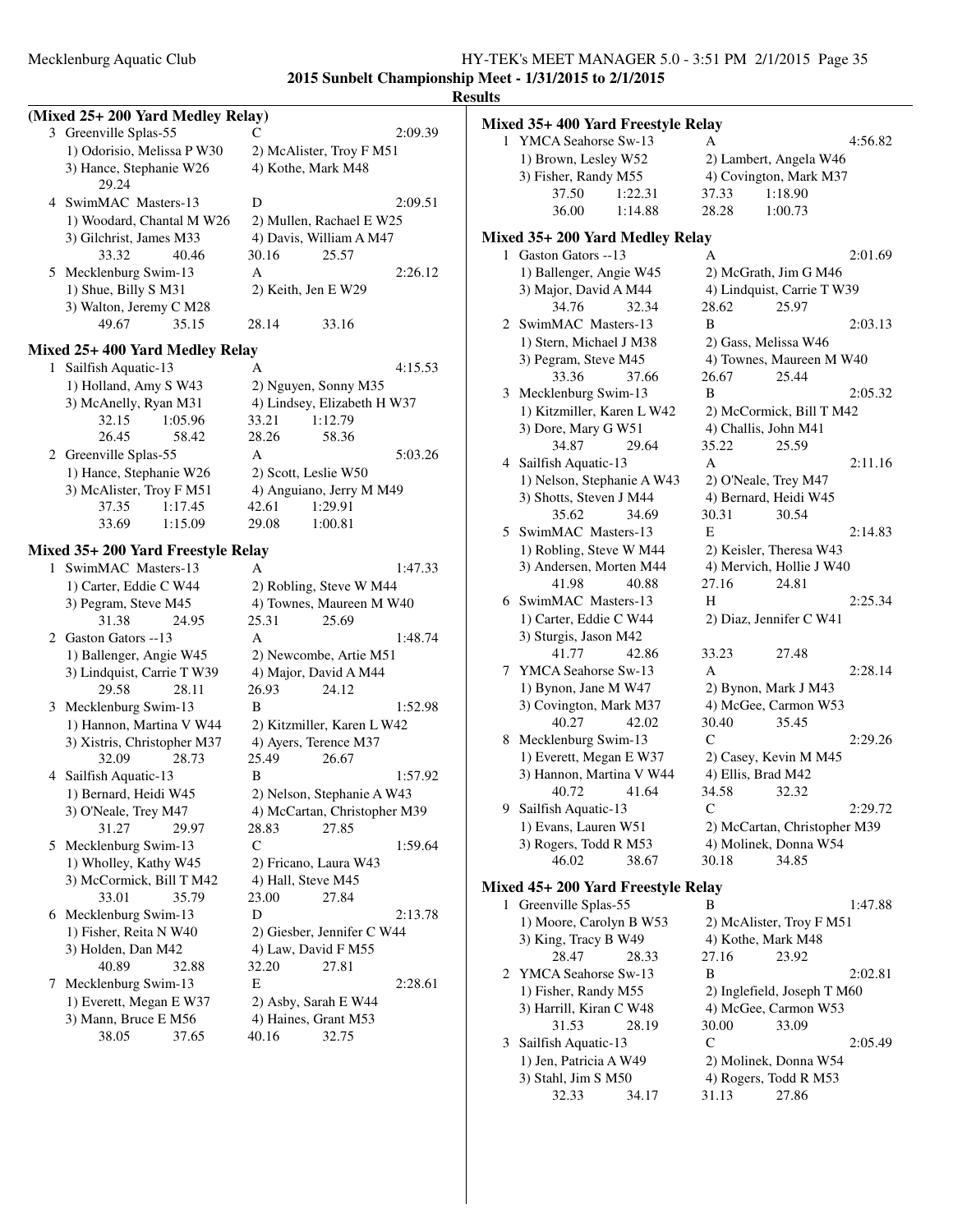**2015 Sunbelt Championship Meet - 1/31/2015 to 2/1/2015**

**Results**

### (Mixed 25+ 200 Yard Medley Relay)

3 Greenville Splas-55 C 2:09.39
1) Odorisio, Melissa P W30 2) McAlister, Troy F M51
3) Hance, Stephanie W26 4) Kothe, Mark M48
29.24

4 SwimMAC Masters-13 D 2:09.51
1) Woodard, Chantal M W26 2) Mullen, Rachael E W25
3) Gilchrist, James M33 4) Davis, William A M47
33.32 40.46 30.16 25.57

5 Mecklenburg Swim-13 A 2:26.12
1) Shue, Billy S M31 2) Keith, Jen E W29
3) Walton, Jeremy C M28
49.67 35.15 28.14 33.16

### Mixed 25+ 400 Yard Medley Relay

1 Sailfish Aquatic-13 A 4:15.53
1) Holland, Amy S W43 2) Nguyen, Sonny M35
3) McAnelly, Ryan M31 4) Lindsey, Elizabeth H W37
32.15 1:05.96 33.21 1:12.79
26.45 58.42 28.26 58.36

2 Greenville Splas-55 A 5:03.26
1) Hance, Stephanie W26 2) Scott, Leslie W50
3) McAlister, Troy F M51 4) Anguiano, Jerry M M49
37.35 1:17.45 42.61 1:29.91
33.69 1:15.09 29.08 1:00.81

### Mixed 35+ 200 Yard Freestyle Relay

1 SwimMAC Masters-13 A 1:47.33
1) Carter, Eddie C W44 2) Robling, Steve W M44
3) Pegram, Steve M45 4) Townes, Maureen M W40
31.38 24.95 25.31 25.69

2 Gaston Gators --13 A 1:48.74
1) Ballenger, Angie W45 2) Newcombe, Artie M51
3) Lindquist, Carrie T W39 4) Major, David A M44
29.58 28.11 26.93 24.12

3 Mecklenburg Swim-13 B 1:52.98
1) Hannon, Martina V W44 2) Kitzmiller, Karen L W42
3) Xistris, Christopher M37 4) Ayers, Terence M37
32.09 28.73 25.49 26.67

4 Sailfish Aquatic-13 B 1:57.92
1) Bernard, Heidi W45 2) Nelson, Stephanie A W43
3) O'Neale, Trey M47 4) McCartan, Christopher M39
31.27 29.97 28.83 27.85

5 Mecklenburg Swim-13 C 1:59.64
1) Wholley, Kathy W45 2) Fricano, Laura W43
3) McCormick, Bill T M42 4) Hall, Steve M45
33.01 35.79 23.00 27.84

6 Mecklenburg Swim-13 D 2:13.78
1) Fisher, Reita N W40 2) Giesber, Jennifer C W44
3) Holden, Dan M42 4) Law, David F M55
40.89 32.88 32.20 27.81

7 Mecklenburg Swim-13 E 2:28.61
1) Everett, Megan E W37 2) Asby, Sarah E W44
3) Mann, Bruce E M56 4) Haines, Grant M53
38.05 37.65 40.16 32.75

### Mixed 35+ 400 Yard Freestyle Relay

1 YMCA Seahorse Sw-13 A 4:56.82
1) Brown, Lesley W52 2) Lambert, Angela W46
3) Fisher, Randy M55 4) Covington, Mark M37
37.50 1:22.31 37.33 1:18.90
36.00 1:14.88 28.28 1:00.73

### Mixed 35+ 200 Yard Medley Relay

1 Gaston Gators --13 A 2:01.69
1) Ballenger, Angie W45 2) McGrath, Jim G M46
3) Major, David A M44 4) Lindquist, Carrie T W39
34.76 32.34 28.62 25.97

2 SwimMAC Masters-13 B 2:03.13
1) Stern, Michael J M38 2) Gass, Melissa W46
3) Pegram, Steve M45 4) Townes, Maureen M W40
33.36 37.66 26.67 25.44

3 Mecklenburg Swim-13 B 2:05.32
1) Kitzmiller, Karen L W42 2) McCormick, Bill T M42
3) Dore, Mary G W51 4) Challis, John M41
34.87 29.64 35.22 25.59

4 Sailfish Aquatic-13 A 2:11.16
1) Nelson, Stephanie A W43 2) O'Neale, Trey M47
3) Shotts, Steven J M44 4) Bernard, Heidi W45
35.62 34.69 30.31 30.54

5 SwimMAC Masters-13 E 2:14.83
1) Robling, Steve W M44 2) Keisler, Theresa W43
3) Andersen, Morten M44 4) Mervich, Hollie J W40
41.98 40.88 27.16 24.81

6 SwimMAC Masters-13 H 2:25.34
1) Carter, Eddie C W44 2) Diaz, Jennifer C W41
3) Sturgis, Jason M42
41.77 42.86 33.23 27.48

7 YMCA Seahorse Sw-13 A 2:28.14
1) Bynon, Jane M W47 2) Bynon, Mark J M43
3) Covington, Mark M37 4) McGee, Carmon W53
40.27 42.02 30.40 35.45

8 Mecklenburg Swim-13 C 2:29.26
1) Everett, Megan E W37 2) Casey, Kevin M M45
3) Hannon, Martina V W44 4) Ellis, Brad M42
40.72 41.64 34.58 32.32

9 Sailfish Aquatic-13 C 2:29.72
1) Evans, Lauren W51 2) McCartan, Christopher M39
3) Rogers, Todd R M53 4) Molinek, Donna W54
46.02 38.67 30.18 34.85

### Mixed 45+ 200 Yard Freestyle Relay

1 Greenville Splas-55 B 1:47.88
1) Moore, Carolyn B W53 2) McAlister, Troy F M51
3) King, Tracy B W49 4) Kothe, Mark M48
28.47 28.33 27.16 23.92

2 YMCA Seahorse Sw-13 B 2:02.81
1) Fisher, Randy M55 2) Inglefield, Joseph T M60
3) Harrill, Kiran C W48 4) McGee, Carmon W53
31.53 28.19 30.00 33.09

3 Sailfish Aquatic-13 C 2:05.49
1) Jen, Patricia A W49 2) Molinek, Donna W54
3) Stahl, Jim S M50 4) Rogers, Todd R M53
32.33 34.17 31.13 27.86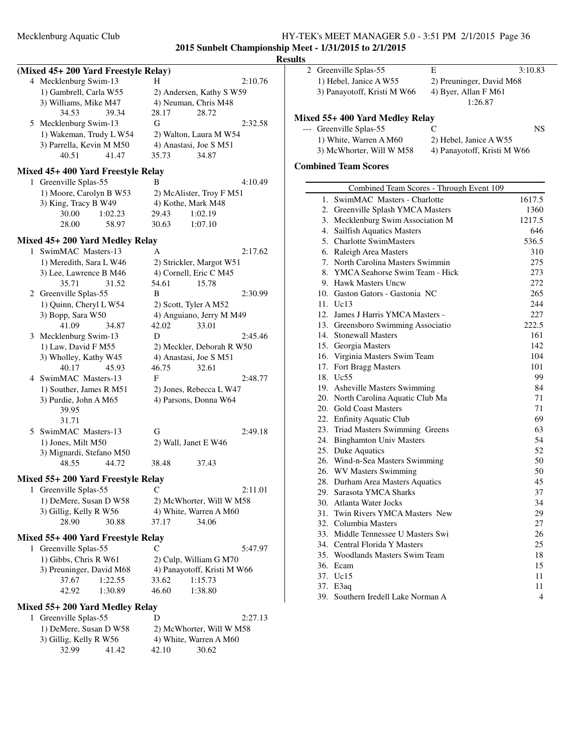**2015 Sunbelt Championship Meet - 1/31/2015 to 2/1/2015**

**Results**

**(Mixed 45+ 200 Yard Freestyle Relay)**

4 Mecklenburg Swim-13 H 2:10.76
1) Gambrell, Carla W55 2) Andersen, Kathy S W59
3) Williams, Mike M47 4) Neuman, Chris M48
34.53 39.34 28.17 28.72

5 Mecklenburg Swim-13 G 2:32.58
1) Wakeman, Trudy L W54 2) Walton, Laura M W54
3) Parrella, Kevin M M50 4) Anastasi, Joe S M51
40.51 41.47 35.73 34.87

## Mixed 45+ 400 Yard Freestyle Relay

1 Greenville Splas-55 B 4:10.49
1) Moore, Carolyn B W53 2) McAlister, Troy F M51
3) King, Tracy B W49 4) Kothe, Mark M48
30.00 1:02.23 29.43 1:02.19
28.00 58.97 30.63 1:07.10

## Mixed 45+ 200 Yard Medley Relay

1 SwimMAC Masters-13 A 2:17.62
1) Meredith, Sara L W46 2) Strickler, Margot W51
3) Lee, Lawrence B M46 4) Cornell, Eric C M45
35.71 31.52 54.61 15.78

2 Greenville Splas-55 B 2:30.99
1) Quinn, Cheryl L W54 2) Scott, Tyler A M52
3) Bopp, Sara W50 4) Anguiano, Jerry M M49
41.09 34.87 42.02 33.01

3 Mecklenburg Swim-13 D 2:45.46
1) Law, David F M55 2) Meckler, Deborah R W50
3) Wholley, Kathy W45 4) Anastasi, Joe S M51
40.17 45.93 46.75 32.61

4 SwimMAC Masters-13 F 2:48.77
1) Souther, James R M51 2) Jones, Rebecca L W47
3) Purdie, John A M65 4) Parsons, Donna W64
39.95
31.71

5 SwimMAC Masters-13 G 2:49.18
1) Jones, Milt M50 2) Wall, Janet E W46
3) Mignardi, Stefano M50
48.55 44.72 38.48 37.43

## Mixed 55+ 200 Yard Freestyle Relay

1 Greenville Splas-55 C 2:11.01
1) DeMere, Susan D W58 2) McWhorter, Will W M58
3) Gillig, Kelly R W56 4) White, Warren A M60
28.90 30.88 37.17 34.06

## Mixed 55+ 400 Yard Freestyle Relay

1 Greenville Splas-55 C 5:47.97
1) Gibbs, Chris R W61 2) Culp, William G M70
3) Preuninger, David M68 4) Panayotoff, Kristi M W66
37.67 1:22.55 33.62 1:15.73
42.92 1:30.89 46.60 1:38.80

## Mixed 55+ 200 Yard Medley Relay

1 Greenville Splas-55 D 2:27.13
1) DeMere, Susan D W58 2) McWhorter, Will W M58
3) Gillig, Kelly R W56 4) White, Warren A M60
32.99 41.42 42.10 30.62

2 Greenville Splas-55 E 3:10.83
1) Hebel, Janice A W55 2) Preuninger, David M68
3) Panayotoff, Kristi M W66 4) Byer, Allan F M61
1:26.87

## Mixed 55+ 400 Yard Medley Relay

--- Greenville Splas-55 C NS
1) White, Warren A M60 2) Hebel, Janice A W55
3) McWhorter, Will W M58 4) Panayotoff, Kristi M W66

## Combined Team Scores

| Combined Team Scores - Through Event 109 | | |
|---|---|---|
| 1. | SwimMAC Masters - Charlotte | 1617.5 |
| 2. | Greenville Splash YMCA Masters | 1360 |
| 3. | Mecklenburg Swim Association M | 1217.5 |
| 4. | Sailfish Aquatics Masters | 646 |
| 5. | Charlotte SwimMasters | 536.5 |
| 6. | Raleigh Area Masters | 310 |
| 7. | North Carolina Masters Swimmin | 275 |
| 8. | YMCA Seahorse Swim Team - Hick | 273 |
| 9. | Hawk Masters Uncw | 272 |
| 10. | Gaston Gators - Gastonia NC | 265 |
| 11. | Uc13 | 244 |
| 12. | James J Harris YMCA Masters - | 227 |
| 13. | Greensboro Swimming Associatio | 222.5 |
| 14. | Stonewall Masters | 161 |
| 15. | Georgia Masters | 142 |
| 16. | Virginia Masters Swim Team | 104 |
| 17. | Fort Bragg Masters | 101 |
| 18. | Uc55 | 99 |
| 19. | Asheville Masters Swimming | 84 |
| 20. | North Carolina Aquatic Club Ma | 71 |
| 20. | Gold Coast Masters | 71 |
| 22. | Enfinity Aquatic Club | 69 |
| 23. | Triad Masters Swimming Greens | 63 |
| 24. | Binghamton Univ Masters | 54 |
| 25. | Duke Aquatics | 52 |
| 26. | Wind-n-Sea Masters Swimming | 50 |
| 26. | WV Masters Swimming | 50 |
| 28. | Durham Area Masters Aquatics | 45 |
| 29. | Sarasota YMCA Sharks | 37 |
| 30. | Atlanta Water Jocks | 34 |
| 31. | Twin Rivers YMCA Masters New | 29 |
| 32. | Columbia Masters | 27 |
| 33. | Middle Tennessee U Masters Swi | 26 |
| 34. | Central Florida Y Masters | 25 |
| 35. | Woodlands Masters Swim Team | 18 |
| 36. | Ecam | 15 |
| 37. | Uc15 | 11 |
| 37. | E3aq | 11 |
| 39. | Southern Iredell Lake Norman A | 4 |